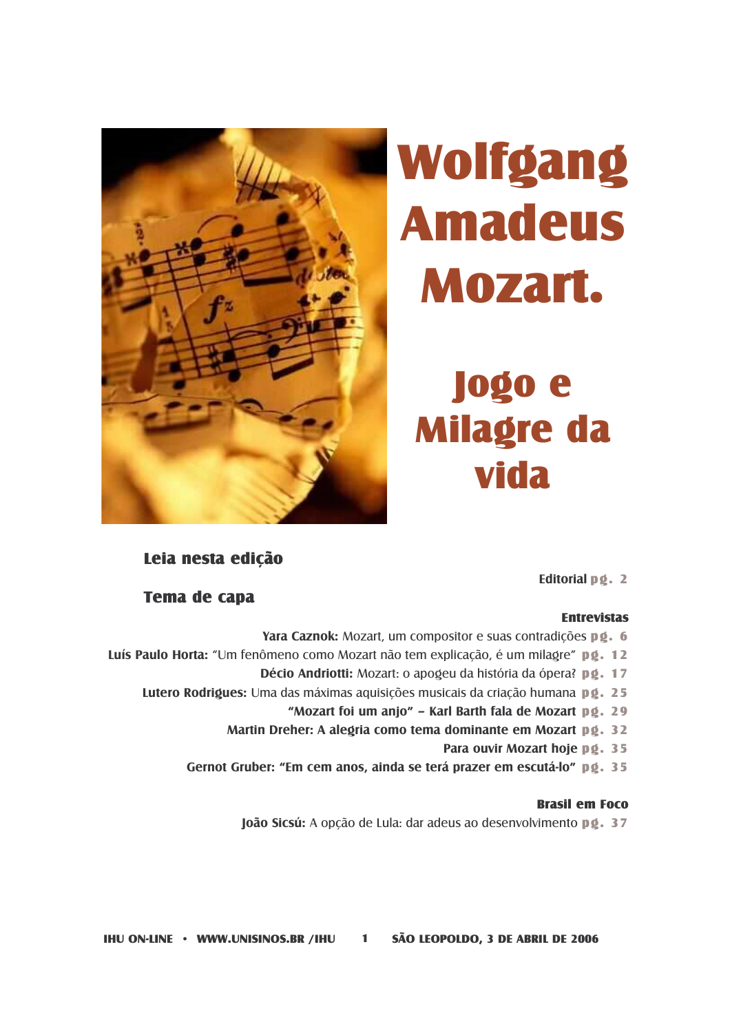# Wolfgang Amadeus Mozart.

## Jogo e Milagre da vida

### Leia nesta edição

### Tema de capa

Editorial **pg. 2**

**Entrevistas**

**Yara Caznok:** Mozart, um compositor e suas contradições **pg. 6**

**Luís Paulo Horta:** “Um fenômeno como Mozart não tem explicação, é um milagre” **pg. 12**

**Décio Andriotti:** Mozart: o apogeu da história da ópera? **pg. 17**

**Lutero Rodrigues:** Uma das máximas aquisições musicais da criação humana **pg. 25**

**“Mozart foi um anjo” – Karl Barth fala de Mozart** **pg. 29**

**Martin Dreher: A alegria como tema dominante em Mozart** **pg. 32**

**Para ouvir Mozart hoje** **pg. 35**

**Gernot Gruber: “Em cem anos, ainda se terá prazer em escutá-lo”** **pg. 35**

**Brasil em Foco**

**João Sicsú:** A opção de Lula: dar adeus ao desenvolvimento **pg. 37**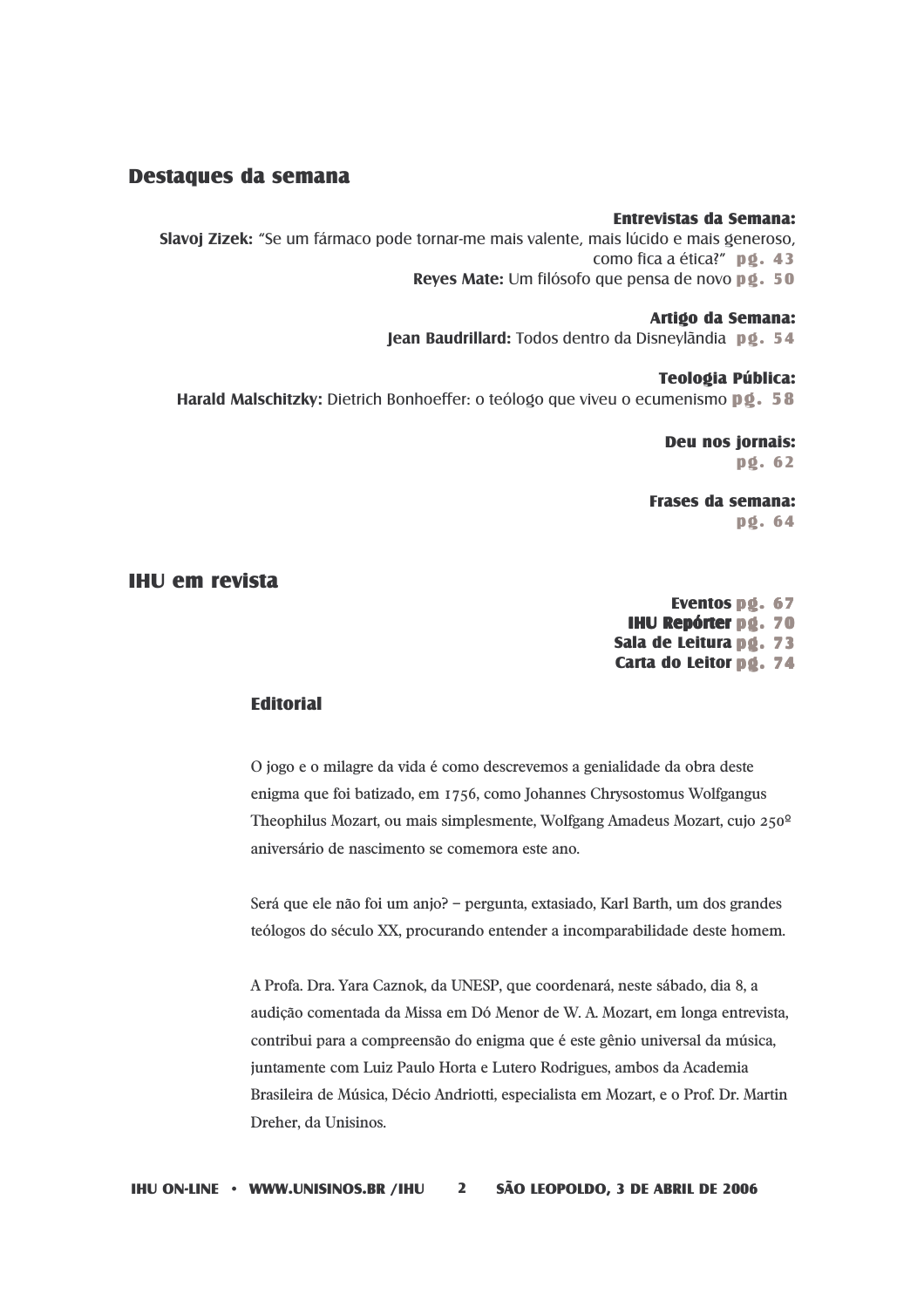## Destaques da semana

**Entrevistas da Semana:**

**Slavoj Zizek:** "Se um fármaco pode tornar-me mais valente, mais lúcido e mais generoso, como fica a ética?" **pg. 43**

**Reyes Mate:** Um filósofo que pensa de novo **pg. 50**

**Artigo da Semana:**

**Jean Baudrillard:** Todos dentro da Disneylândia **pg. 54**

**Teologia Pública:**

**Harald Malschitzky:** Dietrich Bonhoeffer: o teólogo que viveu o ecumenismo **pg. 58**

**Deu nos jornais:**
**pg. 62**

**Frases da semana:**
**pg. 64**

## IHU em revista

**Eventos** **pg. 67**
**IHU Repórter** **pg. 70**
**Sala de Leitura** **pg. 73**
**Carta do Leitor** **pg. 74**

### Editorial

O jogo e o milagre da vida é como descrevemos a genialidade da obra deste enigma que foi batizado, em 1756, como Johannes Chrysostomus Wolfgangus Theophilus Mozart, ou mais simplesmente, Wolfgang Amadeus Mozart, cujo 250º aniversário de nascimento se comemora este ano.

Será que ele não foi um anjo? – pergunta, extasiado, Karl Barth, um dos grandes teólogos do século XX, procurando entender a incomparabilidade deste homem.

A Profa. Dra. Yara Caznok, da UNESP, que coordenará, neste sábado, dia 8, a audição comentada da Missa em Dó Menor de W. A. Mozart, em longa entrevista, contribui para a compreensão do enigma que é este gênio universal da música, juntamente com Luiz Paulo Horta e Lutero Rodrigues, ambos da Academia Brasileira de Música, Décio Andriotti, especialista em Mozart, e o Prof. Dr. Martin Dreher, da Unisinos.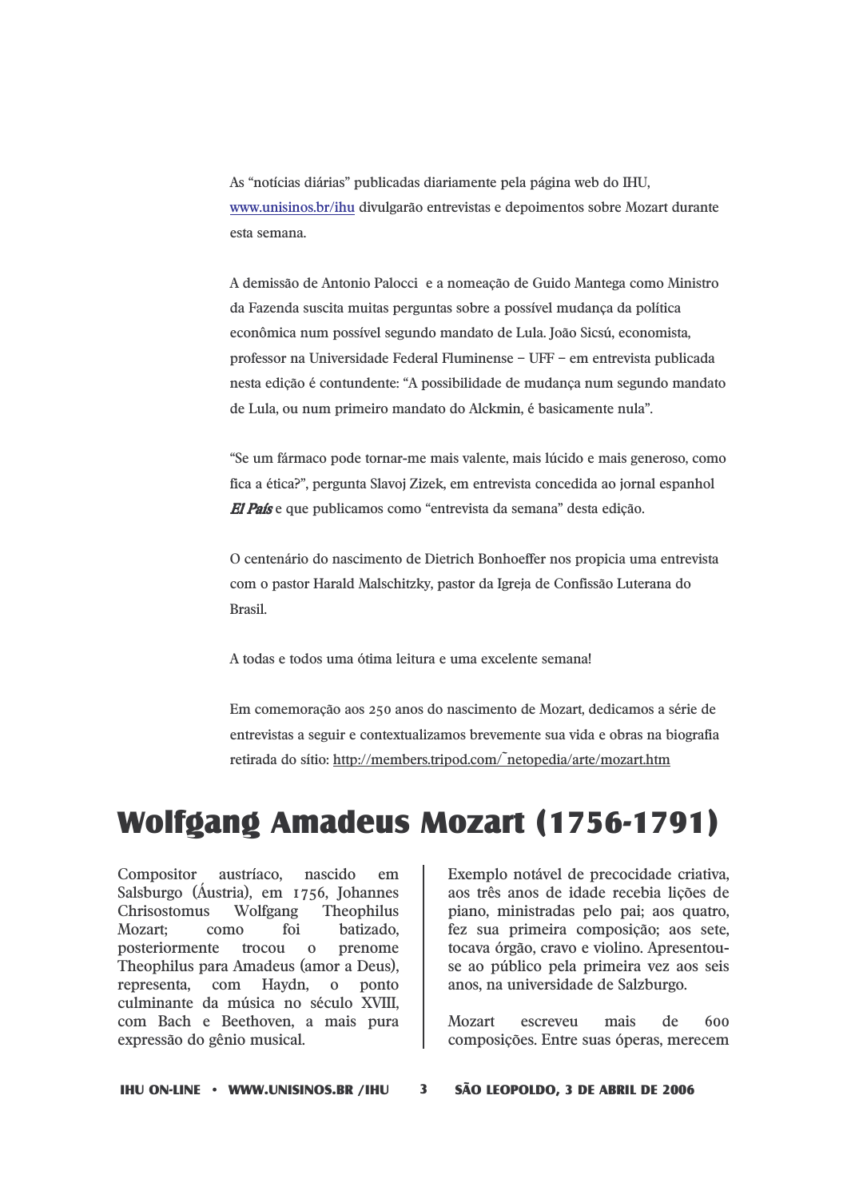As "notícias diárias" publicadas diariamente pela página web do IHU, www.unisinos.br/ihu divulgarão entrevistas e depoimentos sobre Mozart durante esta semana.

A demissão de Antonio Palocci e a nomeação de Guido Mantega como Ministro da Fazenda suscita muitas perguntas sobre a possível mudança da política econômica num possível segundo mandato de Lula. João Sicsú, economista, professor na Universidade Federal Fluminense – UFF – em entrevista publicada nesta edição é contundente: "A possibilidade de mudança num segundo mandato de Lula, ou num primeiro mandato do Alckmin, é basicamente nula".

"Se um fármaco pode tornar-me mais valente, mais lúcido e mais generoso, como fica a ética?", pergunta Slavoj Zizek, em entrevista concedida ao jornal espanhol ***El País*** e que publicamos como "entrevista da semana" desta edição.

O centenário do nascimento de Dietrich Bonhoeffer nos propicia uma entrevista com o pastor Harald Malschitzky, pastor da Igreja de Confissão Luterana do Brasil.

A todas e todos uma ótima leitura e uma excelente semana!

Em comemoração aos 250 anos do nascimento de Mozart, dedicamos a série de entrevistas a seguir e contextualizamos brevemente sua vida e obras na biografia retirada do sítio: http://members.tripod.com/~netopedia/arte/mozart.htm

# Wolfgang Amadeus Mozart (1756-1791)

Compositor austríaco, nascido em Salsburgo (Áustria), em 1756, Johannes Chrisostomus Wolfgang Theophilus Mozart; como foi batizado, posteriormente trocou o prenome Theophilus para Amadeus (amor a Deus), representa, com Haydn, o ponto culminante da música no século XVIII, com Bach e Beethoven, a mais pura expressão do gênio musical.

Exemplo notável de precocidade criativa, aos três anos de idade recebia lições de piano, ministradas pelo pai; aos quatro, fez sua primeira composição; aos sete, tocava órgão, cravo e violino. Apresentou-se ao público pela primeira vez aos seis anos, na universidade de Salzburgo.

Mozart escreveu mais de 600 composições. Entre suas óperas, merecem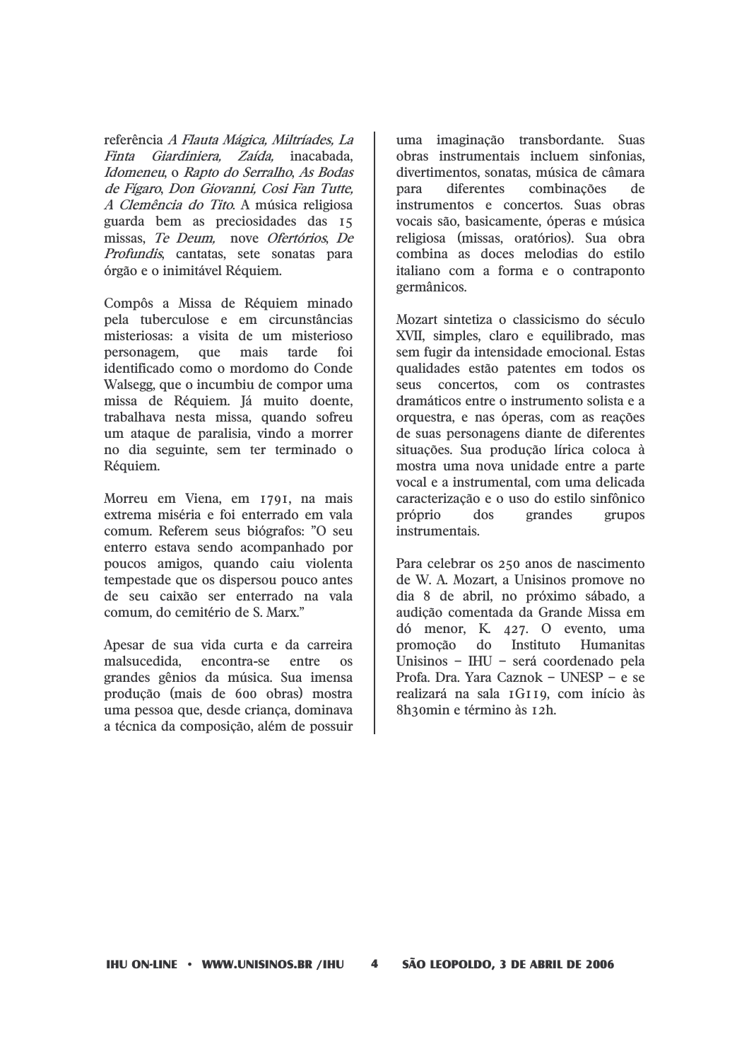referência *A Flauta Mágica, Miltríades, La Finta Giardiniera, Zaída,* inacabada, *Idomeneu*, o *Rapto do Serralho*, *As Bodas de Fígaro*, *Don Giovanni, Cosi Fan Tutte, A Clemência do Tito*. A música religiosa guarda bem as preciosidades das 15 missas, *Te Deum*, nove *Ofertórios*, *De Profundis*, cantatas, sete sonatas para órgão e o inimitável Réquiem.

Compôs a Missa de Réquiem minado pela tuberculose e em circunstâncias misteriosas: a visita de um misterioso personagem, que mais tarde foi identificado como o mordomo do Conde Walsegg, que o incumbiu de compor uma missa de Réquiem. Já muito doente, trabalhava nesta missa, quando sofreu um ataque de paralisia, vindo a morrer no dia seguinte, sem ter terminado o Réquiem.

Morreu em Viena, em 1791, na mais extrema miséria e foi enterrado em vala comum. Referem seus biógrafos: "O seu enterro estava sendo acompanhado por poucos amigos, quando caiu violenta tempestade que os dispersou pouco antes de seu caixão ser enterrado na vala comum, do cemitério de S. Marx."

Apesar de sua vida curta e da carreira malsucedida, encontra-se entre os grandes gênios da música. Sua imensa produção (mais de 600 obras) mostra uma pessoa que, desde criança, dominava a técnica da composição, além de possuir uma imaginação transbordante. Suas obras instrumentais incluem sinfonias, divertimentos, sonatas, música de câmara para diferentes combinações de instrumentos e concertos. Suas obras vocais são, basicamente, óperas e música religiosa (missas, oratórios). Sua obra combina as doces melodias do estilo italiano com a forma e o contraponto germânicos.

Mozart sintetiza o classicismo do século XVII, simples, claro e equilibrado, mas sem fugir da intensidade emocional. Estas qualidades estão patentes em todos os seus concertos, com os contrastes dramáticos entre o instrumento solista e a orquestra, e nas óperas, com as reações de suas personagens diante de diferentes situações. Sua produção lírica coloca à mostra uma nova unidade entre a parte vocal e a instrumental, com uma delicada caracterização e o uso do estilo sinfônico próprio dos grandes grupos instrumentais.

Para celebrar os 250 anos de nascimento de W. A. Mozart, a Unisinos promove no dia 8 de abril, no próximo sábado, a audição comentada da Grande Missa em dó menor, K. 427. O evento, uma promoção do Instituto Humanitas Unisinos – IHU – será coordenado pela Profa. Dra. Yara Caznok – UNESP – e se realizará na sala 1G119, com início às 8h30min e término às 12h.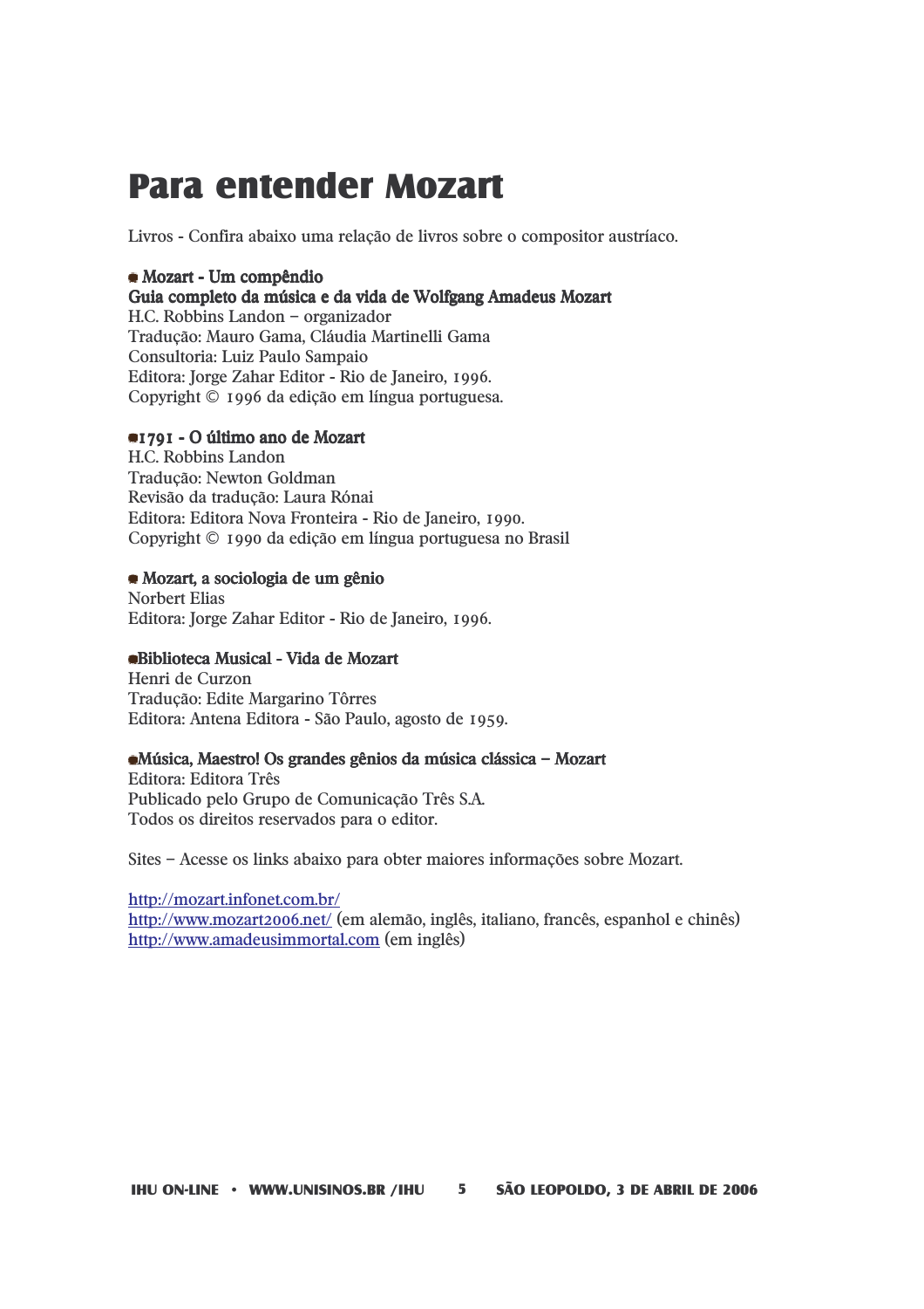# Para entender Mozart

Livros - Confira abaixo uma relação de livros sobre o compositor austríaco.

- **Mozart - Um compêndio**
**Guia completo da música e da vida de Wolfgang Amadeus Mozart**
H.C. Robbins Landon – organizador
Tradução: Mauro Gama, Cláudia Martinelli Gama
Consultoria: Luiz Paulo Sampaio
Editora: Jorge Zahar Editor - Rio de Janeiro, 1996.
Copyright © 1996 da edição em língua portuguesa.

- **1791 - O último ano de Mozart**
H.C. Robbins Landon
Tradução: Newton Goldman
Revisão da tradução: Laura Rónai
Editora: Editora Nova Fronteira - Rio de Janeiro, 1990.
Copyright © 1990 da edição em língua portuguesa no Brasil

- **Mozart, a sociologia de um gênio**
Norbert Elias
Editora: Jorge Zahar Editor - Rio de Janeiro, 1996.

- **Biblioteca Musical - Vida de Mozart**
Henri de Curzon
Tradução: Edite Margarino Tôrres
Editora: Antena Editora - São Paulo, agosto de 1959.

- **Música, Maestro! Os grandes gênios da música clássica – Mozart**
Editora: Editora Três
Publicado pelo Grupo de Comunicação Três S.A.
Todos os direitos reservados para o editor.

Sites – Acesse os links abaixo para obter maiores informações sobre Mozart.

http://mozart.infonet.com.br/
http://www.mozart2006.net/ (em alemão, inglês, italiano, francês, espanhol e chinês)
http://www.amadeusimmortal.com (em inglês)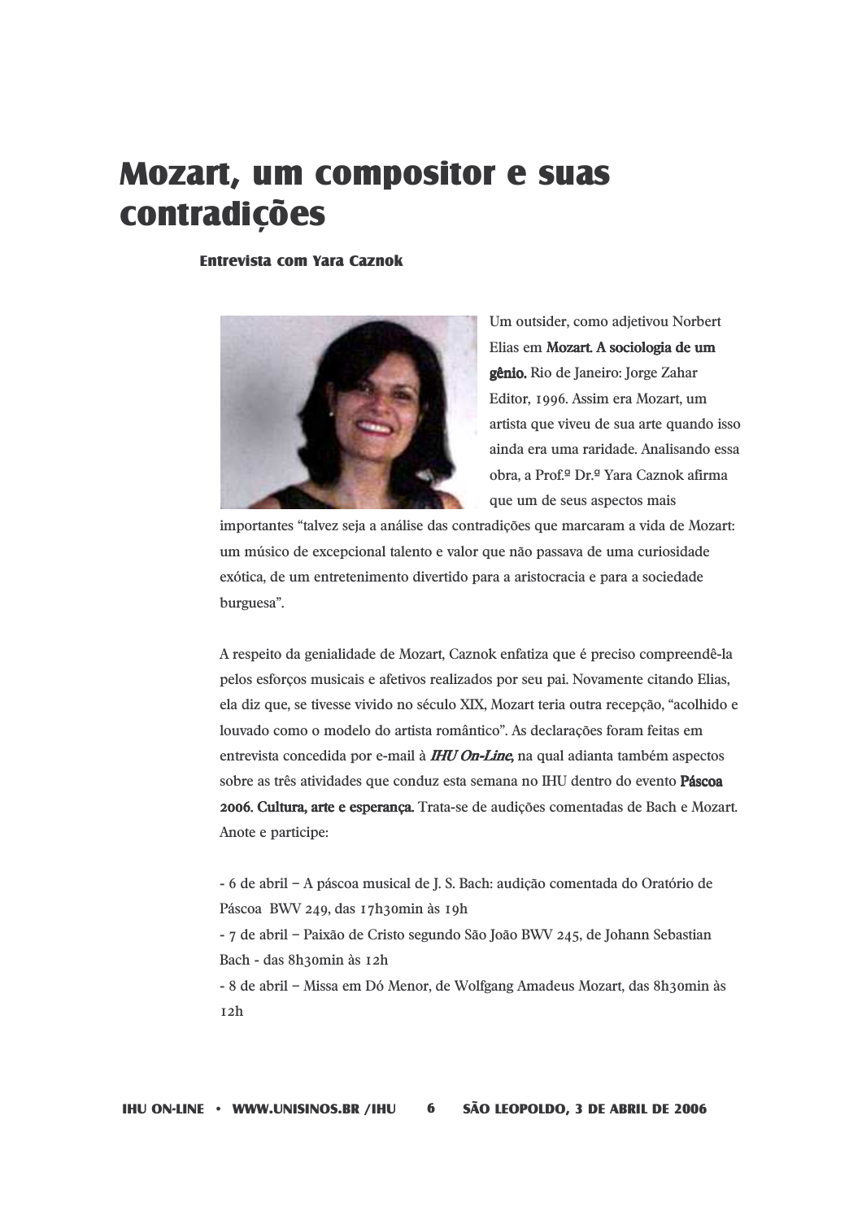# Mozart, um compositor e suas contradições

### Entrevista com Yara Caznok

Um outsider, como adjetivou Norbert Elias em **Mozart. A sociologia de um gênio.** Rio de Janeiro: Jorge Zahar Editor, 1996. Assim era Mozart, um artista que viveu de sua arte quando isso ainda era uma raridade. Analisando essa obra, a Prof.ª Dr.ª Yara Caznok afirma que um de seus aspectos mais importantes "talvez seja a análise das contradições que marcaram a vida de Mozart: um músico de excepcional talento e valor que não passava de uma curiosidade exótica, de um entretenimento divertido para a aristocracia e para a sociedade burguesa".

A respeito da genialidade de Mozart, Caznok enfatiza que é preciso compreendê-la pelos esforços musicais e afetivos realizados por seu pai. Novamente citando Elias, ela diz que, se tivesse vivido no século XIX, Mozart teria outra recepção, "acolhido e louvado como o modelo do artista romântico". As declarações foram feitas em entrevista concedida por e-mail à ***IHU On-Line***, na qual adianta também aspectos sobre as três atividades que conduz esta semana no IHU dentro do evento **Páscoa 2006. Cultura, arte e esperança.** Trata-se de audições comentadas de Bach e Mozart. Anote e participe:

- 6 de abril – A páscoa musical de J. S. Bach: audição comentada do Oratório de Páscoa BWV 249, das 17h30min às 19h
- 7 de abril – Paixão de Cristo segundo São João BWV 245, de Johann Sebastian Bach - das 8h30min às 12h
- 8 de abril – Missa em Dó Menor, de Wolfgang Amadeus Mozart, das 8h30min às 12h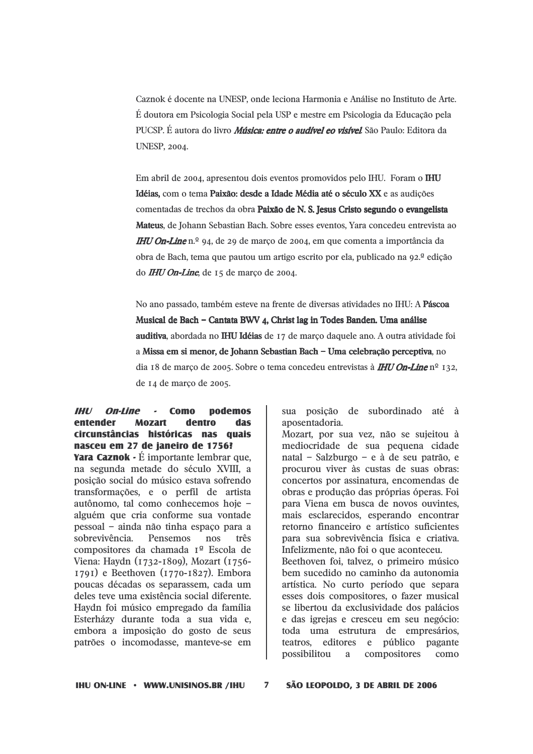Caznok é docente na UNESP, onde leciona Harmonia e Análise no Instituto de Arte. É doutora em Psicologia Social pela USP e mestre em Psicologia da Educação pela PUCSP. É autora do livro ***Música: entre o audível eo visível***. São Paulo: Editora da UNESP, 2004.

Em abril de 2004, apresentou dois eventos promovidos pelo IHU. Foram o **IHU Idéias,** com o tema **Paixão: desde a Idade Média até o século XX** e as audições comentadas de trechos da obra **Paixão de N. S. Jesus Cristo segundo o evangelista Mateus**, de Johann Sebastian Bach. Sobre esses eventos, Yara concedeu entrevista ao ***IHU On-Line*** n.º 94, de 29 de março de 2004, em que comenta a importância da obra de Bach, tema que pautou um artigo escrito por ela, publicado na 92.ª edição do ***IHU On-Line***, de 15 de março de 2004.

No ano passado, também esteve na frente de diversas atividades no IHU: A **Páscoa Musical de Bach – Cantata BWV 4, Christ lag in Todes Banden. Uma análise auditiva**, abordada no **IHU Idéias** de 17 de março daquele ano. A outra atividade foi a **Missa em si menor, de Johann Sebastian Bach – Uma celebração perceptiva**, no dia 18 de março de 2005. Sobre o tema concedeu entrevistas à ***IHU On-Line*** nº 132, de 14 de março de 2005.

***IHU On-Line* - Como podemos entender Mozart dentro das circunstâncias históricas nas quais nasceu em 27 de janeiro de 1756?**

**Yara Caznok -** É importante lembrar que, na segunda metade do século XVIII, a posição social do músico estava sofrendo transformações, e o perfil de artista autônomo, tal como conhecemos hoje – alguém que cria conforme sua vontade pessoal – ainda não tinha espaço para a sobrevivência. Pensemos nos três compositores da chamada 1º Escola de Viena: Haydn (1732-1809), Mozart (1756-1791) e Beethoven (1770-1827). Embora poucas décadas os separassem, cada um deles teve uma existência social diferente. Haydn foi músico empregado da família Esterházy durante toda a sua vida e, embora a imposição do gosto de seus patrões o incomodasse, manteve-se em sua posição de subordinado até à aposentadoria.

Mozart, por sua vez, não se sujeitou à mediocridade de sua pequena cidade natal – Salzburgo – e à de seu patrão, e procurou viver às custas de suas obras: concertos por assinatura, encomendas de obras e produção das próprias óperas. Foi para Viena em busca de novos ouvintes, mais esclarecidos, esperando encontrar retorno financeiro e artístico suficientes para sua sobrevivência física e criativa. Infelizmente, não foi o que aconteceu.

Beethoven foi, talvez, o primeiro músico bem sucedido no caminho da autonomia artística. No curto período que separa esses dois compositores, o fazer musical se libertou da exclusividade dos palácios e das igrejas e cresceu em seu negócio: toda uma estrutura de empresários, teatros, editores e público pagante possibilitou a compositores como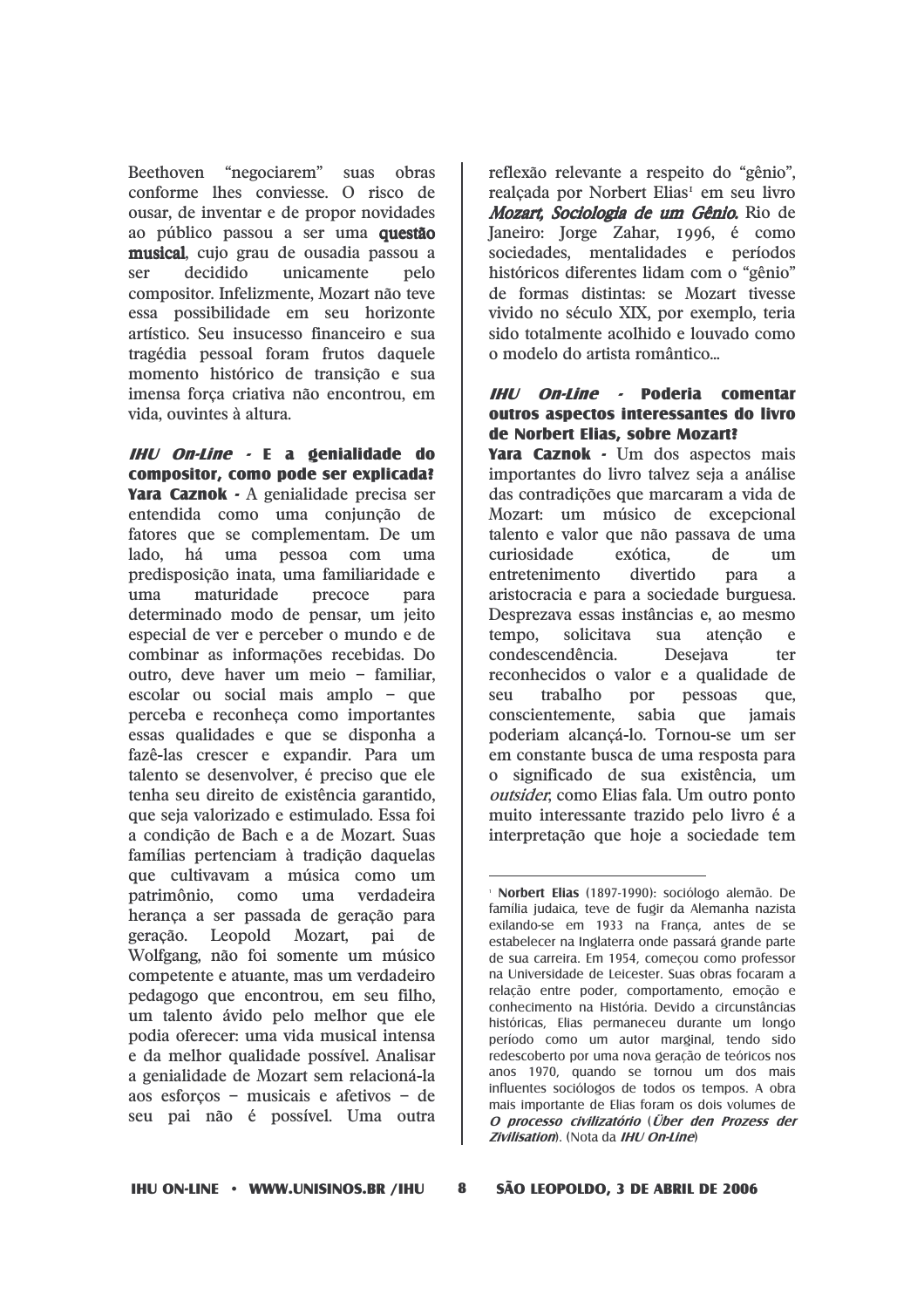Beethoven "negociarem" suas obras conforme lhes conviesse. O risco de ousar, de inventar e de propor novidades ao público passou a ser uma **questão musical**, cujo grau de ousadia passou a ser decidido unicamente pelo compositor. Infelizmente, Mozart não teve essa possibilidade em seu horizonte artístico. Seu insucesso financeiro e sua tragédia pessoal foram frutos daquele momento histórico de transição e sua imensa força criativa não encontrou, em vida, ouvintes à altura.

***IHU On-Line* - E a genialidade do compositor, como pode ser explicada?**

**Yara Caznok -** A genialidade precisa ser entendida como uma conjunção de fatores que se complementam. De um lado, há uma pessoa com uma predisposição inata, uma familiaridade e uma maturidade precoce para determinado modo de pensar, um jeito especial de ver e perceber o mundo e de combinar as informações recebidas. Do outro, deve haver um meio – familiar, escolar ou social mais amplo – que perceba e reconheça como importantes essas qualidades e que se disponha a fazê-las crescer e expandir. Para um talento se desenvolver, é preciso que ele tenha seu direito de existência garantido, que seja valorizado e estimulado. Essa foi a condição de Bach e a de Mozart. Suas famílias pertenciam à tradição daquelas que cultivavam a música como um patrimônio, como uma verdadeira herança a ser passada de geração para geração. Leopold Mozart, pai de Wolfgang, não foi somente um músico competente e atuante, mas um verdadeiro pedagogo que encontrou, em seu filho, um talento ávido pelo melhor que ele podia oferecer: uma vida musical intensa e da melhor qualidade possível. Analisar a genialidade de Mozart sem relacioná-la aos esforços – musicais e afetivos – de seu pai não é possível. Uma outra reflexão relevante a respeito do "gênio", realçada por Norbert Elias[1] em seu livro ***Mozart, Sociologia de um Gênio.*** Rio de Janeiro: Jorge Zahar, 1996, é como sociedades, mentalidades e períodos históricos diferentes lidam com o "gênio" de formas distintas: se Mozart tivesse vivido no século XIX, por exemplo, teria sido totalmente acolhido e louvado como o modelo do artista romântico...

***IHU On-Line* - Poderia comentar outros aspectos interessantes do livro de Norbert Elias, sobre Mozart?**

**Yara Caznok -** Um dos aspectos mais importantes do livro talvez seja a análise das contradições que marcaram a vida de Mozart: um músico de excepcional talento e valor que não passava de uma curiosidade exótica, de um entretenimento divertido para a aristocracia e para a sociedade burguesa. Desprezava essas instâncias e, ao mesmo tempo, solicitava sua atenção e condescendência. Desejava ter reconhecidos o valor e a qualidade de seu trabalho por pessoas que, conscientemente, sabia que jamais poderiam alcançá-lo. Tornou-se um ser em constante busca de uma resposta para o significado de sua existência, um *outsider*, como Elias fala. Um outro ponto muito interessante trazido pelo livro é a interpretação que hoje a sociedade tem

---

[1] **Norbert Elias** (1897-1990): sociólogo alemão. De família judaica, teve de fugir da Alemanha nazista exilando-se em 1933 na França, antes de se estabelecer na Inglaterra onde passará grande parte de sua carreira. Em 1954, começou como professor na Universidade de Leicester. Suas obras focaram a relação entre poder, comportamento, emoção e conhecimento na História. Devido a circunstâncias históricas, Elias permaneceu durante um longo período como um autor marginal, tendo sido redescoberto por uma nova geração de teóricos nos anos 1970, quando se tornou um dos mais influentes sociólogos de todos os tempos. A obra mais importante de Elias foram os dois volumes de ***O processo civilizatório*** (***Über den Prozess der Zivilisation***). (Nota da ***IHU On-Line***)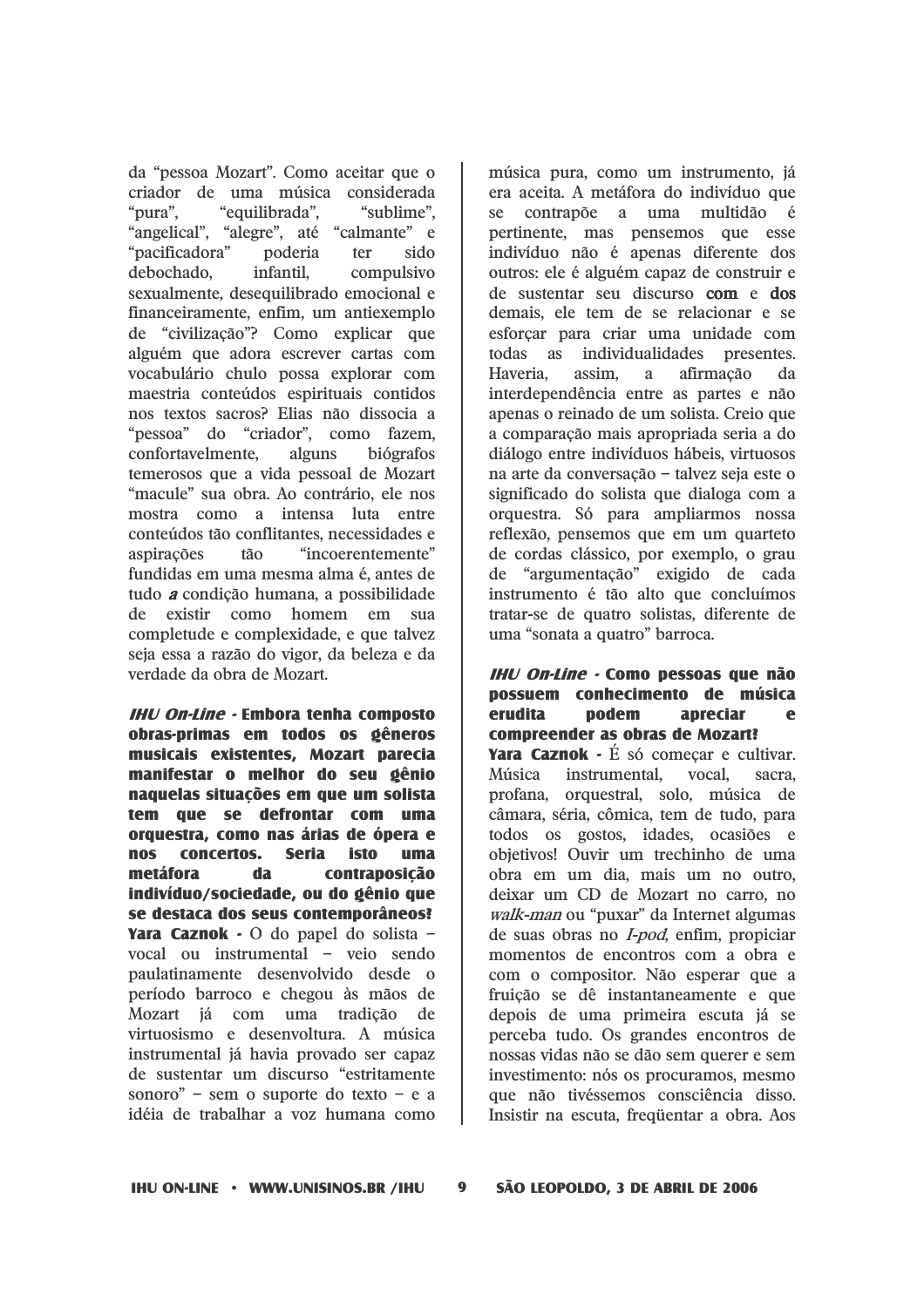da "pessoa Mozart". Como aceitar que o criador de uma música considerada "pura", "equilibrada", "sublime", "angelical", "alegre", até "calmante" e "pacificadora" poderia ter sido debochado, infantil, compulsivo sexualmente, desequilibrado emocional e financeiramente, enfim, um antiexemplo de "civilização"? Como explicar que alguém que adora escrever cartas com vocabulário chulo possa explorar com maestria conteúdos espirituais contidos nos textos sacros? Elias não dissocia a "pessoa" do "criador", como fazem, confortavelmente, alguns biógrafos temerosos que a vida pessoal de Mozart "macule" sua obra. Ao contrário, ele nos mostra como a intensa luta entre conteúdos tão conflitantes, necessidades e aspirações tão "incoerentemente" fundidas em uma mesma alma é, antes de tudo ***a*** condição humana, a possibilidade de existir como homem em sua completude e complexidade, e que talvez seja essa a razão do vigor, da beleza e da verdade da obra de Mozart.

***IHU On-Line*** **- Embora tenha composto obras-primas em todos os gêneros musicais existentes, Mozart parecia manifestar o melhor do seu gênio naquelas situações em que um solista tem que se defrontar com uma orquestra, como nas árias de ópera e nos concertos. Seria isto uma metáfora da contraposição indivíduo/sociedade, ou do gênio que se destaca dos seus contemporâneos?**

**Yara Caznok -** O do papel do solista – vocal ou instrumental – veio sendo paulatinamente desenvolvido desde o período barroco e chegou às mãos de Mozart já com uma tradição de virtuosismo e desenvoltura. A música instrumental já havia provado ser capaz de sustentar um discurso "estritamente sonoro" – sem o suporte do texto – e a idéia de trabalhar a voz humana como música pura, como um instrumento, já era aceita. A metáfora do indivíduo que se contrapõe a uma multidão é pertinente, mas pensemos que esse indivíduo não é apenas diferente dos outros: ele é alguém capaz de construir e de sustentar seu discurso **com** e **dos** demais, ele tem de se relacionar e se esforçar para criar uma unidade com todas as individualidades presentes. Haveria, assim, a afirmação da interdependência entre as partes e não apenas o reinado de um solista. Creio que a comparação mais apropriada seria a do diálogo entre indivíduos hábeis, virtuosos na arte da conversação – talvez seja este o significado do solista que dialoga com a orquestra. Só para ampliarmos nossa reflexão, pensemos que em um quarteto de cordas clássico, por exemplo, o grau de "argumentação" exigido de cada instrumento é tão alto que concluímos tratar-se de quatro solistas, diferente de uma "sonata a quatro" barroca.

***IHU On-Line*** **- Como pessoas que não possuem conhecimento de música erudita podem apreciar e compreender as obras de Mozart?**

**Yara Caznok -** É só começar e cultivar. Música instrumental, vocal, sacra, profana, orquestral, solo, música de câmara, séria, cômica, tem de tudo, para todos os gostos, idades, ocasiões e objetivos! Ouvir um trechinho de uma obra em um dia, mais um no outro, deixar um CD de Mozart no carro, no *walk-man* ou "puxar" da Internet algumas de suas obras no *I-pod*, enfim, propiciar momentos de encontros com a obra e com o compositor. Não esperar que a fruição se dê instantaneamente e que depois de uma primeira escuta já se perceba tudo. Os grandes encontros de nossas vidas não se dão sem querer e sem investimento: nós os procuramos, mesmo que não tivéssemos consciência disso. Insistir na escuta, freqüentar a obra. Aos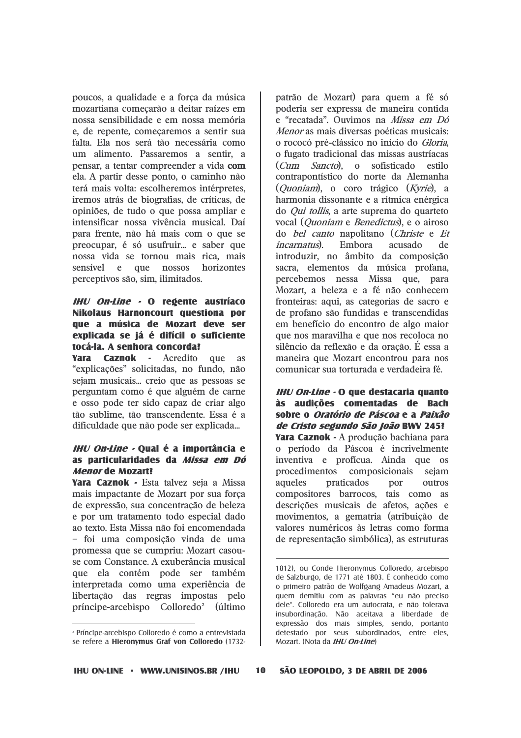poucos, a qualidade e a força da música mozartiana começarão a deitar raízes em nossa sensibilidade e em nossa memória e, de repente, começaremos a sentir sua falta. Ela nos será tão necessária como um alimento. Passaremos a sentir, a pensar, a tentar compreender a vida **com** ela. A partir desse ponto, o caminho não terá mais volta: escolheremos intérpretes, iremos atrás de biografias, de críticas, de opiniões, de tudo o que possa ampliar e intensificar nossa vivência musical. Daí para frente, não há mais com o que se preocupar, é só usufruir... e saber que nossa vida se tornou mais rica, mais sensível e que nossos horizontes perceptivos são, sim, ilimitados.

**_IHU On-Line_ - O regente austríaco Nikolaus Harnoncourt questiona por que a música de Mozart deve ser explicada se já é difícil o suficiente tocá-la. A senhora concorda?**

**Yara Caznok -** Acredito que as "explicações" solicitadas, no fundo, não sejam musicais... creio que as pessoas se perguntam como é que alguém de carne e osso pode ter sido capaz de criar algo tão sublime, tão transcendente. Essa é a dificuldade que não pode ser explicada...

**_IHU On-Line_ - Qual é a importância e as particularidades da _Missa em Dó Menor_ de Mozart?**

**Yara Caznok -** Esta talvez seja a Missa mais impactante de Mozart por sua força de expressão, sua concentração de beleza e por um tratamento todo especial dado ao texto. Esta Missa não foi encomendada – foi uma composição vinda de uma promessa que se cumpriu: Mozart casou-se com Constance. A exuberância musical que ela contém pode ser também interpretada como uma experiência de libertação das regras impostas pelo príncipe-arcebispo Colloredo[2] (último patrão de Mozart) para quem a fé só poderia ser expressa de maneira contida e "recatada". Ouvimos na *Missa em Dó Menor* as mais diversas poéticas musicais: o rococó pré-clássico no início do *Gloria*, o fugato tradicional das missas austríacas (*Cum Sancto*), o sofisticado estilo contrapontístico do norte da Alemanha (*Quoniam*), o coro trágico (*Kyrie*), a harmonia dissonante e a rítmica enérgica do *Qui tollis*, a arte suprema do quarteto vocal (*Quoniam* e *Benedictus*), e o airoso do *bel canto* napolitano (*Christe* e *Et incarnatus*). Embora acusado de introduzir, no âmbito da composição sacra, elementos da música profana, percebemos nessa Missa que, para Mozart, a beleza e a fé não conhecem fronteiras: aqui, as categorias de sacro e de profano são fundidas e transcendidas em benefício do encontro de algo maior que nos maravilha e que nos recoloca no silêncio da reflexão e da oração. É essa a maneira que Mozart encontrou para nos comunicar sua torturada e verdadeira fé.

**_IHU On-Line_ - O que destacaria quanto às audições comentadas de Bach sobre o _Oratório de Páscoa_ e a _Paixão de Cristo segundo São João_ BWV 245?**

**Yara Caznok -** A produção bachiana para o período da Páscoa é incrivelmente inventiva e profícua. Ainda que os procedimentos composicionais sejam aqueles praticados por outros compositores barrocos, tais como as descrições musicais de afetos, ações e movimentos, a gematria (atribuição de valores numéricos às letras como forma de representação simbólica), as estruturas

---

[2] Príncipe-arcebispo Colloredo é como a entrevistada se refere a **Hieronymus Graf von Colloredo** (1732-1812), ou Conde Hieronymus Colloredo, arcebispo de Salzburgo, de 1771 até 1803. É conhecido como o primeiro patrão de Wolfgang Amadeus Mozart, a quem demitiu com as palavras "eu não preciso dele". Colloredo era um autocrata, e não tolerava insubordinação. Não aceitava a liberdade de expressão dos mais simples, sendo, portanto detestado por seus subordinados, entre eles, Mozart. (Nota da ***IHU On-Line***)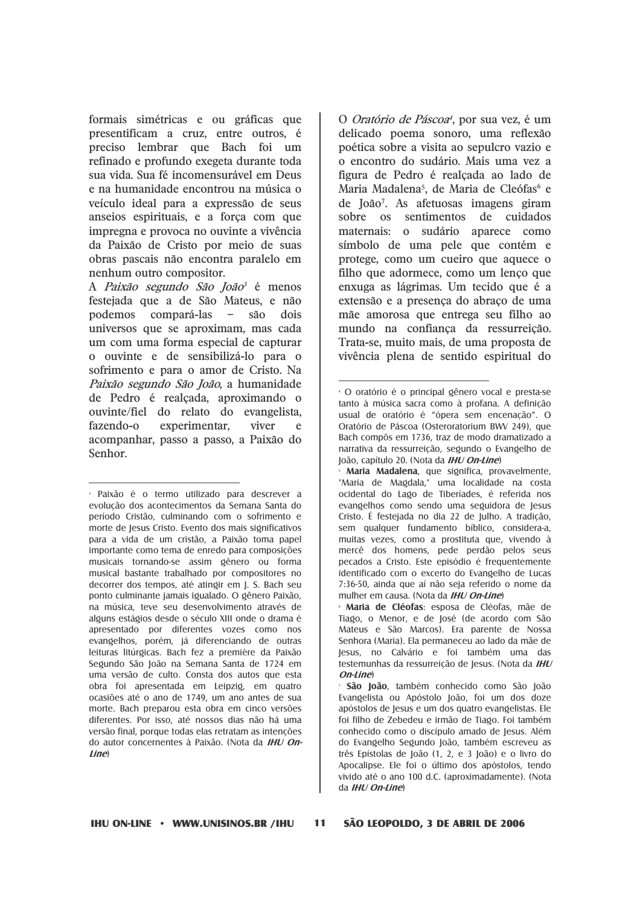formais simétricas e ou gráficas que presentificam a cruz, entre outros, é preciso lembrar que Bach foi um refinado e profundo exegeta durante toda sua vida. Sua fé incomensurável em Deus e na humanidade encontrou na música o veículo ideal para a expressão de seus anseios espirituais, e a força com que impregna e provoca no ouvinte a vivência da Paixão de Cristo por meio de suas obras pascais não encontra paralelo em nenhum outro compositor.

A *Paixão segundo São João*[3] é menos festejada que a de São Mateus, e não podemos compará-las – são dois universos que se aproximam, mas cada um com uma forma especial de capturar o ouvinte e de sensibilizá-lo para o sofrimento e para o amor de Cristo. Na *Paixão segundo São João*, a humanidade de Pedro é realçada, aproximando o ouvinte/fiel do relato do evangelista, fazendo-o experimentar, viver e acompanhar, passo a passo, a Paixão do Senhor.

O *Oratório de Páscoa*[4], por sua vez, é um delicado poema sonoro, uma reflexão poética sobre a visita ao sepulcro vazio e o encontro do sudário. Mais uma vez a figura de Pedro é realçada ao lado de Maria Madalena[5], de Maria de Cleófas[6] e de João[7]. As afetuosas imagens giram sobre os sentimentos de cuidados maternais: o sudário aparece como símbolo de uma pele que contém e protege, como um cueiro que aquece o filho que adormece, como um lenço que enxuga as lágrimas. Um tecido que é a extensão e a presença do abraço de uma mãe amorosa que entrega seu filho ao mundo na confiança da ressurreição. Trata-se, muito mais, de uma proposta de vivência plena de sentido espiritual do

---

[3] Paixão é o termo utilizado para descrever a evolução dos acontecimentos da Semana Santa do período Cristão, culminando com o sofrimento e morte de Jesus Cristo. Evento dos mais significativos para a vida de um cristão, a Paixão toma papel importante como tema de enredo para composições musicais tornando-se assim gênero ou forma musical bastante trabalhado por compositores no decorrer dos tempos, até atingir em J. S. Bach seu ponto culminante jamais igualado. O gênero Paixão, na música, teve seu desenvolvimento através de alguns estágios desde o século XIII onde o drama é apresentado por diferentes vozes como nos evangelhos, porém, já diferenciando de outras leituras litúrgicas. Bach fez a première da Paixão Segundo São João na Semana Santa de 1724 em uma versão de culto. Consta dos autos que esta obra foi apresentada em Leipzig, em quatro ocasiões até o ano de 1749, um ano antes de sua morte. Bach preparou esta obra em cinco versões diferentes. Por isso, até nossos dias não há uma versão final, porque todas elas retratam as intenções do autor concernentes à Paixão. (Nota da ***IHU On-Line***)

[4] O oratório é o principal gênero vocal e presta-se tanto à música sacra como à profana. A definição usual de oratório é "ópera sem encenação". O Oratório de Páscoa (Osteroratorium BWV 249), que Bach compôs em 1736, traz de modo dramatizado a narrativa da ressurreição, segundo o Evangelho de João, capítulo 20. (Nota da ***IHU On-Line***)

[5] **Maria Madalena**, que significa, provavelmente, "Maria de Magdala," uma localidade na costa ocidental do Lago de Tiberíades, é referida nos evangelhos como sendo uma seguidora de Jesus Cristo. É festejada no dia 22 de Julho. A tradição, sem qualquer fundamento bíblico, considera-a, muitas vezes, como a prostituta que, vivendo à mercê dos homens, pede perdão pelos seus pecados a Cristo. Este episódio é frequentemente identificado com o excerto do Evangelho de Lucas 7:36-50, ainda que aí não seja referido o nome da mulher em causa. (Nota da ***IHU On-Line***)

[6] **Maria de Cléofas**: esposa de Cléofas, mãe de Tiago, o Menor, e de José (de acordo com São Mateus e São Marcos). Era parente de Nossa Senhora (Maria). Ela permaneceu ao lado da mãe de Jesus, no Calvário e foi também uma das testemunhas da ressurreição de Jesus. (Nota da ***IHU On-Line***)

[7] **São João**, também conhecido como São João Evangelista ou Apóstolo João, foi um dos doze apóstolos de Jesus e um dos quatro evangelistas. Ele foi filho de Zebedeu e irmão de Tiago. Foi também conhecido como o discípulo amado de Jesus. Além do Evangelho Segundo João, também escreveu as três Epístolas de João (1, 2, e 3 João) e o livro do Apocalipse. Ele foi o último dos apóstolos, tendo vivido até o ano 100 d.C. (aproximadamente). (Nota da ***IHU On-Line***)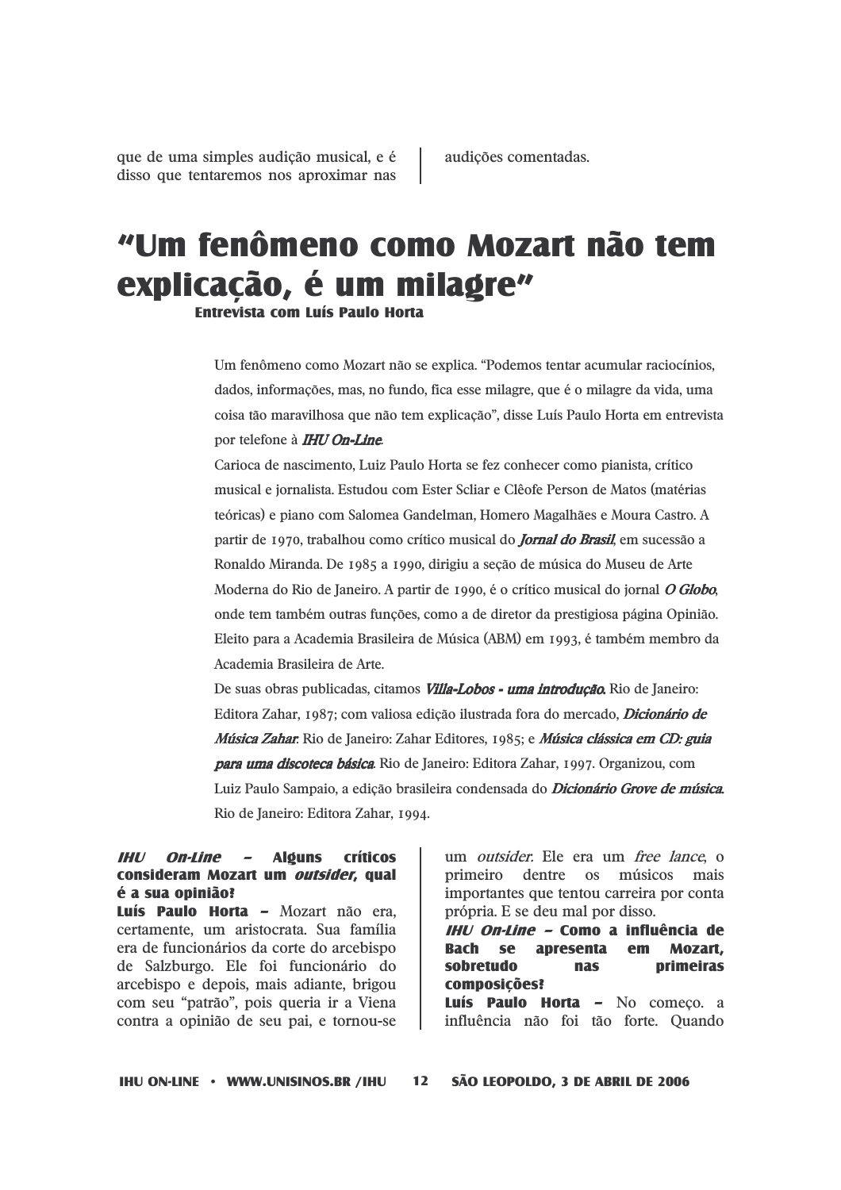que de uma simples audição musical, e é disso que tentaremos nos aproximar nas audições comentadas.

# "Um fenômeno como Mozart não tem explicação, é um milagre"

**Entrevista com Luís Paulo Horta**

Um fenômeno como Mozart não se explica. "Podemos tentar acumular raciocínios, dados, informações, mas, no fundo, fica esse milagre, que é o milagre da vida, uma coisa tão maravilhosa que não tem explicação", disse Luís Paulo Horta em entrevista por telefone à *IHU On-Line*.

Carioca de nascimento, Luiz Paulo Horta se fez conhecer como pianista, crítico musical e jornalista. Estudou com Ester Scliar e Clêofe Person de Matos (matérias teóricas) e piano com Salomea Gandelman, Homero Magalhães e Moura Castro. A partir de 1970, trabalhou como crítico musical do *Jornal do Brasil*, em sucessão a Ronaldo Miranda. De 1985 a 1990, dirigiu a seção de música do Museu de Arte Moderna do Rio de Janeiro. A partir de 1990, é o crítico musical do jornal *O Globo*, onde tem também outras funções, como a de diretor da prestigiosa página Opinião. Eleito para a Academia Brasileira de Música (ABM) em 1993, é também membro da Academia Brasileira de Arte.

De suas obras publicadas, citamos *Villa-Lobos - uma introdução*. Rio de Janeiro: Editora Zahar, 1987; com valiosa edição ilustrada fora do mercado, *Dicionário de Música Zahar*. Rio de Janeiro: Zahar Editores, 1985; e *Música clássica em CD: guia para uma discoteca básica*. Rio de Janeiro: Editora Zahar, 1997. Organizou, com Luiz Paulo Sampaio, a edição brasileira condensada do *Dicionário Grove de música*. Rio de Janeiro: Editora Zahar, 1994.

***IHU On-Line* – Alguns críticos consideram Mozart um *outsider*, qual é a sua opinião?**

**Luís Paulo Horta –** Mozart não era, certamente, um aristocrata. Sua família era de funcionários da corte do arcebispo de Salzburgo. Ele foi funcionário do arcebispo e depois, mais adiante, brigou com seu "patrão", pois queria ir a Viena contra a opinião de seu pai, e tornou-se um *outsider*. Ele era um *free lance*, o primeiro dentre os músicos mais importantes que tentou carreira por conta própria. E se deu mal por disso.

***IHU On-Line* – Como a influência de Bach se apresenta em Mozart, sobretudo nas primeiras composições?**

**Luís Paulo Horta –** No começo. a influência não foi tão forte. Quando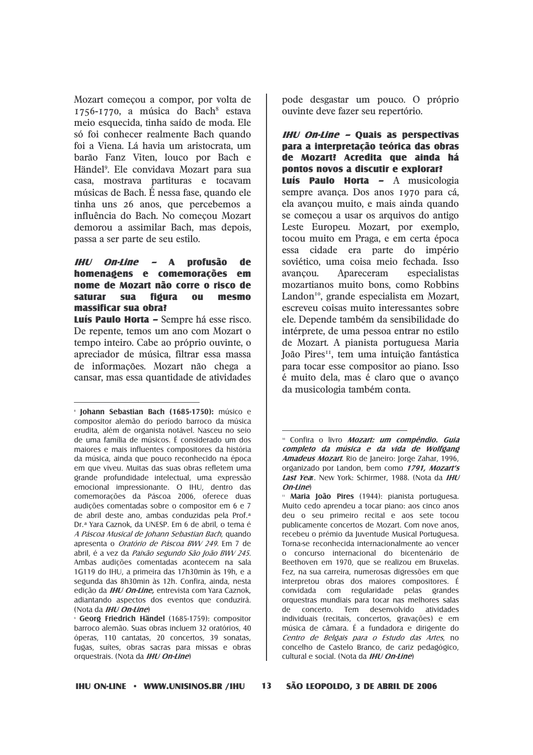Mozart começou a compor, por volta de 1756-1770, a música do Bach[8] estava meio esquecida, tinha saído de moda. Ele só foi conhecer realmente Bach quando foi a Viena. Lá havia um aristocrata, um barão Fanz Viten, louco por Bach e Händel[9]. Ele convidava Mozart para sua casa, mostrava partituras e tocavam músicas de Bach. É nessa fase, quando ele tinha uns 26 anos, que percebemos a influência do Bach. No começou Mozart demorou a assimilar Bach, mas depois, passa a ser parte de seu estilo.

***IHU On-Line* – A profusão de homenagens e comemorações em nome de Mozart não corre o risco de saturar sua figura ou mesmo massificar sua obra?**

**Luís Paulo Horta –** Sempre há esse risco. De repente, temos um ano com Mozart o tempo inteiro. Cabe ao próprio ouvinte, o apreciador de música, filtrar essa massa de informações. Mozart não chega a cansar, mas essa quantidade de atividades pode desgastar um pouco. O próprio ouvinte deve fazer seu repertório.

***IHU On-Line* – Quais as perspectivas para a interpretação teórica das obras de Mozart? Acredita que ainda há pontos novos a discutir e explorar?**

**Luís Paulo Horta –** A musicologia sempre avança. Dos anos 1970 para cá, ela avançou muito, e mais ainda quando se começou a usar os arquivos do antigo Leste Europeu. Mozart, por exemplo, tocou muito em Praga, e em certa época essa cidade era parte do império soviético, uma coisa meio fechada. Isso avançou. Apareceram especialistas mozartianos muito bons, como Robbins Landon[10], grande especialista em Mozart, escreveu coisas muito interessantes sobre ele. Depende também da sensibilidade do intérprete, de uma pessoa entrar no estilo de Mozart. A pianista portuguesa Maria João Pires[11], tem uma intuição fantástica para tocar esse compositor ao piano. Isso é muito dela, mas é claro que o avanço da musicologia também conta.

---

[8] **Johann Sebastian Bach (1685-1750):** músico e compositor alemão do período barroco da música erudita, além de organista notável. Nasceu no seio de uma família de músicos. É considerado um dos maiores e mais influentes compositores da história da música, ainda que pouco reconhecido na época em que viveu. Muitas das suas obras refletem uma grande profundidade intelectual, uma expressão emocional impressionante. O IHU, dentro das comemorações da Páscoa 2006, oferece duas audições comentadas sobre o compositor em 6 e 7 de abril deste ano, ambas conduzidas pela Prof.ª Dr.ª Yara Caznok, da UNESP. Em 6 de abril, o tema é *A Páscoa Musical de Johann Sebastian Bach*, quando apresenta o *Oratório de Páscoa BWV 249*. Em 7 de abril, é a vez da *Paixão segundo São João BWV 245*. Ambas audições comentadas acontecem na sala 1G119 do IHU, a primeira das 17h30min às 19h, e a segunda das 8h30min às 12h. Confira, ainda, nesta edição da ***IHU On-Line,*** entrevista com Yara Caznok, adiantando aspectos dos eventos que conduzirá. (Nota da ***IHU On-Line***)

[9] **Georg Friedrich Händel** (1685-1759): compositor barroco alemão. Suas obras incluem 32 oratórios, 40 óperas, 110 cantatas, 20 concertos, 39 sonatas, fugas, suítes, obras sacras para missas e obras orquestrais. (Nota da ***IHU On-Line***)

[10] Confira o livro ***Mozart: um compêndio. Guia completo da música e da vida de Wolfgang Amadeus Mozart***. Rio de Janeiro: Jorge Zahar, 1996, organizado por Landon, bem como ***1791, Mozart's Last Yea***r. New York: Schirmer, 1988. (Nota da ***IHU On-Line***)

[11] **Maria João Pires** (1944): pianista portuguesa. Muito cedo aprendeu a tocar piano: aos cinco anos deu o seu primeiro recital e aos sete tocou publicamente concertos de Mozart. Com nove anos, recebeu o prémio da Juventude Musical Portuguesa. Torna-se reconhecida internacionalmente ao vencer o concurso internacional do bicentenário de Beethoven em 1970, que se realizou em Bruxelas. Fez, na sua carreira, numerosas digressões em que interpretou obras dos maiores compositores. É convidada com regularidade pelas grandes orquestras mundiais para tocar nas melhores salas de concerto. Tem desenvolvido atividades individuais (recitais, concertos, gravações) e em música de câmara. É a fundadora e dirigente do *Centro de Belgais para o Estudo das Artes*, no concelho de Castelo Branco, de cariz pedagógico, cultural e social. (Nota da ***IHU On-Line***)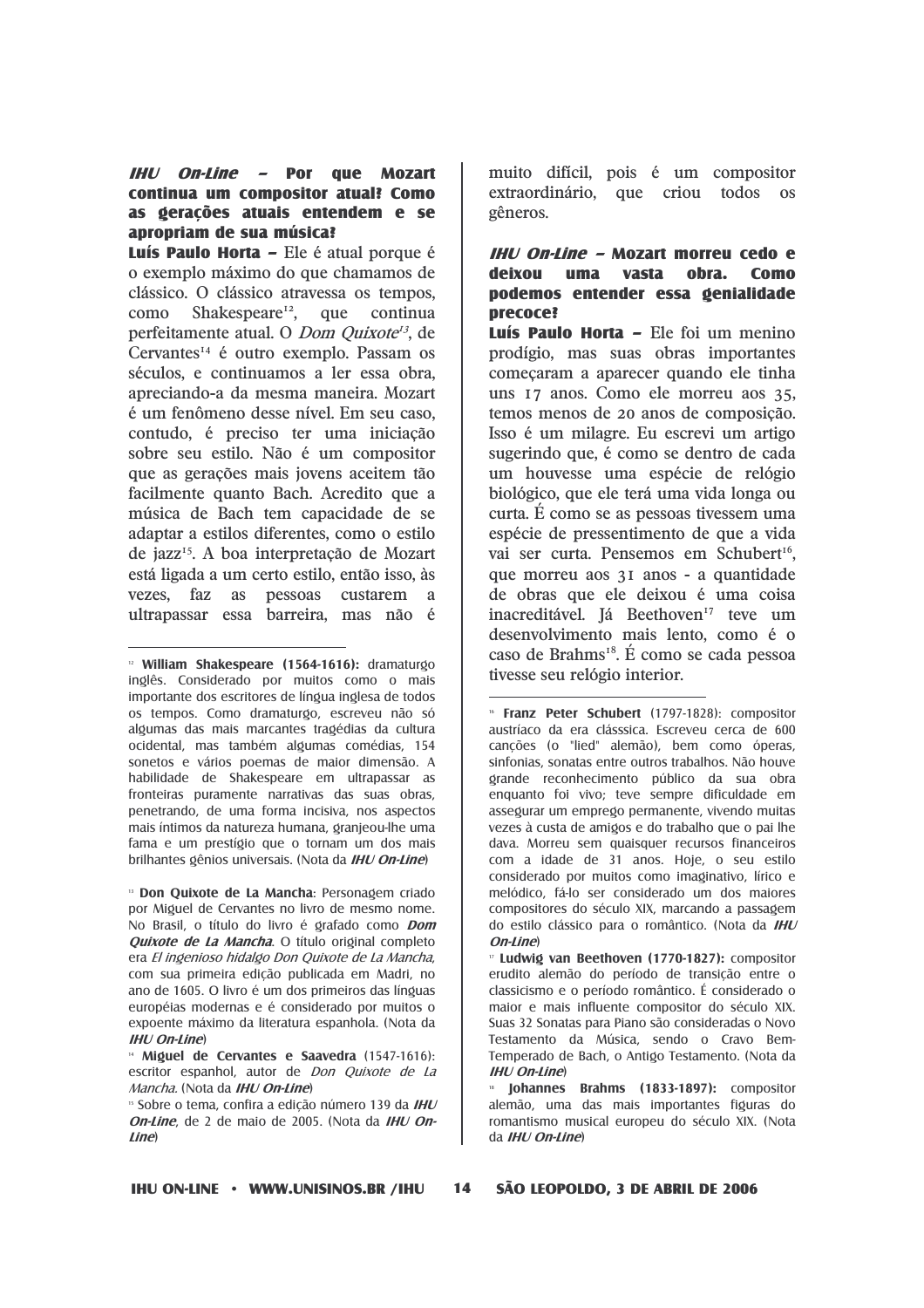**IHU On-Line – Por que Mozart continua um compositor atual? Como as gerações atuais entendem e se apropriam de sua música?**

**Luís Paulo Horta –** Ele é atual porque é o exemplo máximo do que chamamos de clássico. O clássico atravessa os tempos, como Shakespeare[12], que continua perfeitamente atual. O *Dom Quixote*[13], de Cervantes[14] é outro exemplo. Passam os séculos, e continuamos a ler essa obra, apreciando-a da mesma maneira. Mozart é um fenômeno desse nível. Em seu caso, contudo, é preciso ter uma iniciação sobre seu estilo. Não é um compositor que as gerações mais jovens aceitem tão facilmente quanto Bach. Acredito que a música de Bach tem capacidade de se adaptar a estilos diferentes, como o estilo de jazz[15]. A boa interpretação de Mozart está ligada a um certo estilo, então isso, às vezes, faz as pessoas custarem a ultrapassar essa barreira, mas não é muito difícil, pois é um compositor extraordinário, que criou todos os gêneros.

**IHU On-Line – Mozart morreu cedo e deixou uma vasta obra. Como podemos entender essa genialidade precoce?**

**Luís Paulo Horta –** Ele foi um menino prodígio, mas suas obras importantes começaram a aparecer quando ele tinha uns 17 anos. Como ele morreu aos 35, temos menos de 20 anos de composição. Isso é um milagre. Eu escrevi um artigo sugerindo que, é como se dentro de cada um houvesse uma espécie de relógio biológico, que ele terá uma vida longa ou curta. É como se as pessoas tivessem uma espécie de pressentimento de que a vida vai ser curta. Pensemos em Schubert[16], que morreu aos 31 anos - a quantidade de obras que ele deixou é uma coisa inacreditável. Já Beethoven[17] teve um desenvolvimento mais lento, como é o caso de Brahms[18]. É como se cada pessoa tivesse seu relógio interior.

---

[12] **William Shakespeare (1564-1616):** dramaturgo inglês. Considerado por muitos como o mais importante dos escritores de língua inglesa de todos os tempos. Como dramaturgo, escreveu não só algumas das mais marcantes tragédias da cultura ocidental, mas também algumas comédias, 154 sonetos e vários poemas de maior dimensão. A habilidade de Shakespeare em ultrapassar as fronteiras puramente narrativas das suas obras, penetrando, de uma forma incisiva, nos aspectos mais íntimos da natureza humana, granjeou-lhe uma fama e um prestígio que o tornam um dos mais brilhantes gênios universais. (Nota da ***IHU On-Line***)

[13] **Don Quixote de La Mancha**: Personagem criado por Miguel de Cervantes no livro de mesmo nome. No Brasil, o título do livro é grafado como ***Dom Quixote de La Mancha***. O título original completo era *El ingenioso hidalgo Don Quixote de La Mancha*, com sua primeira edição publicada em Madri, no ano de 1605. O livro é um dos primeiros das línguas européias modernas e é considerado por muitos o expoente máximo da literatura espanhola. (Nota da ***IHU On-Line***)

[14] **Miguel de Cervantes e Saavedra** (1547-1616): escritor espanhol, autor de *Don Quixote de La Mancha*. (Nota da ***IHU On-Line***)

[15] Sobre o tema, confira a edição número 139 da ***IHU On-Line***, de 2 de maio de 2005. (Nota da ***IHU On-Line***)

[16] **Franz Peter Schubert** (1797-1828): compositor austríaco da era clásssica. Escreveu cerca de 600 canções (o "lied" alemão), bem como óperas, sinfonias, sonatas entre outros trabalhos. Não houve grande reconhecimento público da sua obra enquanto foi vivo; teve sempre dificuldade em assegurar um emprego permanente, vivendo muitas vezes à custa de amigos e do trabalho que o pai lhe dava. Morreu sem quaisquer recursos financeiros com a idade de 31 anos. Hoje, o seu estilo considerado por muitos como imaginativo, lírico e melódico, fá-lo ser considerado um dos maiores compositores do século XIX, marcando a passagem do estilo clássico para o romântico. (Nota da ***IHU On-Line***)

[17] **Ludwig van Beethoven (1770-1827):** compositor erudito alemão do período de transição entre o classicismo e o período romântico. É considerado o maior e mais influente compositor do século XIX. Suas 32 Sonatas para Piano são consideradas o Novo Testamento da Música, sendo o Cravo Bem-Temperado de Bach, o Antigo Testamento. (Nota da ***IHU On-Line***)

[18] **Johannes Brahms (1833-1897):** compositor alemão, uma das mais importantes figuras do romantismo musical europeu do século XIX. (Nota da ***IHU On-Line***)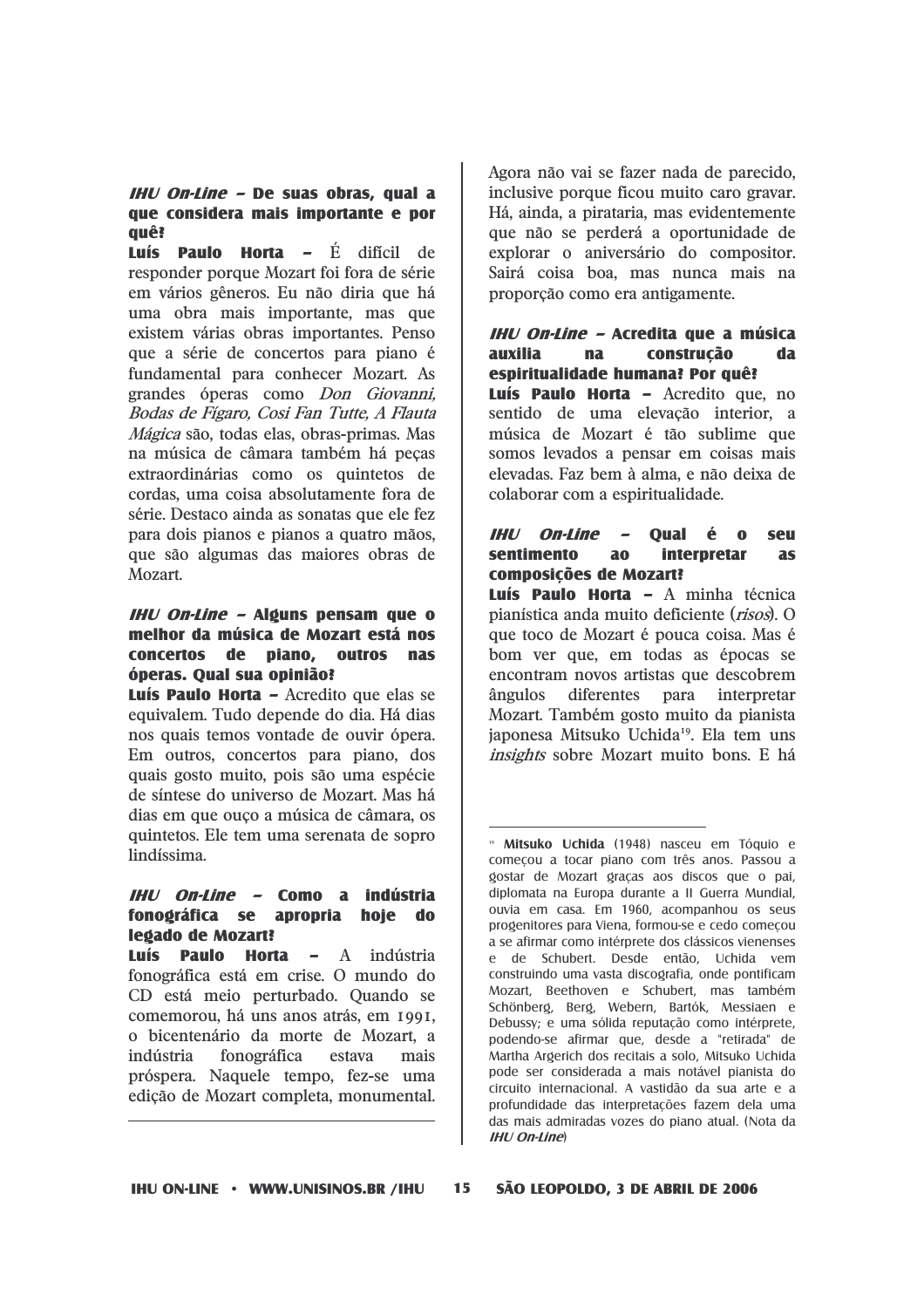***IHU On-Line*** **– De suas obras, qual a que considera mais importante e por quê?**

**Luís Paulo Horta –** É difícil de responder porque Mozart foi fora de série em vários gêneros. Eu não diria que há uma obra mais importante, mas que existem várias obras importantes. Penso que a série de concertos para piano é fundamental para conhecer Mozart. As grandes óperas como *Don Giovanni, Bodas de Fígaro, Cosi Fan Tutte, A Flauta Mágica* são, todas elas, obras-primas. Mas na música de câmara também há peças extraordinárias como os quintetos de cordas, uma coisa absolutamente fora de série. Destaco ainda as sonatas que ele fez para dois pianos e pianos a quatro mãos, que são algumas das maiores obras de Mozart.

***IHU On-Line*** **– Alguns pensam que o melhor da música de Mozart está nos concertos de piano, outros nas óperas. Qual sua opinião?**

**Luís Paulo Horta –** Acredito que elas se equivalem. Tudo depende do dia. Há dias nos quais temos vontade de ouvir ópera. Em outros, concertos para piano, dos quais gosto muito, pois são uma espécie de síntese do universo de Mozart. Mas há dias em que ouço a música de câmara, os quintetos. Ele tem uma serenata de sopro lindíssima.

***IHU On-Line*** **– Como a indústria fonográfica se apropria hoje do legado de Mozart?**

**Luís Paulo Horta –** A indústria fonográfica está em crise. O mundo do CD está meio perturbado. Quando se comemorou, há uns anos atrás, em 1991, o bicentenário da morte de Mozart, a indústria fonográfica estava mais próspera. Naquele tempo, fez-se uma edição de Mozart completa, monumental. Agora não vai se fazer nada de parecido, inclusive porque ficou muito caro gravar. Há, ainda, a pirataria, mas evidentemente que não se perderá a oportunidade de explorar o aniversário do compositor. Sairá coisa boa, mas nunca mais na proporção como era antigamente.

***IHU On-Line*** **– Acredita que a música auxilia na construção da espiritualidade humana? Por quê?**

**Luís Paulo Horta –** Acredito que, no sentido de uma elevação interior, a música de Mozart é tão sublime que somos levados a pensar em coisas mais elevadas. Faz bem à alma, e não deixa de colaborar com a espiritualidade.

***IHU On-Line*** **– Qual é o seu sentimento ao interpretar as composições de Mozart?**

**Luís Paulo Horta –** A minha técnica pianística anda muito deficiente (*risos*). O que toco de Mozart é pouca coisa. Mas é bom ver que, em todas as épocas se encontram novos artistas que descobrem ângulos diferentes para interpretar Mozart. Também gosto muito da pianista japonesa Mitsuko Uchida[19]. Ela tem uns *insights* sobre Mozart muito bons. E há

---

[19] **Mitsuko Uchida** (1948) nasceu em Tóquio e começou a tocar piano com três anos. Passou a gostar de Mozart graças aos discos que o pai, diplomata na Europa durante a II Guerra Mundial, ouvia em casa. Em 1960, acompanhou os seus progenitores para Viena, formou-se e cedo começou a se afirmar como intérprete dos clássicos vienenses e de Schubert. Desde então, Uchida vem construindo uma vasta discografia, onde pontificam Mozart, Beethoven e Schubert, mas também Schönberg, Berg, Webern, Bartók, Messiaen e Debussy; e uma sólida reputação como intérprete, podendo-se afirmar que, desde a "retirada" de Martha Argerich dos recitais a solo, Mitsuko Uchida pode ser considerada a mais notável pianista do circuito internacional. A vastidão da sua arte e a profundidade das interpretações fazem dela uma das mais admiradas vozes do piano atual. (Nota da ***IHU On-Line***)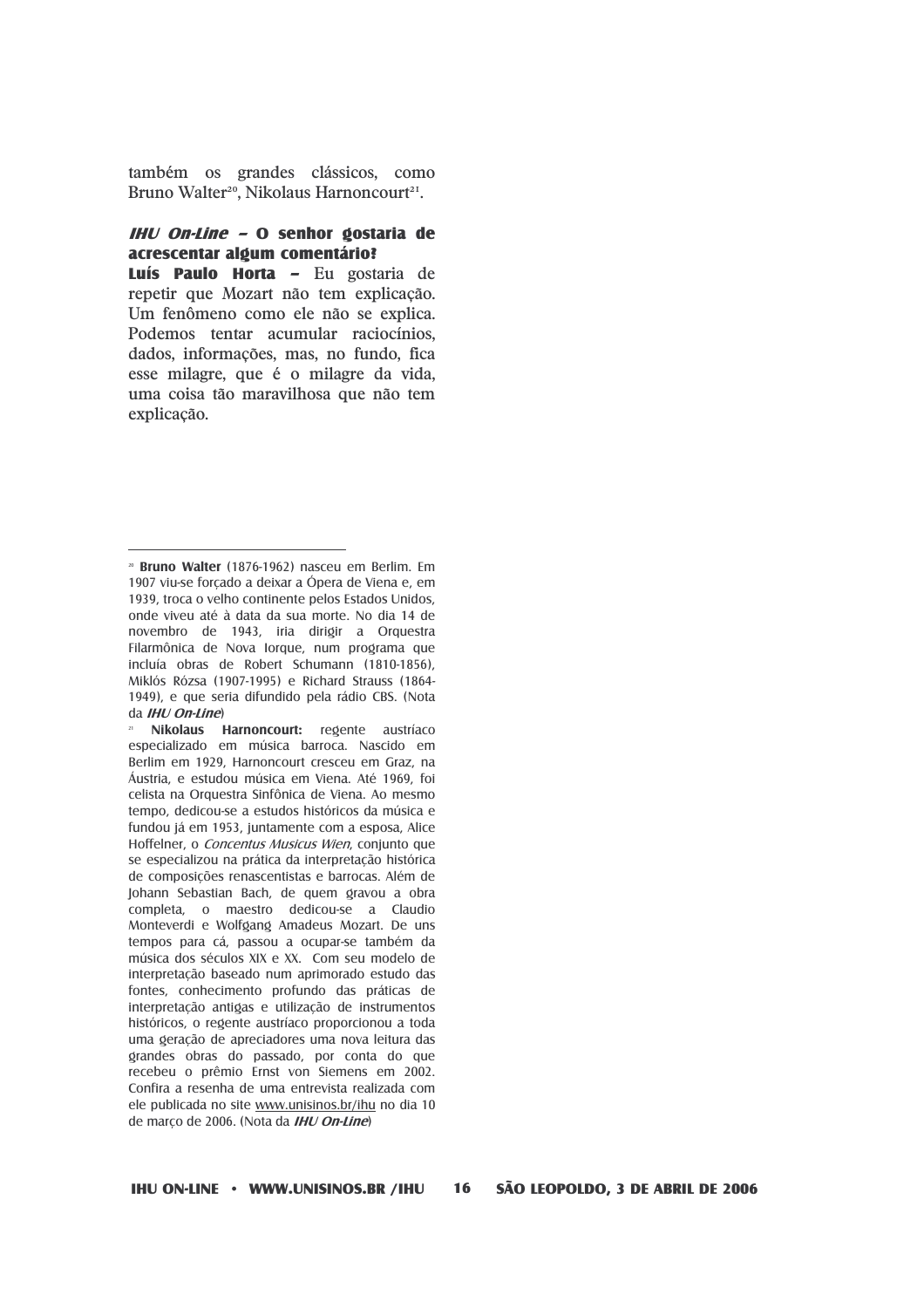também os grandes clássicos, como Bruno Walter[20], Nikolaus Harnoncourt[21].

***IHU On-Line* – O senhor gostaria de acrescentar algum comentário?**

**Luís Paulo Horta –** Eu gostaria de repetir que Mozart não tem explicação. Um fenômeno como ele não se explica. Podemos tentar acumular raciocínios, dados, informações, mas, no fundo, fica esse milagre, que é o milagre da vida, uma coisa tão maravilhosa que não tem explicação.

---

[20] **Bruno Walter** (1876-1962) nasceu em Berlim. Em 1907 viu-se forçado a deixar a Ópera de Viena e, em 1939, troca o velho continente pelos Estados Unidos, onde viveu até à data da sua morte. No dia 14 de novembro de 1943, iria dirigir a Orquestra Filarmônica de Nova Iorque, num programa que incluía obras de Robert Schumann (1810-1856), Miklós Rózsa (1907-1995) e Richard Strauss (1864-1949), e que seria difundido pela rádio CBS. (Nota da ***IHU On-Line***)

[21] **Nikolaus Harnoncourt:** regente austríaco especializado em música barroca. Nascido em Berlim em 1929, Harnoncourt cresceu em Graz, na Áustria, e estudou música em Viena. Até 1969, foi celista na Orquestra Sinfônica de Viena. Ao mesmo tempo, dedicou-se a estudos históricos da música e fundou já em 1953, juntamente com a esposa, Alice Hoffelner, o *Concentus Musicus Wien*, conjunto que se especializou na prática da interpretação histórica de composições renascentistas e barrocas. Além de Johann Sebastian Bach, de quem gravou a obra completa, o maestro dedicou-se a Claudio Monteverdi e Wolfgang Amadeus Mozart. De uns tempos para cá, passou a ocupar-se também da música dos séculos XIX e XX. Com seu modelo de interpretação baseado num aprimorado estudo das fontes, conhecimento profundo das práticas de interpretação antigas e utilização de instrumentos históricos, o regente austríaco proporcionou a toda uma geração de apreciadores uma nova leitura das grandes obras do passado, por conta do que recebeu o prêmio Ernst von Siemens em 2002. Confira a resenha de uma entrevista realizada com ele publicada no site www.unisinos.br/ihu no dia 10 de março de 2006. (Nota da ***IHU On-Line***)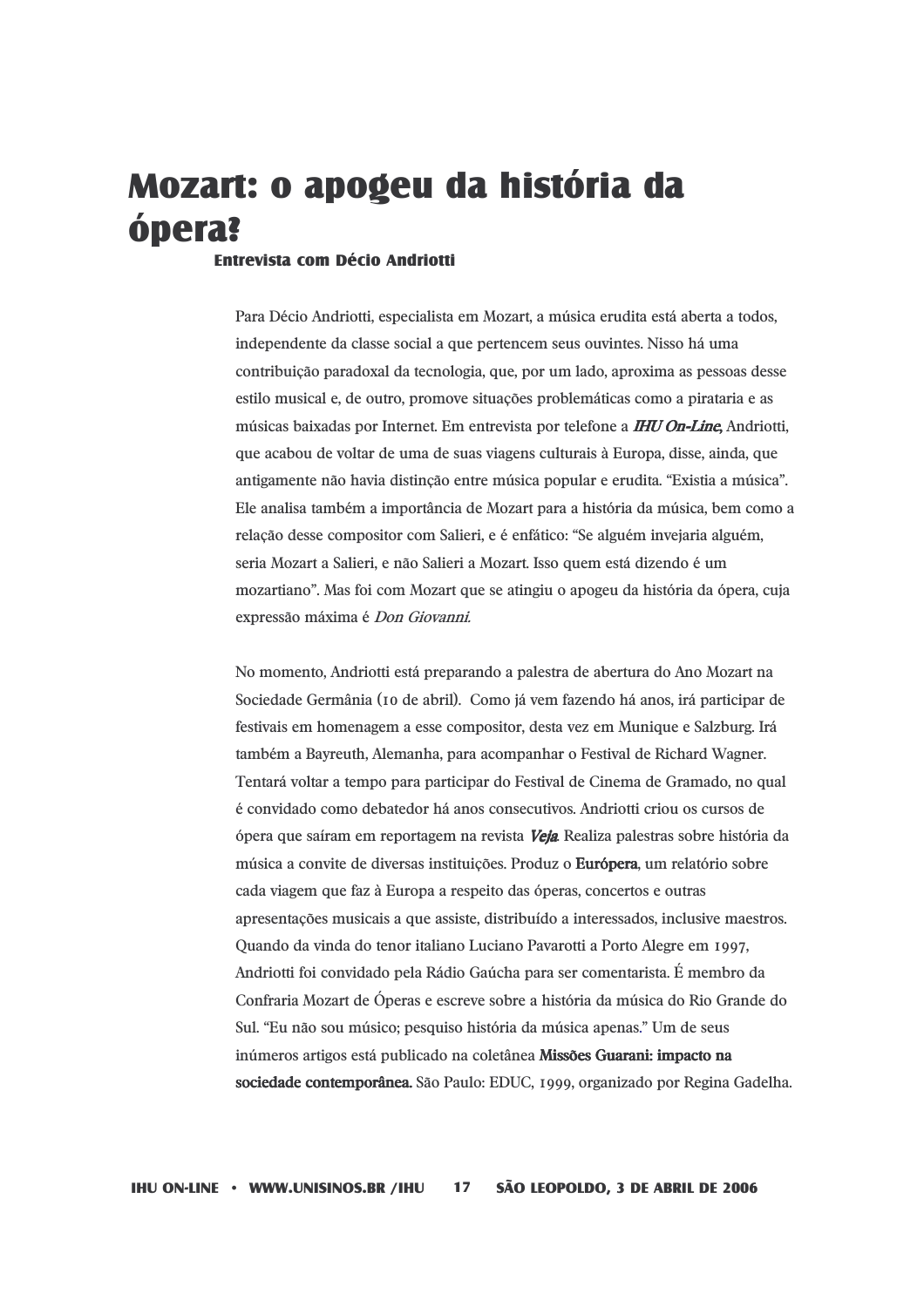# Mozart: o apogeu da história da ópera?

**Entrevista com Décio Andriotti**

Para Décio Andriotti, especialista em Mozart, a música erudita está aberta a todos, independente da classe social a que pertencem seus ouvintes. Nisso há uma contribuição paradoxal da tecnologia, que, por um lado, aproxima as pessoas desse estilo musical e, de outro, promove situações problemáticas como a pirataria e as músicas baixadas por Internet. Em entrevista por telefone a ***IHU On-Line,*** Andriotti, que acabou de voltar de uma de suas viagens culturais à Europa, disse, ainda, que antigamente não havia distinção entre música popular e erudita. “Existia a música”. Ele analisa também a importância de Mozart para a história da música, bem como a relação desse compositor com Salieri, e é enfático: “Se alguém invejaria alguém, seria Mozart a Salieri, e não Salieri a Mozart. Isso quem está dizendo é um mozartiano”. Mas foi com Mozart que se atingiu o apogeu da história da ópera, cuja expressão máxima é *Don Giovanni.*

No momento, Andriotti está preparando a palestra de abertura do Ano Mozart na Sociedade Germânia (10 de abril). Como já vem fazendo há anos, irá participar de festivais em homenagem a esse compositor, desta vez em Munique e Salzburg. Irá também a Bayreuth, Alemanha, para acompanhar o Festival de Richard Wagner. Tentará voltar a tempo para participar do Festival de Cinema de Gramado, no qual é convidado como debatedor há anos consecutivos. Andriotti criou os cursos de ópera que saíram em reportagem na revista ***Veja***. Realiza palestras sobre história da música a convite de diversas instituições. Produz o **Európera**, um relatório sobre cada viagem que faz à Europa a respeito das óperas, concertos e outras apresentações musicais a que assiste, distribuído a interessados, inclusive maestros. Quando da vinda do tenor italiano Luciano Pavarotti a Porto Alegre em 1997, Andriotti foi convidado pela Rádio Gaúcha para ser comentarista. É membro da Confraria Mozart de Óperas e escreve sobre a história da música do Rio Grande do Sul. “Eu não sou músico; pesquiso história da música apenas.” Um de seus inúmeros artigos está publicado na coletânea **Missões Guarani: impacto na sociedade contemporânea.** São Paulo: EDUC, 1999, organizado por Regina Gadelha.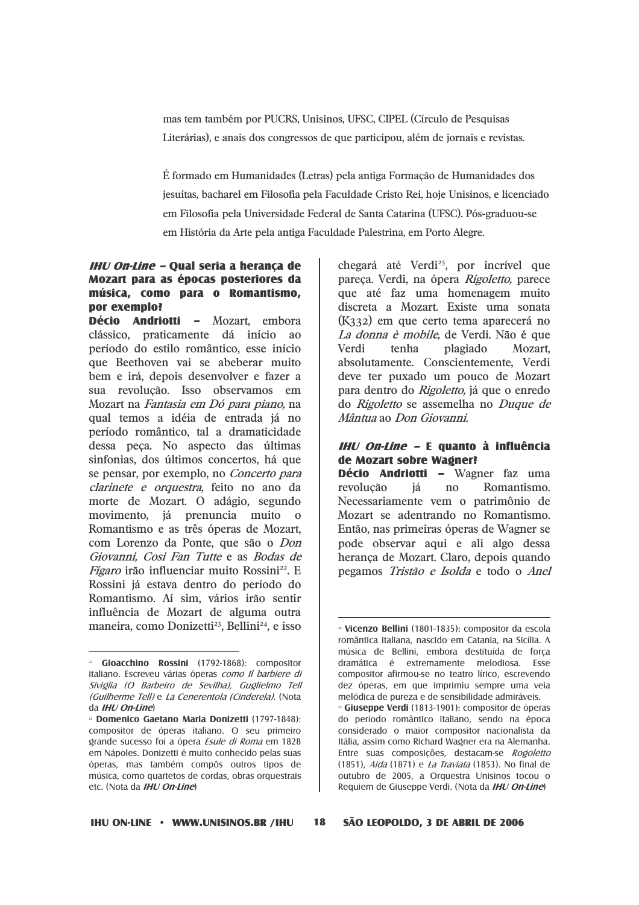mas tem também por PUCRS, Unisinos, UFSC, CIPEL (Círculo de Pesquisas Literárias), e anais dos congressos de que participou, além de jornais e revistas.

É formado em Humanidades (Letras) pela antiga Formação de Humanidades dos jesuítas, bacharel em Filosofia pela Faculdade Cristo Rei, hoje Unisinos, e licenciado em Filosofia pela Universidade Federal de Santa Catarina (UFSC). Pós-graduou-se em História da Arte pela antiga Faculdade Palestrina, em Porto Alegre.

***IHU On-Line* – Qual seria a herança de Mozart para as épocas posteriores da música, como para o Romantismo, por exemplo?**

**Décio Andriotti –** Mozart, embora clássico, praticamente dá início ao período do estilo romântico, esse início que Beethoven vai se abeberar muito bem e irá, depois desenvolver e fazer a sua revolução. Isso observamos em Mozart na *Fantasia em Dó para piano,* na qual temos a idéia de entrada já no período romântico, tal a dramaticidade dessa peça. No aspecto das últimas sinfonias, dos últimos concertos, há que se pensar, por exemplo, no *Concerto para clarinete e orquestra,* feito no ano da morte de Mozart. O adágio, segundo movimento, já prenuncia muito o Romantismo e as três óperas de Mozart, com Lorenzo da Ponte, que são o *Don Giovanni, Cosi Fan Tutte* e as *Bodas de Fígaro* irão influenciar muito Rossini[22]. E Rossini já estava dentro do período do Romantismo. Aí sim, vários irão sentir influência de Mozart de alguma outra maneira, como Donizetti[23], Bellini[24], e isso chegará até Verdi[25], por incrível que pareça. Verdi, na ópera *Rigoletto,* parece que até faz uma homenagem muito discreta a Mozart. Existe uma sonata (K332) em que certo tema aparecerá no *La donna è mobile,* de Verdi. Não é que Verdi tenha plagiado Mozart, absolutamente. Conscientemente, Verdi deve ter puxado um pouco de Mozart para dentro do *Rigoletto,* já que o enredo do *Rigoletto* se assemelha no *Duque de Mântua* ao *Don Giovanni.*

***IHU On-Line* – E quanto à influência de Mozart sobre Wagner?**

**Décio Andriotti –** Wagner faz uma revolução já no Romantismo. Necessariamente vem o patrimônio de Mozart se adentrando no Romantismo. Então, nas primeiras óperas de Wagner se pode observar aqui e ali algo dessa herança de Mozart. Claro, depois quando pegamos *Tristão e Isolda* e todo o *Anel*

---

[22] **Gioacchino Rossini** (1792-1868): compositor italiano. Escreveu várias óperas *como Il barbiere di Siviglia (O Barbeiro de Sevilha), Guglielmo Tell (Guilherme Tell)* e *La Cenerentola (Cinderela).* (Nota da ***IHU On-Line***)

[23] **Domenico Gaetano Maria Donizetti** (1797-1848): compositor de óperas italiano. O seu primeiro grande sucesso foi a ópera *Esule di Roma* em 1828 em Nápoles. Donizetti é muito conhecido pelas suas óperas, mas também compôs outros tipos de música, como quartetos de cordas, obras orquestrais etc. (Nota da ***IHU On-Line***)

[24] **Vicenzo Bellini** (1801-1835): compositor da escola romântica italiana, nascido em Catania, na Sicília. A música de Bellini, embora destituída de força dramática é extremamente melodiosa. Esse compositor afirmou-se no teatro lírico, escrevendo dez óperas, em que imprimiu sempre uma veia melódica de pureza e de sensibilidade admiráveis.

[25] **Giuseppe Verdi** (1813-1901): compositor de óperas do período romântico italiano, sendo na época considerado o maior compositor nacionalista da Itália, assim como Richard Wagner era na Alemanha. Entre suas composições, destacam-se *Rogoletto* (1851), *Aida* (1871) e *La Traviata* (1853). No final de outubro de 2005, a Orquestra Unisinos tocou o Requiem de Giuseppe Verdi. (Nota da ***IHU On-Line***)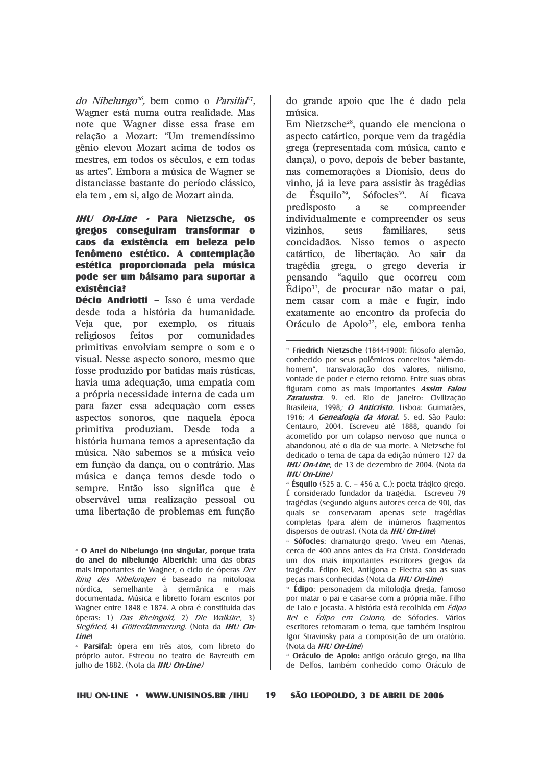*do Nibelungo*[26], bem como o *Parsifal*[27], Wagner está numa outra realidade. Mas note que Wagner disse essa frase em relação a Mozart: "Um tremendíssimo gênio elevou Mozart acima de todos os mestres, em todos os séculos, e em todas as artes". Embora a música de Wagner se distanciasse bastante do período clássico, ela tem , em si, algo de Mozart ainda.

***IHU On-Line* - Para Nietzsche, os gregos conseguiram transformar o caos da existência em beleza pelo fenômeno estético. A contemplação estética proporcionada pela música pode ser um bálsamo para suportar a existência?**

**Décio Andriotti –** Isso é uma verdade desde toda a história da humanidade. Veja que, por exemplo, os rituais religiosos feitos por comunidades primitivas envolviam sempre o som e o visual. Nesse aspecto sonoro, mesmo que fosse produzido por batidas mais rústicas, havia uma adequação, uma empatia com a própria necessidade interna de cada um para fazer essa adequação com esses aspectos sonoros, que naquela época primitiva produziam. Desde toda a história humana temos a apresentação da música. Não sabemos se a música veio em função da dança, ou o contrário. Mas música e dança temos desde todo o sempre. Então isso significa que é observável uma realização pessoal ou uma libertação de problemas em função do grande apoio que lhe é dado pela música.

Em Nietzsche[28], quando ele menciona o aspecto catártico, porque vem da tragédia grega (representada com música, canto e dança), o povo, depois de beber bastante, nas comemorações a Dionísio, deus do vinho, já ia leve para assistir às tragédias de Ésquilo[29], Sófocles[30]. Aí ficava predisposto a se compreender individualmente e compreender os seus vizinhos, seus familiares, seus concidadãos. Nisso temos o aspecto catártico, de libertação. Ao sair da tragédia grega, o grego deveria ir pensando "aquilo que ocorreu com Édipo[31], de procurar não matar o pai, nem casar com a mãe e fugir, indo exatamente ao encontro da profecia do Oráculo de Apolo[32], ele, embora tenha

---

[26] **O Anel do Nibelungo (no singular, porque trata do anel do nibelungo Alberich):** uma das obras mais importantes de Wagner, o ciclo de óperas *Der Ring des Nibelungen* é baseado na mitologia nórdica, semelhante à germânica e mais documentada. Música e libretto foram escritos por Wagner entre 1848 e 1874. A obra é constituída das óperas: 1) *Das Rheingold,* 2) *Die Walküre,* 3) *Siegfried,* 4) *Götterdämmerung*. (Nota da ***IHU On-Line***)

[27] **Parsifal:** ópera em três atos, com libreto do próprio autor. Estreou no teatro de Bayreuth em julho de 1882. (Nota da ***IHU On-Line)***

[28] **Friedrich Nietzsche** (1844-1900): filósofo alemão, conhecido por seus polêmicos conceitos "além-do-homem", transvaloração dos valores, niilismo, vontade de poder e eterno retorno. Entre suas obras figuram como as mais importantes ***Assim Falou Zaratustra***. 9. ed. Rio de Janeiro: Civilização Brasileira, 1998; ***O Anticristo***. Lisboa: Guimarães, 1916; ***A Genealogia da Moral.*** 5. ed. São Paulo: Centauro, 2004. Escreveu até 1888, quando foi acometido por um colapso nervoso que nunca o abandonou, até o dia de sua morte. A Nietzsche foi dedicado o tema de capa da edição número 127 da ***IHU On-Line***, de 13 de dezembro de 2004. (Nota da ***IHU On-Line)***

[29] **Ésquilo** (525 a. C. – 456 a. C.): poeta trágico grego. É considerado fundador da tragédia. Escreveu 79 tragédias (segundo alguns autores cerca de 90), das quais se conservaram apenas sete tragédias completas (para além de inúmeros fragmentos dispersos de outras). (Nota da ***IHU On-Line***)

[30] **Sófocles**: dramaturgo grego. Viveu em Atenas, cerca de 400 anos antes da Era Cristã. Considerado um dos mais importantes escritores gregos da tragédia. Édipo Rei, Antígona e Electra são as suas peças mais conhecidas (Nota da ***IHU On-Line***)

[31] **Édipo**: personagem da mitologia grega, famoso por matar o pai e casar-se com a própria mãe. Filho de Laio e Jocasta. A história está recolhida em *Édipo Rei* e *Édipo em Colono,* de Sófocles. Vários escritores retomaram o tema, que também inspirou Igor Stravinsky para a composição de um oratório. (Nota da ***IHU On-Line***)

[32] **Oráculo de Apolo:** antigo oráculo grego, na ilha de Delfos, também conhecido como Oráculo de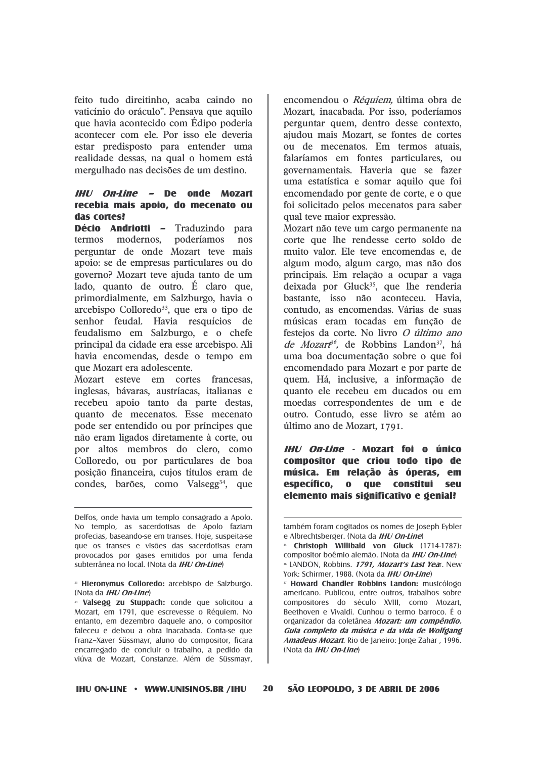feito tudo direitinho, acaba caindo no vaticínio do oráculo". Pensava que aquilo que havia acontecido com Édipo poderia acontecer com ele. Por isso ele deveria estar predisposto para entender uma realidade dessas, na qual o homem está mergulhado nas decisões de um destino.

**_IHU On-Line_ – De onde Mozart recebia mais apoio, do mecenato ou das cortes?**

**Décio Andriotti –** Traduzindo para termos modernos, poderíamos nos perguntar de onde Mozart teve mais apoio: se de empresas particulares ou do governo? Mozart teve ajuda tanto de um lado, quanto de outro. É claro que, primordialmente, em Salzburgo, havia o arcebispo Colloredo[33], que era o tipo de senhor feudal. Havia resquícios de feudalismo em Salzburgo, e o chefe principal da cidade era esse arcebispo. Ali havia encomendas, desde o tempo em que Mozart era adolescente.

Mozart esteve em cortes francesas, inglesas, bávaras, austríacas, italianas e recebeu apoio tanto da parte destas, quanto de mecenatos. Esse mecenato pode ser entendido ou por príncipes que não eram ligados diretamente à corte, ou por altos membros do clero, como Colloredo, ou por particulares de boa posição financeira, cujos títulos eram de condes, barões, como Valsegg[34], que encomendou o *Réquiem,* última obra de Mozart, inacabada. Por isso, poderíamos perguntar quem, dentro desse contexto, ajudou mais Mozart, se fontes de cortes ou de mecenatos. Em termos atuais, falaríamos em fontes particulares, ou governamentais. Haveria que se fazer uma estatística e somar aquilo que foi encomendado por gente de corte, e o que foi solicitado pelos mecenatos para saber qual teve maior expressão.

Mozart não teve um cargo permanente na corte que lhe rendesse certo soldo de muito valor. Ele teve encomendas e, de algum modo, algum cargo, mas não dos principais. Em relação a ocupar a vaga deixada por Gluck[35], que lhe renderia bastante, isso não aconteceu. Havia, contudo, as encomendas. Várias de suas músicas eram tocadas em função de festejos da corte. No livro *O último ano de Mozart*[36], de Robbins Landon[37], há uma boa documentação sobre o que foi encomendado para Mozart e por parte de quem. Há, inclusive, a informação de quanto ele recebeu em ducados ou em moedas correspondentes de um e de outro. Contudo, esse livro se atém ao último ano de Mozart, 1791.

**_IHU On-Line_ - Mozart foi o único compositor que criou todo tipo de música. Em relação às óperas, em específico, o que constitui seu elemento mais significativo e genial?**

---

Delfos, onde havia um templo consagrado a Apolo. No templo, as sacerdotisas de Apolo faziam profecias, baseando-se em transes. Hoje, suspeita-se que os transes e visões das sacerdotisas eram provocados por gases emitidos por uma fenda subterrânea no local. (Nota da ***IHU On-Line***)

[33] **Hieronymus Colloredo:** arcebispo de Salzburgo. (Nota da ***IHU On-Line***)

[34] **Valsegg zu Stuppach:** conde que solicitou a Mozart, em 1791, que escrevesse o Réquiem. No entanto, em dezembro daquele ano, o compositor faleceu e deixou a obra inacabada. Conta-se que Franz–Xaver Süssmayr, aluno do compositor, ficara encarregado de concluir o trabalho, a pedido da viúva de Mozart, Constanze. Além de Süssmayr, também foram cogitados os nomes de Joseph Eybler e Albrechtsberger. (Nota da ***IHU On-Line***)

[35] **Christoph Willibald von Gluck** (1714-1787): compositor boêmio alemão. (Nota da ***IHU On-Line***)

[36] LANDON, Robbins. ***1791, Mozart's Last Yea***r. New York: Schirmer, 1988. (Nota da ***IHU On-Line***)

[37] **Howard Chandler Robbins Landon:** musicólogo americano. Publicou, entre outros, trabalhos sobre compositores do século XVIII, como Mozart, Beethoven e Vivaldi. Cunhou o termo barroco. É o organizador da coletânea ***Mozart: um compêndio. Guia completo da música e da vida de Wolfgang Amadeus Mozart***. Rio de Janeiro: Jorge Zahar , 1996. (Nota da ***IHU On-Line***)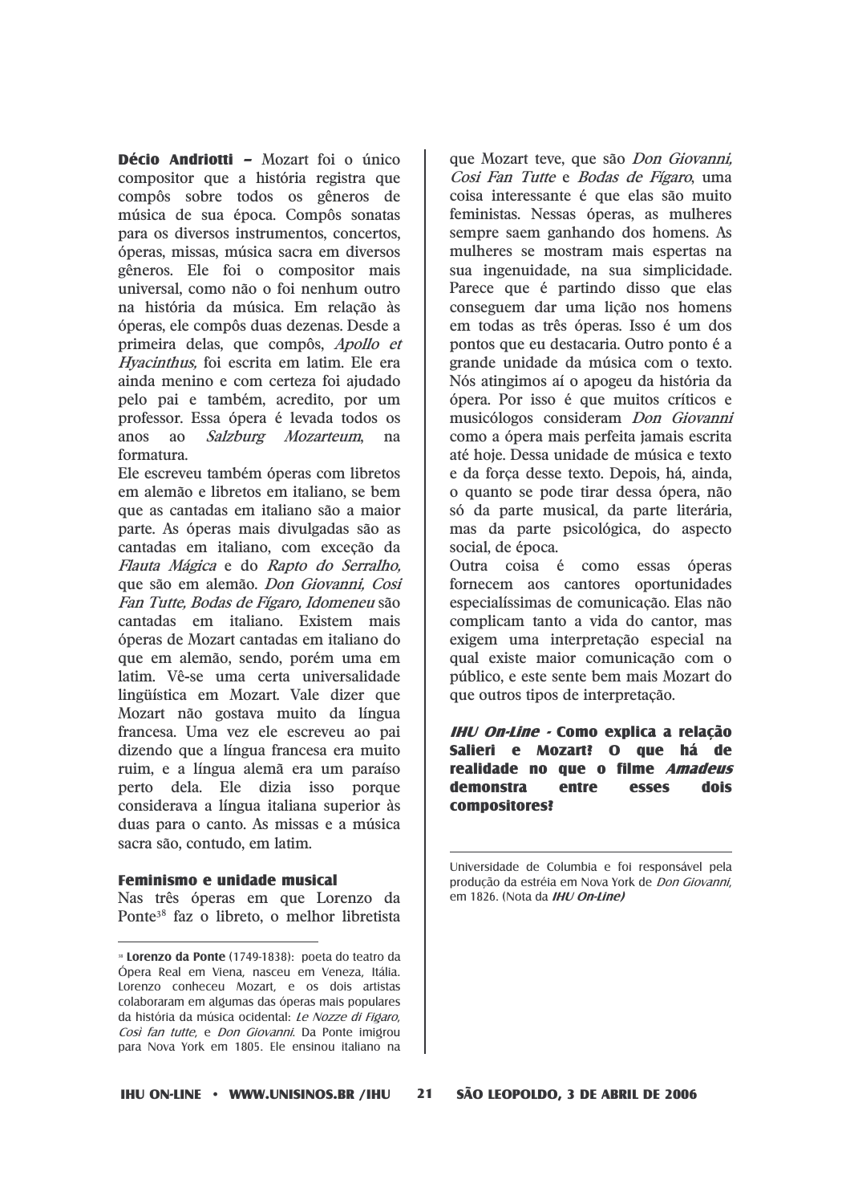**Décio Andriotti –** Mozart foi o único compositor que a história registra que compôs sobre todos os gêneros de música de sua época. Compôs sonatas para os diversos instrumentos, concertos, óperas, missas, música sacra em diversos gêneros. Ele foi o compositor mais universal, como não o foi nenhum outro na história da música. Em relação às óperas, ele compôs duas dezenas. Desde a primeira delas, que compôs, *Apollo et Hyacinthus,* foi escrita em latim. Ele era ainda menino e com certeza foi ajudado pelo pai e também, acredito, por um professor. Essa ópera é levada todos os anos ao *Salzburg Mozarteum*, na formatura.

Ele escreveu também óperas com libretos em alemão e libretos em italiano, se bem que as cantadas em italiano são a maior parte. As óperas mais divulgadas são as cantadas em italiano, com exceção da *Flauta Mágica* e do *Rapto do Serralho,* que são em alemão. *Don Giovanni, Cosi Fan Tutte, Bodas de Fígaro, Idomeneu* são cantadas em italiano. Existem mais óperas de Mozart cantadas em italiano do que em alemão, sendo, porém uma em latim. Vê-se uma certa universalidade lingüística em Mozart. Vale dizer que Mozart não gostava muito da língua francesa. Uma vez ele escreveu ao pai dizendo que a língua francesa era muito ruim, e a língua alemã era um paraíso perto dela. Ele dizia isso porque considerava a língua italiana superior às duas para o canto. As missas e a música sacra são, contudo, em latim.

#### Feminismo e unidade musical

Nas três óperas em que Lorenzo da Ponte[38] faz o libreto, o melhor libretista que Mozart teve, que são *Don Giovanni, Cosi Fan Tutte* e *Bodas de Fígaro*, uma coisa interessante é que elas são muito feministas. Nessas óperas, as mulheres sempre saem ganhando dos homens. As mulheres se mostram mais espertas na sua ingenuidade, na sua simplicidade. Parece que é partindo disso que elas conseguem dar uma lição nos homens em todas as três óperas. Isso é um dos pontos que eu destacaria. Outro ponto é a grande unidade da música com o texto. Nós atingimos aí o apogeu da história da ópera. Por isso é que muitos críticos e musicólogos consideram *Don Giovanni* como a ópera mais perfeita jamais escrita até hoje. Dessa unidade de música e texto e da força desse texto. Depois, há, ainda, o quanto se pode tirar dessa ópera, não só da parte musical, da parte literária, mas da parte psicológica, do aspecto social, de época.

Outra coisa é como essas óperas fornecem aos cantores oportunidades especialíssimas de comunicação. Elas não complicam tanto a vida do cantor, mas exigem uma interpretação especial na qual existe maior comunicação com o público, e este sente bem mais Mozart do que outros tipos de interpretação.

***IHU On-Line* - Como explica a relação Salieri e Mozart? O que há de realidade no que o filme *Amadeus* demonstra entre esses dois compositores?**

---

[38] **Lorenzo da Ponte** (1749-1838): poeta do teatro da Ópera Real em Viena, nasceu em Veneza, Itália. Lorenzo conheceu Mozart, e os dois artistas colaboraram em algumas das óperas mais populares da história da música ocidental: *Le Nozze di Figaro, Così fan tutte*, e *Don Giovanni*. Da Ponte imigrou para Nova York em 1805. Ele ensinou italiano na Universidade de Columbia e foi responsável pela produção da estréia em Nova York de *Don Giovanni*, em 1826. (Nota da ***IHU On-Line)***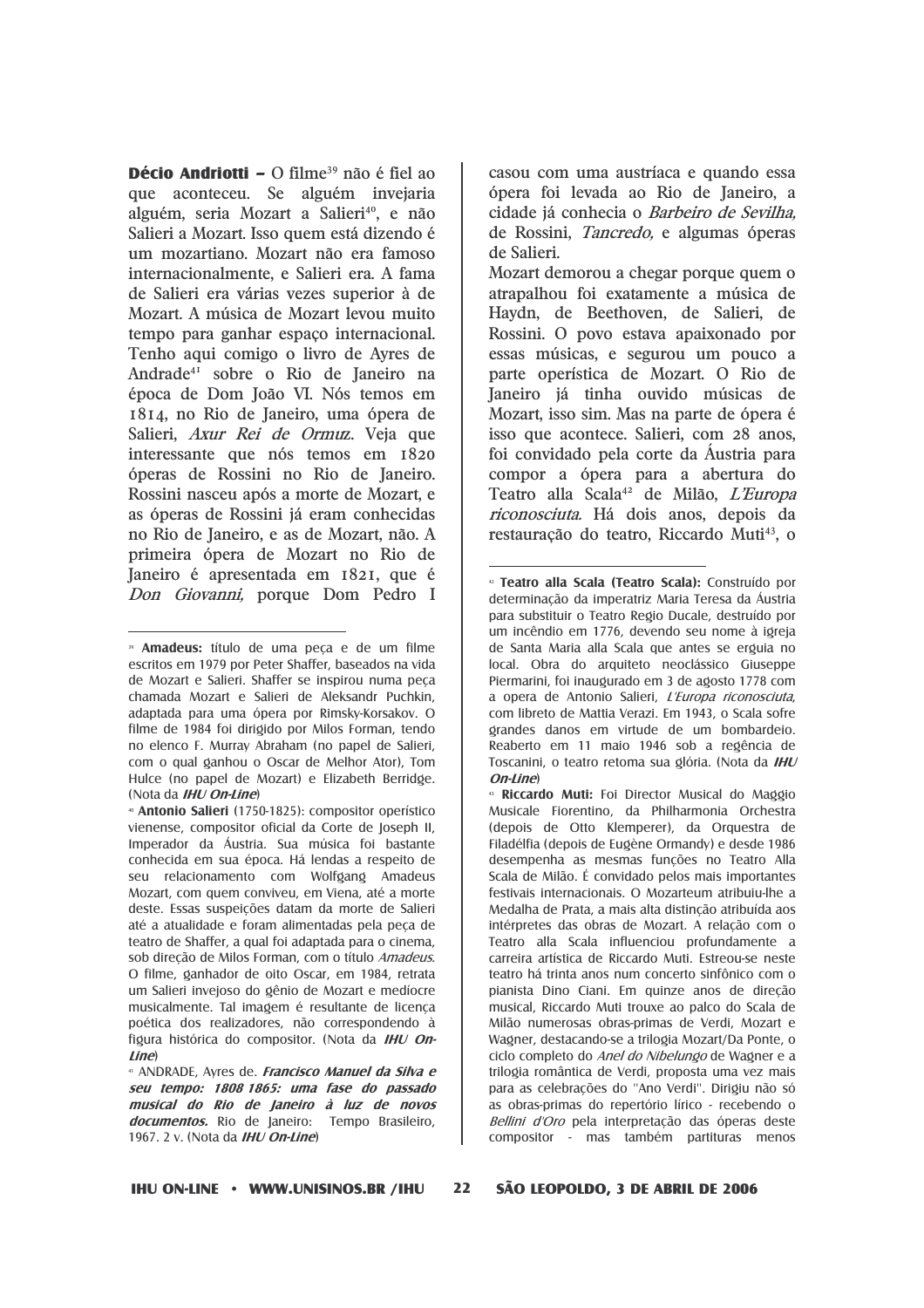**Décio Andriotti –** O filme[39] não é fiel ao que aconteceu. Se alguém invejaria alguém, seria Mozart a Salieri[40], e não Salieri a Mozart. Isso quem está dizendo é um mozartiano. Mozart não era famoso internacionalmente, e Salieri era. A fama de Salieri era várias vezes superior à de Mozart. A música de Mozart levou muito tempo para ganhar espaço internacional. Tenho aqui comigo o livro de Ayres de Andrade[41] sobre o Rio de Janeiro na época de Dom João VI. Nós temos em 1814, no Rio de Janeiro, uma ópera de Salieri, *Axur Rei de Ormuz*. Veja que interessante que nós temos em 1820 óperas de Rossini no Rio de Janeiro. Rossini nasceu após a morte de Mozart, e as óperas de Rossini já eram conhecidas no Rio de Janeiro, e as de Mozart, não. A primeira ópera de Mozart no Rio de Janeiro é apresentada em 1821, que é *Don Giovanni,* porque Dom Pedro I casou com uma austríaca e quando essa ópera foi levada ao Rio de Janeiro, a cidade já conhecia o *Barbeiro de Sevilha,* de Rossini, *Tancredo,* e algumas óperas de Salieri.

Mozart demorou a chegar porque quem o atrapalhou foi exatamente a música de Haydn, de Beethoven, de Salieri, de Rossini. O povo estava apaixonado por essas músicas, e segurou um pouco a parte operística de Mozart. O Rio de Janeiro já tinha ouvido músicas de Mozart, isso sim. Mas na parte de ópera é isso que acontece. Salieri, com 28 anos, foi convidado pela corte da Áustria para compor a ópera para a abertura do Teatro alla Scala[42] de Milão, *L'Europa riconosciuta.* Há dois anos, depois da restauração do teatro, Riccardo Muti[43], o

---

[39] **Amadeus:** título de uma peça e de um filme escritos em 1979 por Peter Shaffer, baseados na vida de Mozart e Salieri. Shaffer se inspirou numa peça chamada Mozart e Salieri de Aleksandr Puchkin, adaptada para uma ópera por Rimsky-Korsakov. O filme de 1984 foi dirigido por Milos Forman, tendo no elenco F. Murray Abraham (no papel de Salieri, com o qual ganhou o Oscar de Melhor Ator), Tom Hulce (no papel de Mozart) e Elizabeth Berridge. (Nota da ***IHU On-Line***)

[40] **Antonio Salieri** (1750-1825): compositor operístico vienense, compositor oficial da Corte de Joseph II, Imperador da Áustria. Sua música foi bastante conhecida em sua época. Há lendas a respeito de seu relacionamento com Wolfgang Amadeus Mozart, com quem conviveu, em Viena, até a morte deste. Essas suspeições datam da morte de Salieri até a atualidade e foram alimentadas pela peça de teatro de Shaffer, a qual foi adaptada para o cinema, sob direção de Milos Forman, com o título *Amadeus*. O filme, ganhador de oito Oscar, em 1984, retrata um Salieri invejoso do gênio de Mozart e medíocre musicalmente. Tal imagem é resultante de licença poética dos realizadores, não correspondendo à figura histórica do compositor. (Nota da ***IHU On-Line***)

[41] ANDRADE, Ayres de. ***Francisco Manuel da Silva e seu tempo: 1808 1865: uma fase do passado musical do Rio de Janeiro à luz de novos documentos.*** Rio de Janeiro: Tempo Brasileiro, 1967. 2 v. (Nota da ***IHU On-Line***)

[42] **Teatro alla Scala (Teatro Scala):** Construído por determinação da imperatriz Maria Teresa da Áustria para substituir o Teatro Regio Ducale, destruído por um incêndio em 1776, devendo seu nome à igreja de Santa Maria alla Scala que antes se erguia no local. Obra do arquiteto neoclássico Giuseppe Piermarini, foi inaugurado em 3 de agosto 1778 com a opera de Antonio Salieri, *L'Europa riconosciuta*, com libreto de Mattia Verazi. Em 1943, o Scala sofre grandes danos em virtude de um bombardeio. Reaberto em 11 maio 1946 sob a regência de Toscanini, o teatro retoma sua glória. (Nota da ***IHU On-Line***)

[43] **Riccardo Muti:** Foi Director Musical do Maggio Musicale Fiorentino, da Philharmonia Orchestra (depois de Otto Klemperer), da Orquestra de Filadélfia (depois de Eugène Ormandy) e desde 1986 desempenha as mesmas funções no Teatro Alla Scala de Milão. É convidado pelos mais importantes festivais internacionais. O Mozarteum atribuiu-lhe a Medalha de Prata, a mais alta distinção atribuída aos intérpretes das obras de Mozart. A relação com o Teatro alla Scala influenciou profundamente a carreira artística de Riccardo Muti. Estreou-se neste teatro há trinta anos num concerto sinfônico com o pianista Dino Ciani. Em quinze anos de direção musical, Riccardo Muti trouxe ao palco do Scala de Milão numerosas obras-primas de Verdi, Mozart e Wagner, destacando-se a trilogia Mozart/Da Ponte, o ciclo completo do *Anel do Nibelungo* de Wagner e a trilogia romântica de Verdi, proposta uma vez mais para as celebrações do "Ano Verdi". Dirigiu não só as obras-primas do repertório lírico - recebendo o *Bellini d'Oro* pela interpretação das óperas deste compositor - mas também partituras menos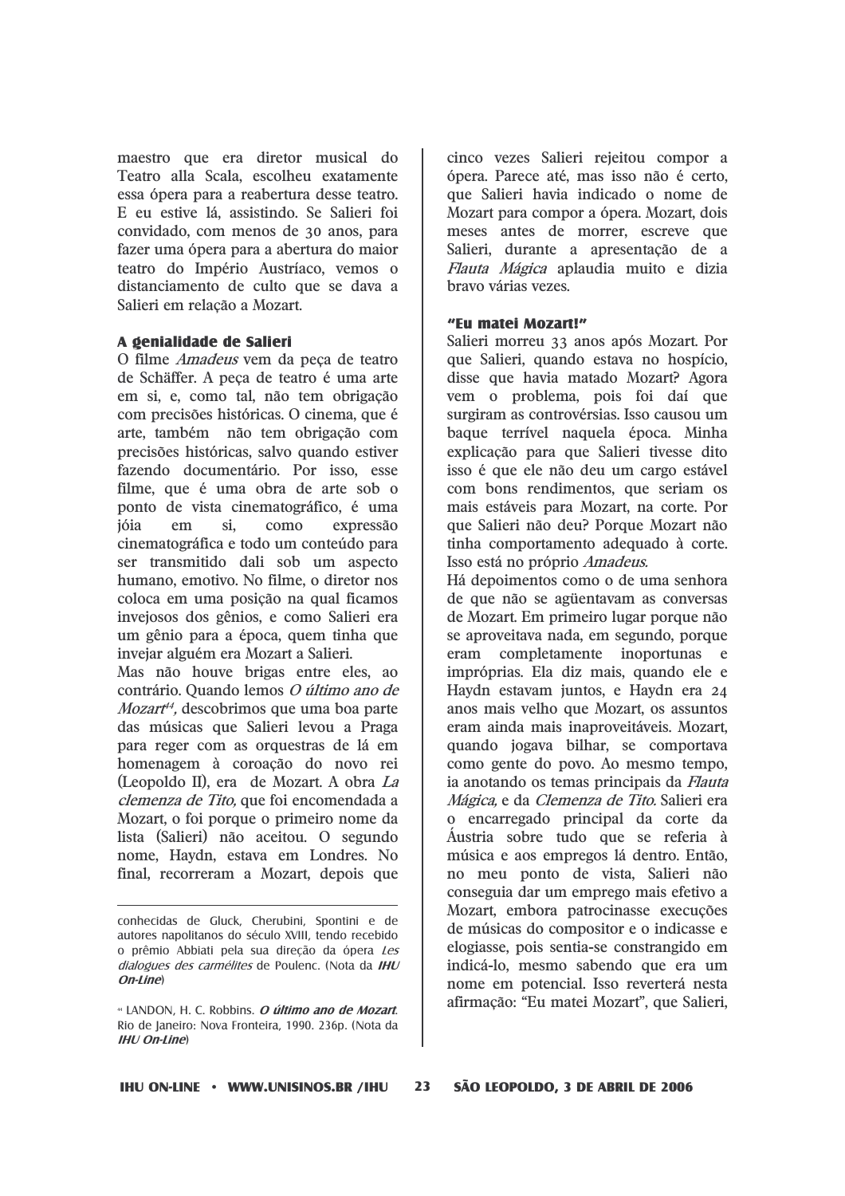maestro que era diretor musical do Teatro alla Scala, escolheu exatamente essa ópera para a reabertura desse teatro. E eu estive lá, assistindo. Se Salieri foi convidado, com menos de 30 anos, para fazer uma ópera para a abertura do maior teatro do Império Austríaco, vemos o distanciamento de culto que se dava a Salieri em relação a Mozart.

### A genialidade de Salieri

O filme *Amadeus* vem da peça de teatro de Schäffer. A peça de teatro é uma arte em si, e, como tal, não tem obrigação com precisões históricas. O cinema, que é arte, também não tem obrigação com precisões históricas, salvo quando estiver fazendo documentário. Por isso, esse filme, que é uma obra de arte sob o ponto de vista cinematográfico, é uma jóia em si, como expressão cinematográfica e todo um conteúdo para ser transmitido dali sob um aspecto humano, emotivo. No filme, o diretor nos coloca em uma posição na qual ficamos invejosos dos gênios, e como Salieri era um gênio para a época, quem tinha que invejar alguém era Mozart a Salieri.

Mas não houve brigas entre eles, ao contrário. Quando lemos *O último ano de Mozart*[44], descobrimos que uma boa parte das músicas que Salieri levou a Praga para reger com as orquestras de lá em homenagem à coroação do novo rei (Leopoldo II), era de Mozart. A obra *La clemenza de Tito*, que foi encomendada a Mozart, o foi porque o primeiro nome da lista (Salieri) não aceitou. O segundo nome, Haydn, estava em Londres. No final, recorreram a Mozart, depois que cinco vezes Salieri rejeitou compor a ópera. Parece até, mas isso não é certo, que Salieri havia indicado o nome de Mozart para compor a ópera. Mozart, dois meses antes de morrer, escreve que Salieri, durante a apresentação de a *Flauta Mágica* aplaudia muito e dizia bravo várias vezes.

### "Eu matei Mozart!"

Salieri morreu 33 anos após Mozart. Por que Salieri, quando estava no hospício, disse que havia matado Mozart? Agora vem o problema, pois foi daí que surgiram as controvérsias. Isso causou um baque terrível naquela época. Minha explicação para que Salieri tivesse dito isso é que ele não deu um cargo estável com bons rendimentos, que seriam os mais estáveis para Mozart, na corte. Por que Salieri não deu? Porque Mozart não tinha comportamento adequado à corte. Isso está no próprio *Amadeus.*

Há depoimentos como o de uma senhora de que não se agüentavam as conversas de Mozart. Em primeiro lugar porque não se aproveitava nada, em segundo, porque eram completamente inoportunas e impróprias. Ela diz mais, quando ele e Haydn estavam juntos, e Haydn era 24 anos mais velho que Mozart, os assuntos eram ainda mais inaproveitáveis. Mozart, quando jogava bilhar, se comportava como gente do povo. Ao mesmo tempo, ia anotando os temas principais da *Flauta Mágica*, e da *Clemenza de Tito*. Salieri era o encarregado principal da corte da Áustria sobre tudo que se referia à música e aos empregos lá dentro. Então, no meu ponto de vista, Salieri não conseguia dar um emprego mais efetivo a Mozart, embora patrocinasse execuções de músicas do compositor e o indicasse e elogiasse, pois sentia-se constrangido em indicá-lo, mesmo sabendo que era um nome em potencial. Isso reverterá nesta afirmação: "Eu matei Mozart", que Salieri,

---

conhecidas de Gluck, Cherubini, Spontini e de autores napolitanos do século XVIII, tendo recebido o prêmio Abbiati pela sua direção da ópera *Les dialogues des carmélites* de Poulenc. (Nota da ***IHU On-Line***)

[44] LANDON, H. C. Robbins. ***O último ano de Mozart***. Rio de Janeiro: Nova Fronteira, 1990. 236p. (Nota da ***IHU On-Line***)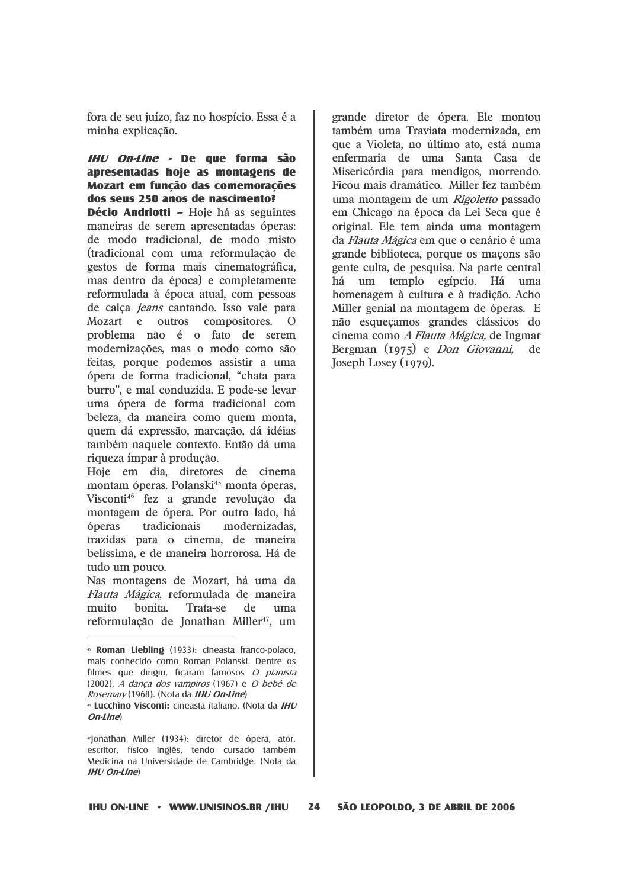fora de seu juízo, faz no hospício. Essa é a minha explicação.

***IHU On-Line* - De que forma são apresentadas hoje as montagens de Mozart em função das comemorações dos seus 250 anos de nascimento?**

**Décio Andriotti –** Hoje há as seguintes maneiras de serem apresentadas óperas: de modo tradicional, de modo misto (tradicional com uma reformulação de gestos de forma mais cinematográfica, mas dentro da época) e completamente reformulada à época atual, com pessoas de calça *jeans* cantando. Isso vale para Mozart e outros compositores. O problema não é o fato de serem modernizações, mas o modo como são feitas, porque podemos assistir a uma ópera de forma tradicional, "chata para burro", e mal conduzida. E pode-se levar uma ópera de forma tradicional com beleza, da maneira como quem monta, quem dá expressão, marcação, dá idéias também naquele contexto. Então dá uma riqueza ímpar à produção.

Hoje em dia, diretores de cinema montam óperas. Polanski[45] monta óperas, Visconti[46] fez a grande revolução da montagem de ópera. Por outro lado, há óperas tradicionais modernizadas, trazidas para o cinema, de maneira belíssima, e de maneira horrorosa. Há de tudo um pouco.

Nas montagens de Mozart, há uma da *Flauta Mágica*, reformulada de maneira muito bonita. Trata-se de uma reformulação de Jonathan Miller[47], um grande diretor de ópera. Ele montou também uma Traviata modernizada, em que a Violeta, no último ato, está numa enfermaria de uma Santa Casa de Misericórdia para mendigos, morrendo. Ficou mais dramático. Miller fez também uma montagem de um *Rigoletto* passado em Chicago na época da Lei Seca que é original. Ele tem ainda uma montagem da *Flauta Mágica* em que o cenário é uma grande biblioteca, porque os maçons são gente culta, de pesquisa. Na parte central há um templo egípcio. Há uma homenagem à cultura e à tradição. Acho Miller genial na montagem de óperas. E não esqueçamos grandes clássicos do cinema como *A Flauta Mágica,* de Ingmar Bergman (1975) e *Don Giovanni,* de Joseph Losey (1979).

---

[45] **Roman Liebling** (1933): cineasta franco-polaco, mais conhecido como Roman Polanski. Dentre os filmes que dirigiu, ficaram famosos *O pianista* (2002), *A dança dos vampiros* (1967) e *O bebê de Rosemary* (1968). (Nota da ***IHU On-Line***)

[46] **Lucchino Visconti:** cineasta italiano. (Nota da ***IHU On-Line***)

[47] Jonathan Miller (1934): diretor de ópera, ator, escritor, físico inglês, tendo cursado também Medicina na Universidade de Cambridge. (Nota da ***IHU On-Line***)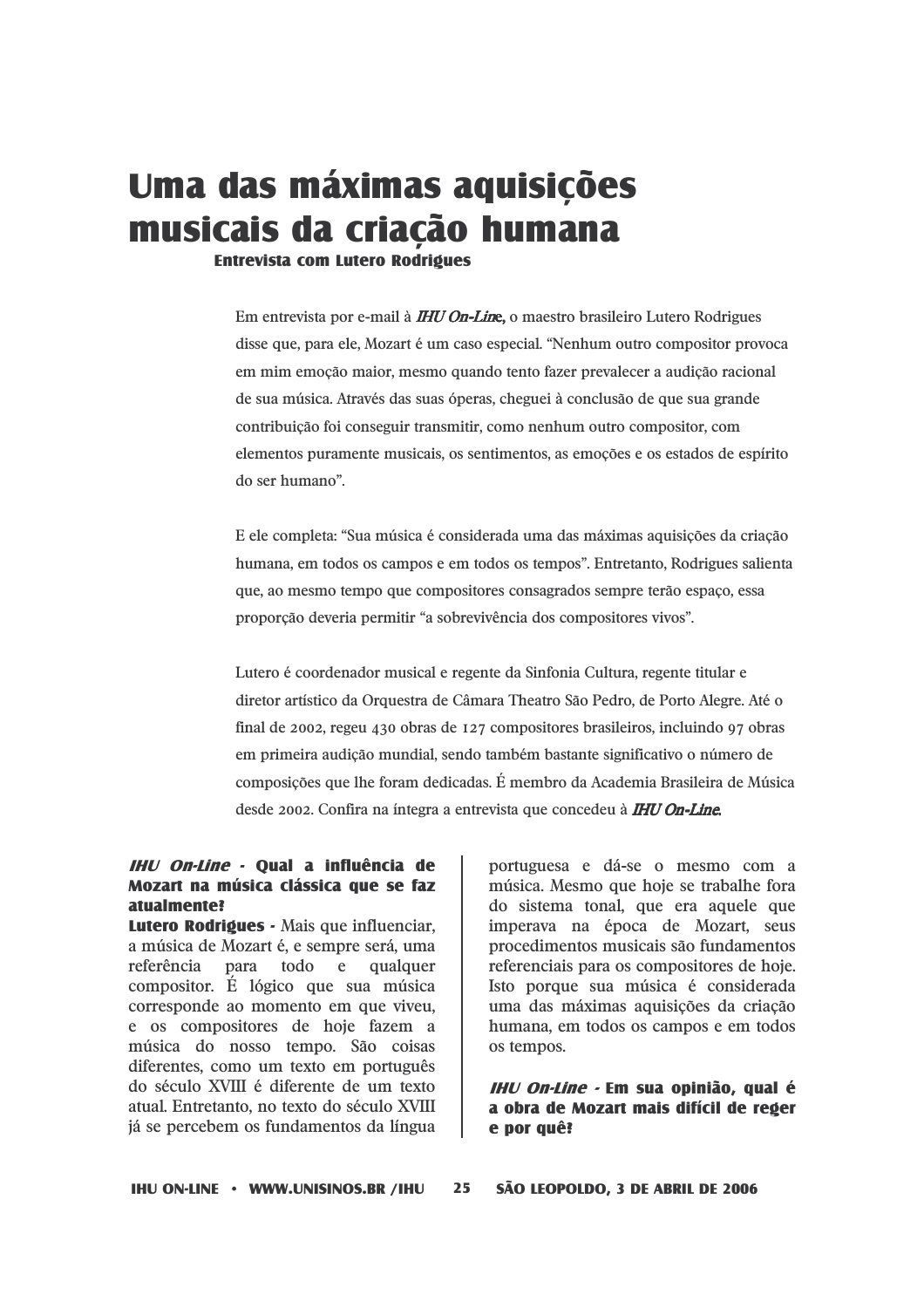# Uma das máximas aquisições musicais da criação humana

### Entrevista com Lutero Rodrigues

Em entrevista por e-mail à ***IHU On-Line***, o maestro brasileiro Lutero Rodrigues disse que, para ele, Mozart é um caso especial. "Nenhum outro compositor provoca em mim emoção maior, mesmo quando tento fazer prevalecer a audição racional de sua música. Através das suas óperas, cheguei à conclusão de que sua grande contribuição foi conseguir transmitir, como nenhum outro compositor, com elementos puramente musicais, os sentimentos, as emoções e os estados de espírito do ser humano".

E ele completa: "Sua música é considerada uma das máximas aquisições da criação humana, em todos os campos e em todos os tempos". Entretanto, Rodrigues salienta que, ao mesmo tempo que compositores consagrados sempre terão espaço, essa proporção deveria permitir "a sobrevivência dos compositores vivos".

Lutero é coordenador musical e regente da Sinfonia Cultura, regente titular e diretor artístico da Orquestra de Câmara Theatro São Pedro, de Porto Alegre. Até o final de 2002, regeu 430 obras de 127 compositores brasileiros, incluindo 97 obras em primeira audição mundial, sendo também bastante significativo o número de composições que lhe foram dedicadas. É membro da Academia Brasileira de Música desde 2002. Confira na íntegra a entrevista que concedeu à ***IHU On-Line***.

***IHU On-Line* - Qual a influência de Mozart na música clássica que se faz atualmente?**

**Lutero Rodrigues -** Mais que influenciar, a música de Mozart é, e sempre será, uma referência para todo e qualquer compositor. É lógico que sua música corresponde ao momento em que viveu, e os compositores de hoje fazem a música do nosso tempo. São coisas diferentes, como um texto em português do século XVIII é diferente de um texto atual. Entretanto, no texto do século XVIII já se percebem os fundamentos da língua portuguesa e dá-se o mesmo com a música. Mesmo que hoje se trabalhe fora do sistema tonal, que era aquele que imperava na época de Mozart, seus procedimentos musicais são fundamentos referenciais para os compositores de hoje. Isto porque sua música é considerada uma das máximas aquisições da criação humana, em todos os campos e em todos os tempos.

***IHU On-Line* - Em sua opinião, qual é a obra de Mozart mais difícil de reger e por quê?**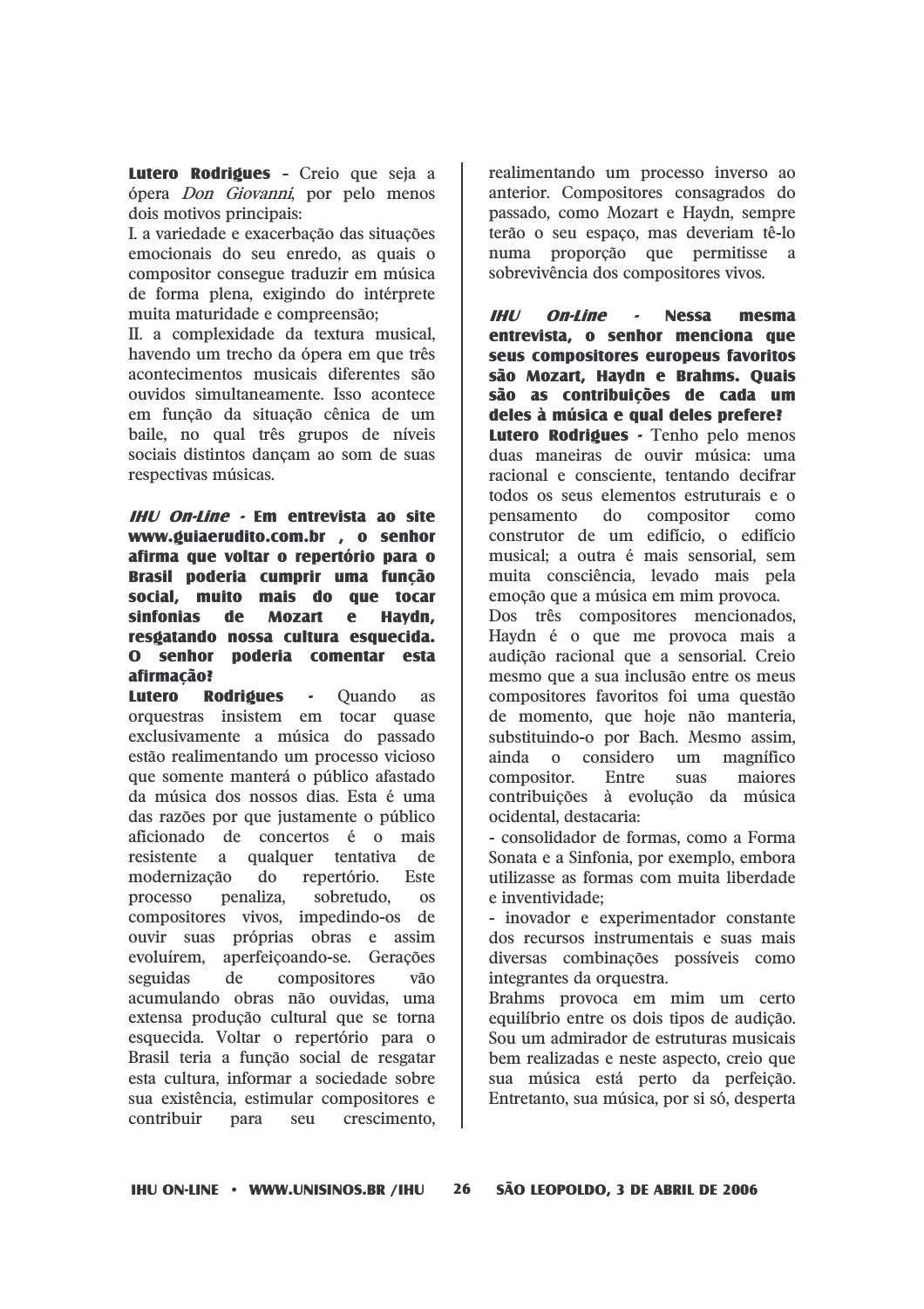**Lutero Rodrigues** – Creio que seja a ópera *Don Giovanni*, por pelo menos dois motivos principais:

I. a variedade e exacerbação das situações emocionais do seu enredo, as quais o compositor consegue traduzir em música de forma plena, exigindo do intérprete muita maturidade e compreensão;

II. a complexidade da textura musical, havendo um trecho da ópera em que três acontecimentos musicais diferentes são ouvidos simultaneamente. Isso acontece em função da situação cênica de um baile, no qual três grupos de níveis sociais distintos dançam ao som de suas respectivas músicas.

***IHU On-Line*** **- Em entrevista ao site www.guiaerudito.com.br , o senhor afirma que voltar o repertório para o Brasil poderia cumprir uma função social, muito mais do que tocar sinfonias de Mozart e Haydn, resgatando nossa cultura esquecida. O senhor poderia comentar esta afirmação?**

**Lutero Rodrigues** - Quando as orquestras insistem em tocar quase exclusivamente a música do passado estão realimentando um processo vicioso que somente manterá o público afastado da música dos nossos dias. Esta é uma das razões por que justamente o público aficionado de concertos é o mais resistente a qualquer tentativa de modernização do repertório. Este processo penaliza, sobretudo, os compositores vivos, impedindo-os de ouvir suas próprias obras e assim evoluírem, aperfeiçoando-se. Gerações seguidas de compositores vão acumulando obras não ouvidas, uma extensa produção cultural que se torna esquecida. Voltar o repertório para o Brasil teria a função social de resgatar esta cultura, informar a sociedade sobre sua existência, estimular compositores e contribuir para seu crescimento, realimentando um processo inverso ao anterior. Compositores consagrados do passado, como Mozart e Haydn, sempre terão o seu espaço, mas deveriam tê-lo numa proporção que permitisse a sobrevivência dos compositores vivos.

***IHU On-Line*** **- Nessa mesma entrevista, o senhor menciona que seus compositores europeus favoritos são Mozart, Haydn e Brahms. Quais são as contribuições de cada um deles à música e qual deles prefere?**

**Lutero Rodrigues** - Tenho pelo menos duas maneiras de ouvir música: uma racional e consciente, tentando decifrar todos os seus elementos estruturais e o pensamento do compositor como construtor de um edifício, o edifício musical; a outra é mais sensorial, sem muita consciência, levado mais pela emoção que a música em mim provoca.

Dos três compositores mencionados, Haydn é o que me provoca mais a audição racional que a sensorial. Creio mesmo que a sua inclusão entre os meus compositores favoritos foi uma questão de momento, que hoje não manteria, substituindo-o por Bach. Mesmo assim, ainda o considero um magnífico compositor. Entre suas maiores contribuições à evolução da música ocidental, destacaria:

- consolidador de formas, como a Forma Sonata e a Sinfonia, por exemplo, embora utilizasse as formas com muita liberdade e inventividade;
- inovador e experimentador constante dos recursos instrumentais e suas mais diversas combinações possíveis como integrantes da orquestra.

Brahms provoca em mim um certo equilíbrio entre os dois tipos de audição. Sou um admirador de estruturas musicais bem realizadas e neste aspecto, creio que sua música está perto da perfeição. Entretanto, sua música, por si só, desperta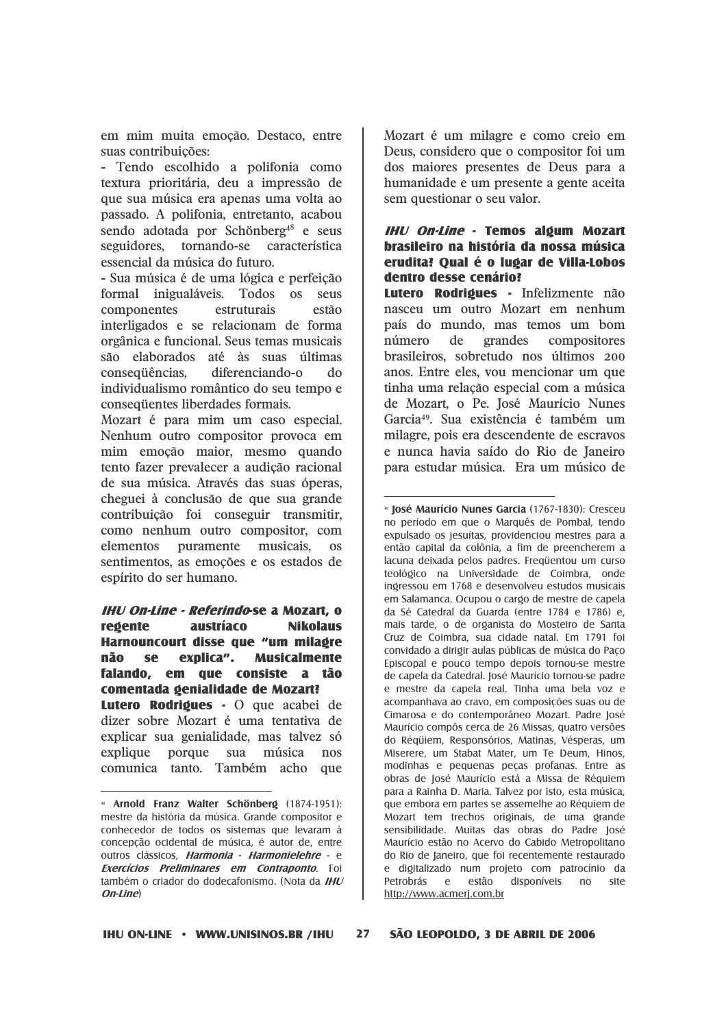em mim muita emoção. Destaco, entre suas contribuições:

- Tendo escolhido a polifonia como textura prioritária, deu a impressão de que sua música era apenas uma volta ao passado. A polifonia, entretanto, acabou sendo adotada por Schönberg[48] e seus seguidores, tornando-se característica essencial da música do futuro.
- Sua música é de uma lógica e perfeição formal inigualáveis. Todos os seus componentes estruturais estão interligados e se relacionam de forma orgânica e funcional. Seus temas musicais são elaborados até às suas últimas conseqüências, diferenciando-o do individualismo romântico do seu tempo e conseqüentes liberdades formais.

Mozart é para mim um caso especial. Nenhum outro compositor provoca em mim emoção maior, mesmo quando tento fazer prevalecer a audição racional de sua música. Através das suas óperas, cheguei à conclusão de que sua grande contribuição foi conseguir transmitir, como nenhum outro compositor, com elementos puramente musicais, os sentimentos, as emoções e os estados de espírito do ser humano.

**_IHU On-Line - Referindo_-se a Mozart, o regente austríaco Nikolaus Harnouncourt disse que "um milagre não se explica". Musicalmente falando, em que consiste a tão comentada genialidade de Mozart?**

**Lutero Rodrigues -** O que acabei de dizer sobre Mozart é uma tentativa de explicar sua genialidade, mas talvez só explique porque sua música nos comunica tanto. Também acho que Mozart é um milagre e como creio em Deus, considero que o compositor foi um dos maiores presentes de Deus para a humanidade e um presente a gente aceita sem questionar o seu valor.

**_IHU On-Line_ - Temos algum Mozart brasileiro na história da nossa música erudita? Qual é o lugar de Villa-Lobos dentro desse cenário?**

**Lutero Rodrigues -** Infelizmente não nasceu um outro Mozart em nenhum país do mundo, mas temos um bom número de grandes compositores brasileiros, sobretudo nos últimos 200 anos. Entre eles, vou mencionar um que tinha uma relação especial com a música de Mozart, o Pe. José Maurício Nunes Garcia[49]. Sua existência é também um milagre, pois era descendente de escravos e nunca havia saído do Rio de Janeiro para estudar música. Era um músico de

---

[48] **Arnold Franz Walter Schönberg** (1874-1951): mestre da história da música. Grande compositor e conhecedor de todos os sistemas que levaram à concepção ocidental de música, é autor de, entre outros clássicos, ***Harmonia - Harmonielehre*** - e ***Exercícios Preliminares em Contraponto***. Foi também o criador do dodecafonismo. (Nota da ***IHU On-Line***)

[49] **José Maurício Nunes Garcia** (1767-1830): Cresceu no período em que o Marquês de Pombal, tendo expulsado os jesuítas, providenciou mestres para a então capital da colônia, a fim de preencherem a lacuna deixada pelos padres. Freqüentou um curso teológico na Universidade de Coimbra, onde ingressou em 1768 e desenvolveu estudos musicais em Salamanca. Ocupou o cargo de mestre de capela da Sé Catedral da Guarda (entre 1784 e 1786) e, mais tarde, o de organista do Mosteiro de Santa Cruz de Coimbra, sua cidade natal. Em 1791 foi convidado a dirigir aulas públicas de música do Paço Episcopal e pouco tempo depois tornou-se mestre de capela da Catedral. José Maurício tornou-se padre e mestre da capela real. Tinha uma bela voz e acompanhava ao cravo, em composições suas ou de Cimarosa e do contemporâneo Mozart. Padre José Maurício compôs cerca de 26 Missas, quatro versões do Réqüiem, Responsórios, Matinas, Vésperas, um Miserere, um Stabat Mater, um Te Deum, Hinos, modinhas e pequenas peças profanas. Entre as obras de José Maurício está a Missa de Réquiem para a Rainha D. Maria. Talvez por isto, esta música, que embora em partes se assemelhe ao Réquiem de Mozart tem trechos originais, de uma grande sensibilidade. Muitas das obras do Padre José Maurício estão no Acervo do Cabido Metropolitano do Rio de Janeiro, que foi recentemente restaurado e digitalizado num projeto com patrocínio da Petrobrás e estão disponíveis no site http://www.acmerj.com.br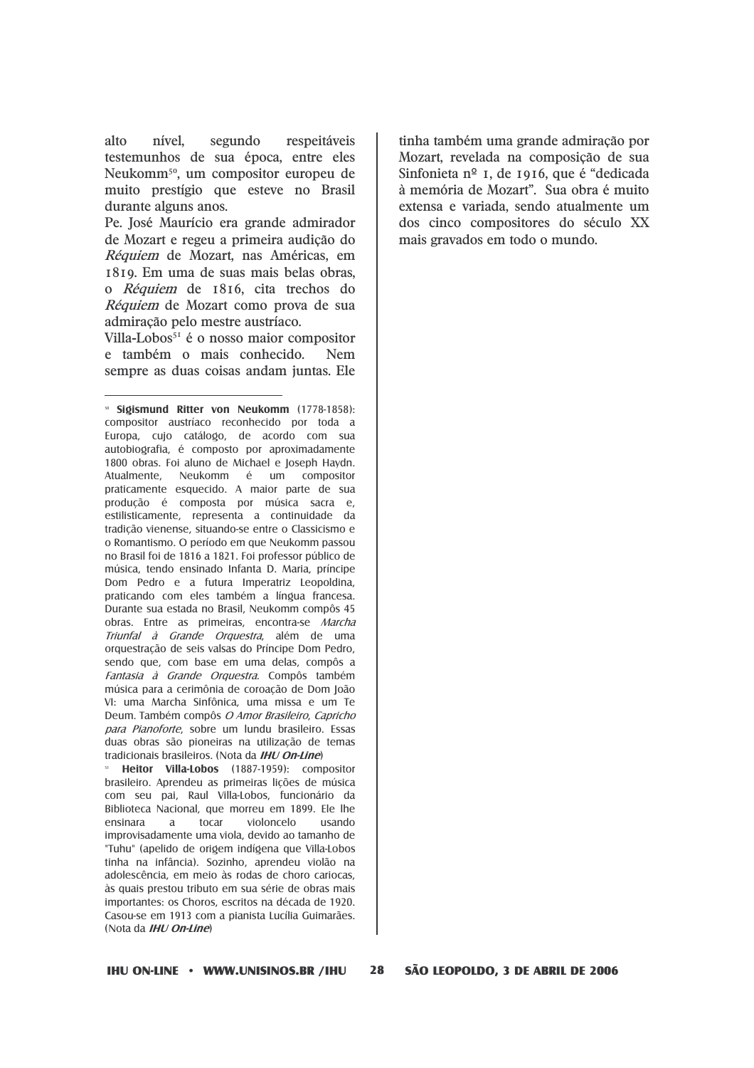alto nível, segundo respeitáveis testemunhos de sua época, entre eles Neukomm[50], um compositor europeu de muito prestígio que esteve no Brasil durante alguns anos.

Pe. José Maurício era grande admirador de Mozart e regeu a primeira audição do *Réquiem* de Mozart, nas Américas, em 1819. Em uma de suas mais belas obras, o *Réquiem* de 1816, cita trechos do *Réquiem* de Mozart como prova de sua admiração pelo mestre austríaco.

Villa-Lobos[51] é o nosso maior compositor e também o mais conhecido. Nem sempre as duas coisas andam juntas. Ele tinha também uma grande admiração por Mozart, revelada na composição de sua Sinfonieta nº 1, de 1916, que é "dedicada à memória de Mozart". Sua obra é muito extensa e variada, sendo atualmente um dos cinco compositores do século XX mais gravados em todo o mundo.

---

[50] **Sigismund Ritter von Neukomm** (1778-1858): compositor austríaco reconhecido por toda a Europa, cujo catálogo, de acordo com sua autobiografia, é composto por aproximadamente 1800 obras. Foi aluno de Michael e Joseph Haydn. Atualmente, Neukomm é um compositor praticamente esquecido. A maior parte de sua produção é composta por música sacra e, estilisticamente, representa a continuidade da tradição vienense, situando-se entre o Classicismo e o Romantismo. O período em que Neukomm passou no Brasil foi de 1816 a 1821. Foi professor público de música, tendo ensinado Infanta D. Maria, príncipe Dom Pedro e a futura Imperatriz Leopoldina, praticando com eles também a língua francesa. Durante sua estada no Brasil, Neukomm compôs 45 obras. Entre as primeiras, encontra-se *Marcha Triunfal à Grande Orquestra*, além de uma orquestração de seis valsas do Príncipe Dom Pedro, sendo que, com base em uma delas, compôs a *Fantasia à Grande Orquestra*. Compôs também música para a cerimônia de coroação de Dom João VI: uma Marcha Sinfônica, uma missa e um Te Deum. Também compôs *O Amor Brasileiro*, *Capricho para Pianoforte*, sobre um lundu brasileiro. Essas duas obras são pioneiras na utilização de temas tradicionais brasileiros. (Nota da ***IHU On-Line***)

[51] **Heitor Villa-Lobos** (1887-1959): compositor brasileiro. Aprendeu as primeiras lições de música com seu pai, Raul Villa-Lobos, funcionário da Biblioteca Nacional, que morreu em 1899. Ele lhe ensinara a tocar violoncelo usando improvisadamente uma viola, devido ao tamanho de "Tuhu" (apelido de origem indígena que Villa-Lobos tinha na infância). Sozinho, aprendeu violão na adolescência, em meio às rodas de choro cariocas, às quais prestou tributo em sua série de obras mais importantes: os Choros, escritos na década de 1920. Casou-se em 1913 com a pianista Lucília Guimarães. (Nota da ***IHU On-Line***)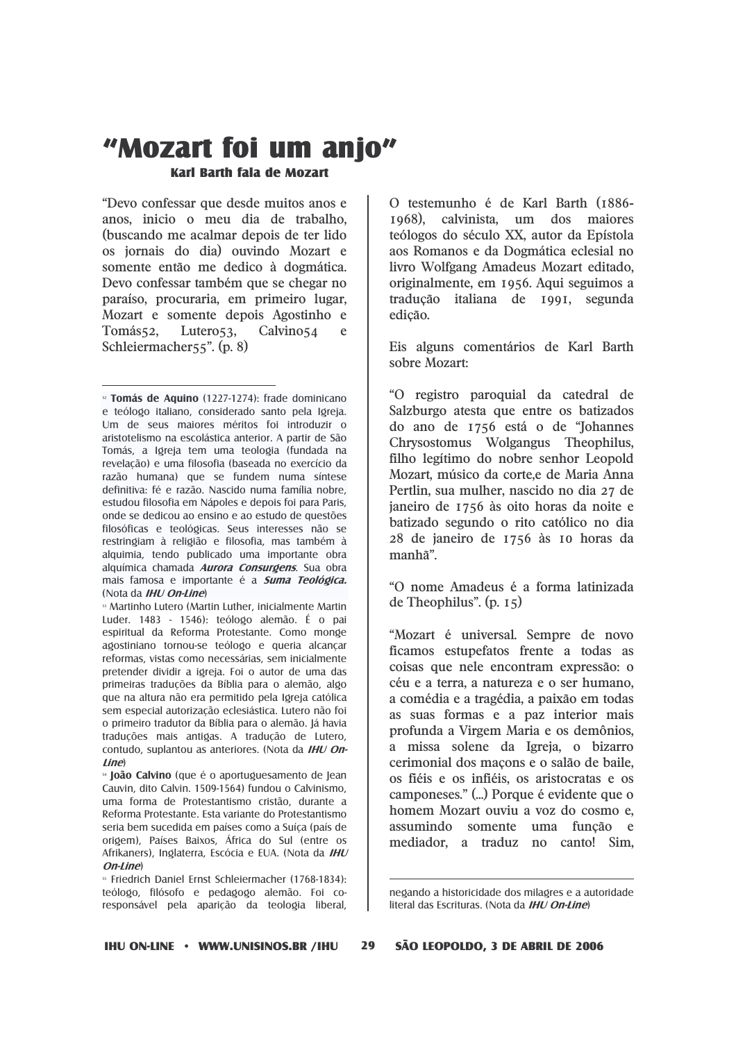# "Mozart foi um anjo"

### Karl Barth fala de Mozart

"Devo confessar que desde muitos anos e anos, inicio o meu dia de trabalho, (buscando me acalmar depois de ter lido os jornais do dia) ouvindo Mozart e somente então me dedico à dogmática. Devo confessar também que se chegar no paraíso, procuraria, em primeiro lugar, Mozart e somente depois Agostinho e Tomás[52], Lutero[53], Calvino[54] e Schleiermacher[55]". (p. 8)

O testemunho é de Karl Barth (1886-1968), calvinista, um dos maiores teólogos do século XX, autor da Epístola aos Romanos e da Dogmática eclesial no livro Wolfgang Amadeus Mozart editado, originalmente, em 1956. Aqui seguimos a tradução italiana de 1991, segunda edição.

Eis alguns comentários de Karl Barth sobre Mozart:

"O registro paroquial da catedral de Salzburgo atesta que entre os batizados do ano de 1756 está o de "Johannes Chrysostomus Wolgangus Theophilus, filho legítimo do nobre senhor Leopold Mozart, músico da corte,e de Maria Anna Pertlin, sua mulher, nascido no dia 27 de janeiro de 1756 às oito horas da noite e batizado segundo o rito católico no dia 28 de janeiro de 1756 às 10 horas da manhã".

"O nome Amadeus é a forma latinizada de Theophilus". (p. 15)

"Mozart é universal. Sempre de novo ficamos estupefatos frente a todas as coisas que nele encontram expressão: o céu e a terra, a natureza e o ser humano, a comédia e a tragédia, a paixão em todas as suas formas e a paz interior mais profunda a Virgem Maria e os demônios, a missa solene da Igreja, o bizarro cerimonial dos maçons e o salão de baile, os fiéis e os infiéis, os aristocratas e os camponeses." (...) Porque é evidente que o homem Mozart ouviu a voz do cosmo e, assumindo somente uma função e mediador, a traduz no canto! Sim,

---

[52] **Tomás de Aquino** (1227-1274): frade dominicano e teólogo italiano, considerado santo pela Igreja. Um de seus maiores méritos foi introduzir o aristotelismo na escolástica anterior. A partir de São Tomás, a Igreja tem uma teologia (fundada na revelação) e uma filosofia (baseada no exercício da razão humana) que se fundem numa síntese definitiva: fé e razão. Nascido numa família nobre, estudou filosofia em Nápoles e depois foi para Paris, onde se dedicou ao ensino e ao estudo de questões filosóficas e teológicas. Seus interesses não se restringiam à religião e filosofia, mas também à alquimia, tendo publicado uma importante obra alquímica chamada ***Aurora Consurgens***. Sua obra mais famosa e importante é a ***Suma Teológica.*** (Nota da ***IHU On-Line***)

[53] Martinho Lutero (Martin Luther, inicialmente Martin Luder. 1483 - 1546): teólogo alemão. É o pai espiritual da Reforma Protestante. Como monge agostiniano tornou-se teólogo e queria alcançar reformas, vistas como necessárias, sem inicialmente pretender dividir a igreja. Foi o autor de uma das primeiras traduções da Bíblia para o alemão, algo que na altura não era permitido pela Igreja católica sem especial autorização eclesiástica. Lutero não foi o primeiro tradutor da Bíblia para o alemão. Já havia traduções mais antigas. A tradução de Lutero, contudo, suplantou as anteriores. (Nota da ***IHU On-Line***)

[54] **João Calvino** (que é o aportuguesamento de Jean Cauvin, dito Calvin. 1509-1564) fundou o Calvinismo, uma forma de Protestantismo cristão, durante a Reforma Protestante. Esta variante do Protestantismo seria bem sucedida em países como a Suíça (país de origem), Países Baixos, África do Sul (entre os Afrikaners), Inglaterra, Escócia e EUA. (Nota da ***IHU On-Line***)

[55] Friedrich Daniel Ernst Schleiermacher (1768-1834): teólogo, filósofo e pedagogo alemão. Foi co-responsável pela aparição da teologia liberal, negando a historicidade dos milagres e a autoridade literal das Escrituras. (Nota da ***IHU On-Line***)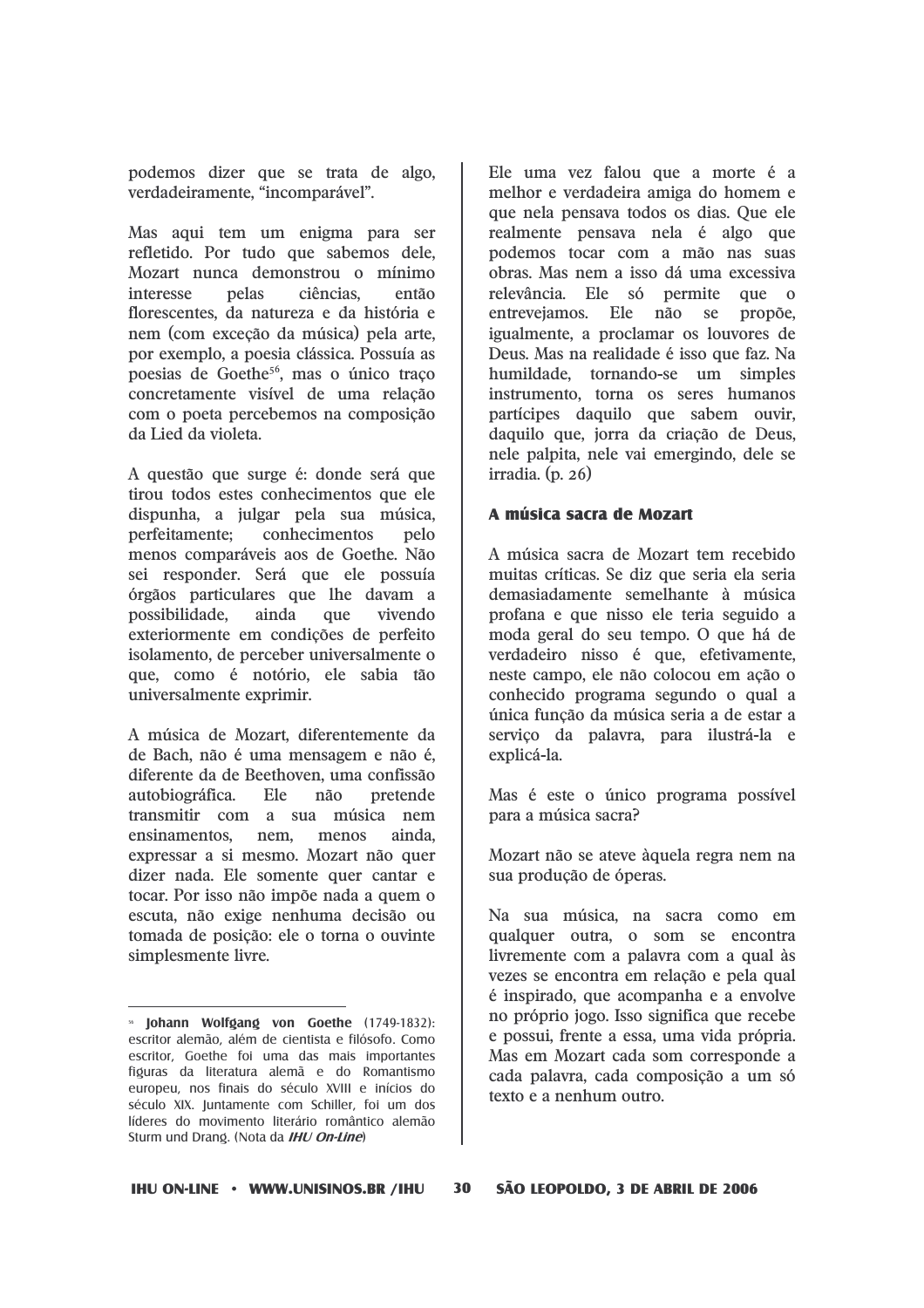podemos dizer que se trata de algo, verdadeiramente, "incomparável".

Mas aqui tem um enigma para ser refletido. Por tudo que sabemos dele, Mozart nunca demonstrou o mínimo interesse pelas ciências, então florescentes, da natureza e da história e nem (com exceção da música) pela arte, por exemplo, a poesia clássica. Possuía as poesias de Goethe[56], mas o único traço concretamente visível de uma relação com o poeta percebemos na composição da Lied da violeta.

A questão que surge é: donde será que tirou todos estes conhecimentos que ele dispunha, a julgar pela sua música, perfeitamente; conhecimentos pelo menos comparáveis aos de Goethe. Não sei responder. Será que ele possuía órgãos particulares que lhe davam a possibilidade, ainda que vivendo exteriormente em condições de perfeito isolamento, de perceber universalmente o que, como é notório, ele sabia tão universalmente exprimir.

A música de Mozart, diferentemente da de Bach, não é uma mensagem e não é, diferente da de Beethoven, uma confissão autobiográfica. Ele não pretende transmitir com a sua música nem ensinamentos, nem, menos ainda, expressar a si mesmo. Mozart não quer dizer nada. Ele somente quer cantar e tocar. Por isso não impõe nada a quem o escuta, não exige nenhuma decisão ou tomada de posição: ele o torna o ouvinte simplesmente livre.

Ele uma vez falou que a morte é a melhor e verdadeira amiga do homem e que nela pensava todos os dias. Que ele realmente pensava nela é algo que podemos tocar com a mão nas suas obras. Mas nem a isso dá uma excessiva relevância. Ele só permite que o entrevejamos. Ele não se propõe, igualmente, a proclamar os louvores de Deus. Mas na realidade é isso que faz. Na humildade, tornando-se um simples instrumento, torna os seres humanos partícipes daquilo que sabem ouvir, daquilo que, jorra da criação de Deus, nele palpita, nele vai emergindo, dele se irradia. (p. 26)

### A música sacra de Mozart

A música sacra de Mozart tem recebido muitas críticas. Se diz que seria ela seria demasiadamente semelhante à música profana e que nisso ele teria seguido a moda geral do seu tempo. O que há de verdadeiro nisso é que, efetivamente, neste campo, ele não colocou em ação o conhecido programa segundo o qual a única função da música seria a de estar a serviço da palavra, para ilustrá-la e explicá-la.

Mas é este o único programa possível para a música sacra?

Mozart não se ateve àquela regra nem na sua produção de óperas.

Na sua música, na sacra como em qualquer outra, o som se encontra livremente com a palavra com a qual às vezes se encontra em relação e pela qual é inspirado, que acompanha e a envolve no próprio jogo. Isso significa que recebe e possui, frente a essa, uma vida própria. Mas em Mozart cada som corresponde a cada palavra, cada composição a um só texto e a nenhum outro.

---

[56] **Johann Wolfgang von Goethe** (1749-1832): escritor alemão, além de cientista e filósofo. Como escritor, Goethe foi uma das mais importantes figuras da literatura alemã e do Romantismo europeu, nos finais do século XVIII e inícios do século XIX. Juntamente com Schiller, foi um dos líderes do movimento literário romântico alemão Sturm und Drang. (Nota da ***IHU On-Line***)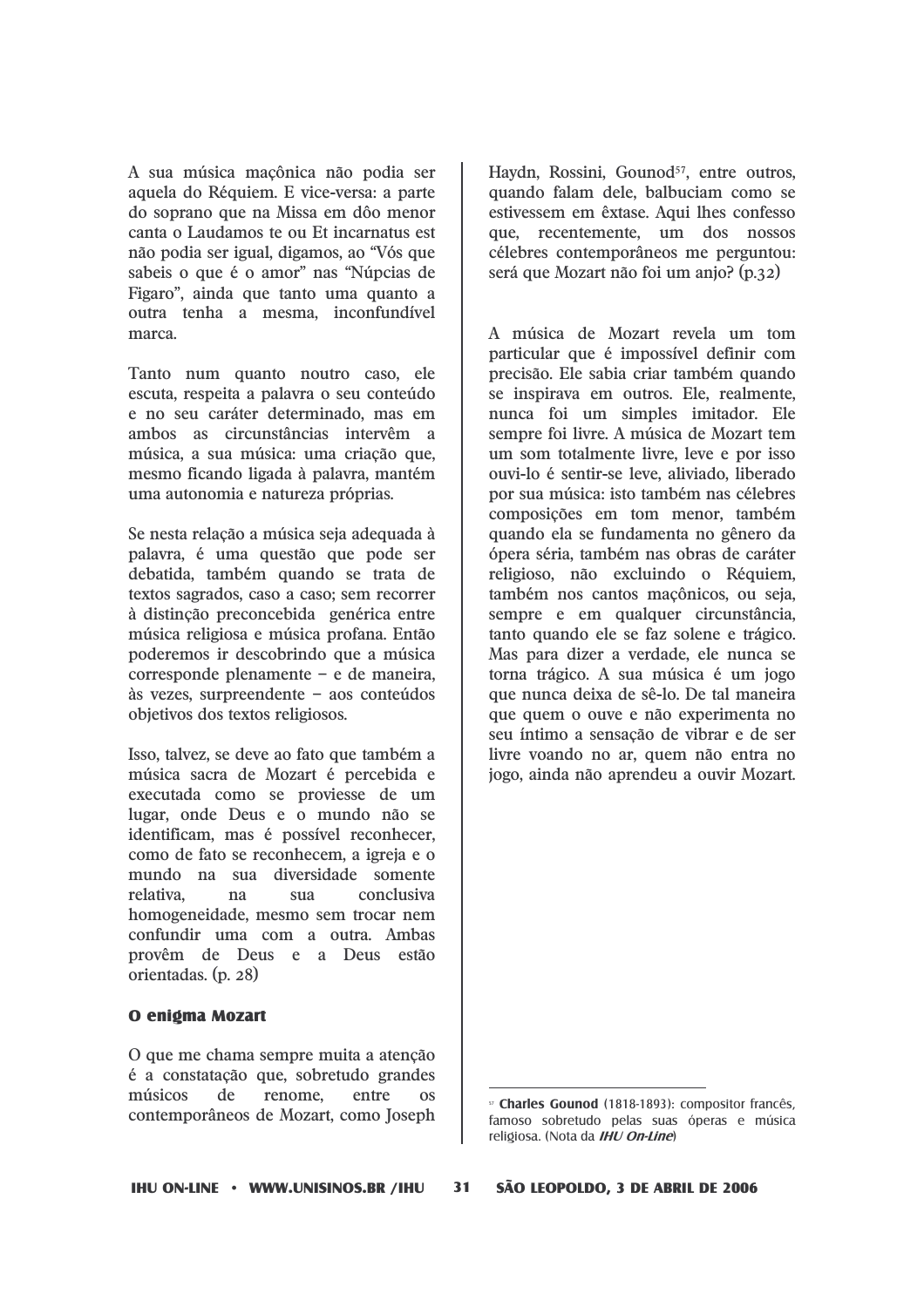A sua música maçônica não podia ser aquela do Réquiem. E vice-versa: a parte do soprano que na Missa em dôo menor canta o Laudamos te ou Et incarnatus est não podia ser igual, digamos, ao "Vós que sabeis o que é o amor" nas "Núpcias de Figaro", ainda que tanto uma quanto a outra tenha a mesma, inconfundível marca.

Tanto num quanto noutro caso, ele escuta, respeita a palavra o seu conteúdo e no seu caráter determinado, mas em ambos as circunstâncias intervêm a música, a sua música: uma criação que, mesmo ficando ligada à palavra, mantém uma autonomia e natureza próprias.

Se nesta relação a música seja adequada à palavra, é uma questão que pode ser debatida, também quando se trata de textos sagrados, caso a caso; sem recorrer à distinção preconcebida genérica entre música religiosa e música profana. Então poderemos ir descobrindo que a música corresponde plenamente – e de maneira, às vezes, surpreendente – aos conteúdos objetivos dos textos religiosos.

Isso, talvez, se deve ao fato que também a música sacra de Mozart é percebida e executada como se proviesse de um lugar, onde Deus e o mundo não se identificam, mas é possível reconhecer, como de fato se reconhecem, a igreja e o mundo na sua diversidade somente relativa, na sua conclusiva homogeneidade, mesmo sem trocar nem confundir uma com a outra. Ambas provêm de Deus e a Deus estão orientadas. (p. 28)

### O enigma Mozart

O que me chama sempre muita a atenção é a constatação que, sobretudo grandes músicos de renome, entre os contemporâneos de Mozart, como Joseph Haydn, Rossini, Gounod[57], entre outros, quando falam dele, balbuciam como se estivessem em êxtase. Aqui lhes confesso que, recentemente, um dos nossos célebres contemporâneos me perguntou: será que Mozart não foi um anjo? (p.32)

A música de Mozart revela um tom particular que é impossível definir com precisão. Ele sabia criar também quando se inspirava em outros. Ele, realmente, nunca foi um simples imitador. Ele sempre foi livre. A música de Mozart tem um som totalmente livre, leve e por isso ouvi-lo é sentir-se leve, aliviado, liberado por sua música: isto também nas célebres composições em tom menor, também quando ela se fundamenta no gênero da ópera séria, também nas obras de caráter religioso, não excluindo o Réquiem, também nos cantos maçônicos, ou seja, sempre e em qualquer circunstância, tanto quando ele se faz solene e trágico. Mas para dizer a verdade, ele nunca se torna trágico. A sua música é um jogo que nunca deixa de sê-lo. De tal maneira que quem o ouve e não experimenta no seu íntimo a sensação de vibrar e de ser livre voando no ar, quem não entra no jogo, ainda não aprendeu a ouvir Mozart.

---

[57] **Charles Gounod** (1818-1893): compositor francês, famoso sobretudo pelas suas óperas e música religiosa. (Nota da ***IHU On-Line***)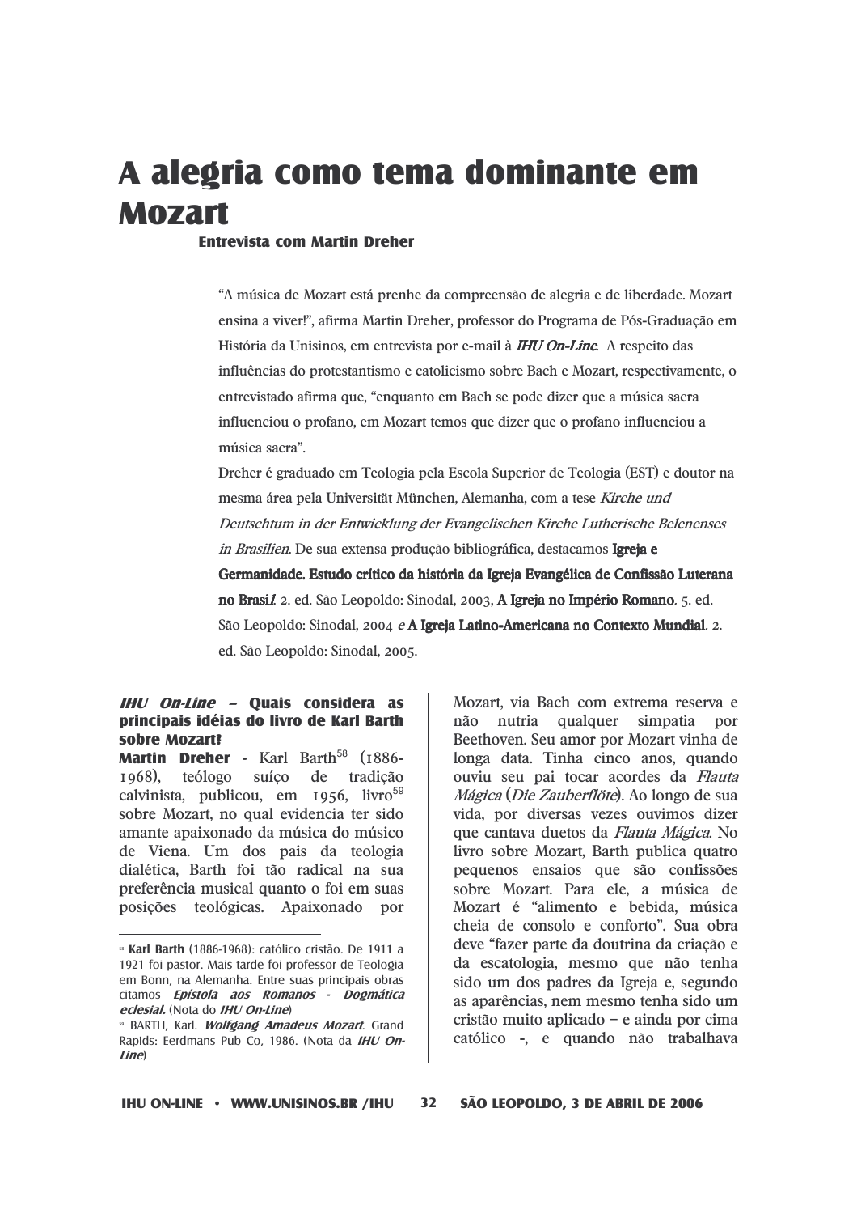# A alegria como tema dominante em Mozart

### Entrevista com Martin Dreher

"A música de Mozart está prenhe da compreensão de alegria e de liberdade. Mozart ensina a viver!", afirma Martin Dreher, professor do Programa de Pós-Graduação em História da Unisinos, em entrevista por e-mail à ***IHU On-Line***. A respeito das influências do protestantismo e catolicismo sobre Bach e Mozart, respectivamente, o entrevistado afirma que, "enquanto em Bach se pode dizer que a música sacra influenciou o profano, em Mozart temos que dizer que o profano influenciou a música sacra".

Dreher é graduado em Teologia pela Escola Superior de Teologia (EST) e doutor na mesma área pela Universität München, Alemanha, com a tese *Kirche und Deutschtum in der Entwicklung der Evangelischen Kirche Lutherische Belenenses in Brasilien*. De sua extensa produção bibliográfica, destacamos **Igreja e Germanidade. Estudo crítico da história da Igreja Evangélica de Confissão Luterana no Brasil**. 2. ed. São Leopoldo: Sinodal, 2003, **A Igreja no Império Romano**. 5. ed. São Leopoldo: Sinodal, 2004 *e* **A Igreja Latino-Americana no Contexto Mundial**. 2. ed. São Leopoldo: Sinodal, 2005.

***IHU On-Line* – Quais considera as principais idéias do livro de Karl Barth sobre Mozart?**

**Martin Dreher** - Karl Barth[58] (1886-1968), teólogo suíço de tradição calvinista, publicou, em 1956, livro[59] sobre Mozart, no qual evidencia ter sido amante apaixonado da música do músico de Viena. Um dos pais da teologia dialética, Barth foi tão radical na sua preferência musical quanto o foi em suas posições teológicas. Apaixonado por Mozart, via Bach com extrema reserva e não nutria qualquer simpatia por Beethoven. Seu amor por Mozart vinha de longa data. Tinha cinco anos, quando ouviu seu pai tocar acordes da *Flauta Mágica* (*Die Zauberflöte*). Ao longo de sua vida, por diversas vezes ouvimos dizer que cantava duetos da *Flauta Mágica*. No livro sobre Mozart, Barth publica quatro pequenos ensaios que são confissões sobre Mozart. Para ele, a música de Mozart é "alimento e bebida, música cheia de consolo e conforto". Sua obra deve "fazer parte da doutrina da criação e da escatologia, mesmo que não tenha sido um dos padres da Igreja e, segundo as aparências, nem mesmo tenha sido um cristão muito aplicado – e ainda por cima católico -, e quando não trabalhava

---

[58] **Karl Barth** (1886-1968): católico cristão. De 1911 a 1921 foi pastor. Mais tarde foi professor de Teologia em Bonn, na Alemanha. Entre suas principais obras citamos ***Epístola aos Romanos - Dogmática eclesial***. (Nota do ***IHU On-Line***)

[59] BARTH, Karl. ***Wolfgang Amadeus Mozart***. Grand Rapids: Eerdmans Pub Co, 1986. (Nota da ***IHU On-Line***)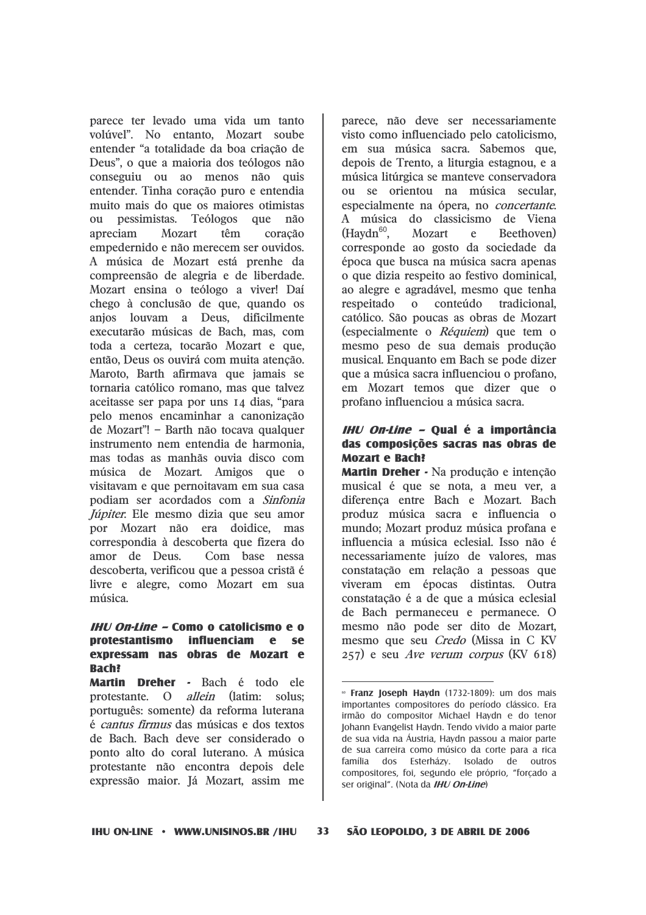parece ter levado uma vida um tanto volúvel". No entanto, Mozart soube entender "a totalidade da boa criação de Deus", o que a maioria dos teólogos não conseguiu ou ao menos não quis entender. Tinha coração puro e entendia muito mais do que os maiores otimistas ou pessimistas. Teólogos que não apreciam Mozart têm coração empedernido e não merecem ser ouvidos. A música de Mozart está prenhe da compreensão de alegria e de liberdade. Mozart ensina o teólogo a viver! Daí chego à conclusão de que, quando os anjos louvam a Deus, dificilmente executarão músicas de Bach, mas, com toda a certeza, tocarão Mozart e que, então, Deus os ouvirá com muita atenção. Maroto, Barth afirmava que jamais se tornaria católico romano, mas que talvez aceitasse ser papa por uns 14 dias, "para pelo menos encaminhar a canonização de Mozart"! – Barth não tocava qualquer instrumento nem entendia de harmonia, mas todas as manhãs ouvia disco com música de Mozart. Amigos que o visitavam e que pernoitavam em sua casa podiam ser acordados com a *Sinfonia Júpiter*. Ele mesmo dizia que seu amor por Mozart não era doidice, mas correspondia à descoberta que fizera do amor de Deus. Com base nessa descoberta, verificou que a pessoa cristã é livre e alegre, como Mozart em sua música.

### *IHU On-Line* – Como o catolicismo e o protestantismo influenciam e se expressam nas obras de Mozart e Bach?

**Martin Dreher** - Bach é todo ele protestante. O *allein* (latim: solus; português: somente) da reforma luterana é *cantus firmus* das músicas e dos textos de Bach. Bach deve ser considerado o ponto alto do coral luterano. A música protestante não encontra depois dele expressão maior. Já Mozart, assim me parece, não deve ser necessariamente visto como influenciado pelo catolicismo, em sua música sacra. Sabemos que, depois de Trento, a liturgia estagnou, e a música litúrgica se manteve conservadora ou se orientou na música secular, especialmente na ópera, no *concertante*. A música do classicismo de Viena (Haydn[60], Mozart e Beethoven) corresponde ao gosto da sociedade da época que busca na música sacra apenas o que dizia respeito ao festivo dominical, ao alegre e agradável, mesmo que tenha respeitado o conteúdo tradicional, católico. São poucas as obras de Mozart (especialmente o *Réquiem*) que tem o mesmo peso de sua demais produção musical. Enquanto em Bach se pode dizer que a música sacra influenciou o profano, em Mozart temos que dizer que o profano influenciou a música sacra.

### *IHU On-Line* – Qual é a importância das composições sacras nas obras de Mozart e Bach?

**Martin Dreher** - Na produção e intenção musical é que se nota, a meu ver, a diferença entre Bach e Mozart. Bach produz música sacra e influencia o mundo; Mozart produz música profana e influencia a música eclesial. Isso não é necessariamente juízo de valores, mas constatação em relação a pessoas que viveram em épocas distintas. Outra constatação é a de que a música eclesial de Bach permaneceu e permanece. O mesmo não pode ser dito de Mozart, mesmo que seu *Credo* (Missa in C KV 257) e seu *Ave verum corpus* (KV 618)

---

[60] **Franz Joseph Haydn** (1732-1809): um dos mais importantes compositores do período clássico. Era irmão do compositor Michael Haydn e do tenor Johann Evangelist Haydn. Tendo vivido a maior parte de sua vida na Áustria, Haydn passou a maior parte de sua carreira como músico da corte para a rica família dos Esterházy. Isolado de outros compositores, foi, segundo ele próprio, "forçado a ser original". (Nota da ***IHU On-Line***)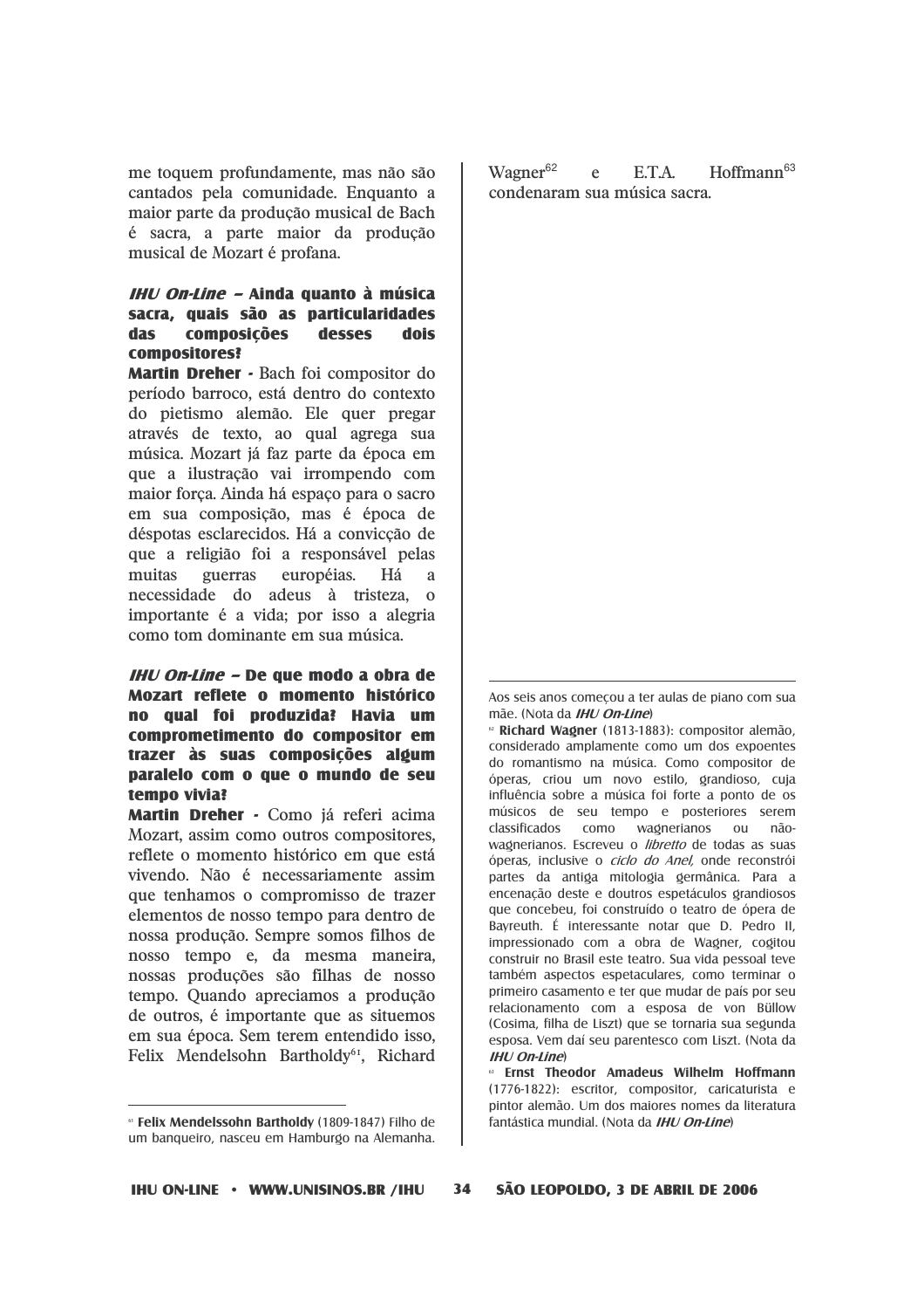me toquem profundamente, mas não são cantados pela comunidade. Enquanto a maior parte da produção musical de Bach é sacra, a parte maior da produção musical de Mozart é profana.

***IHU On-Line* – Ainda quanto à música sacra, quais são as particularidades das composições desses dois compositores?**

**Martin Dreher -** Bach foi compositor do período barroco, está dentro do contexto do pietismo alemão. Ele quer pregar através de texto, ao qual agrega sua música. Mozart já faz parte da época em que a ilustração vai irrompendo com maior força. Ainda há espaço para o sacro em sua composição, mas é época de déspotas esclarecidos. Há a convicção de que a religião foi a responsável pelas muitas guerras européias. Há a necessidade do adeus à tristeza, o importante é a vida; por isso a alegria como tom dominante em sua música.

***IHU On-Line* – De que modo a obra de Mozart reflete o momento histórico no qual foi produzida? Havia um comprometimento do compositor em trazer às suas composições algum paralelo com o que o mundo de seu tempo vivia?**

**Martin Dreher -** Como já referi acima Mozart, assim como outros compositores, reflete o momento histórico em que está vivendo. Não é necessariamente assim que tenhamos o compromisso de trazer elementos de nosso tempo para dentro de nossa produção. Sempre somos filhos de nosso tempo e, da mesma maneira, nossas produções são filhas de nosso tempo. Quando apreciamos a produção de outros, é importante que as situemos em sua época. Sem terem entendido isso, Felix Mendelsohn Bartholdy[61], Richard Wagner[62] e E.T.A. Hoffmann[63] condenaram sua música sacra.

---

[61] **Felix Mendelssohn Bartholdy** (1809-1847) Filho de um banqueiro, nasceu em Hamburgo na Alemanha. Aos seis anos começou a ter aulas de piano com sua mãe. (Nota da ***IHU On-Line***)

[62] **Richard Wagner** (1813-1883): compositor alemão, considerado amplamente como um dos expoentes do romantismo na música. Como compositor de óperas, criou um novo estilo, grandioso, cuja influência sobre a música foi forte a ponto de os músicos de seu tempo e posteriores serem classificados como wagnerianos ou não-wagnerianos. Escreveu o *libretto* de todas as suas óperas, inclusive o *ciclo do Anel*, onde reconstrói partes da antiga mitologia germânica. Para a encenação deste e doutros espetáculos grandiosos que concebeu, foi construído o teatro de ópera de Bayreuth. É interessante notar que D. Pedro II, impressionado com a obra de Wagner, cogitou construir no Brasil este teatro. Sua vida pessoal teve também aspectos espetaculares, como terminar o primeiro casamento e ter que mudar de país por seu relacionamento com a esposa de von Büllow (Cosima, filha de Liszt) que se tornaria sua segunda esposa. Vem daí seu parentesco com Liszt. (Nota da ***IHU On-Line***)

[63] **Ernst Theodor Amadeus Wilhelm Hoffmann** (1776-1822): escritor, compositor, caricaturista e pintor alemão. Um dos maiores nomes da literatura fantástica mundial. (Nota da ***IHU On-Line***)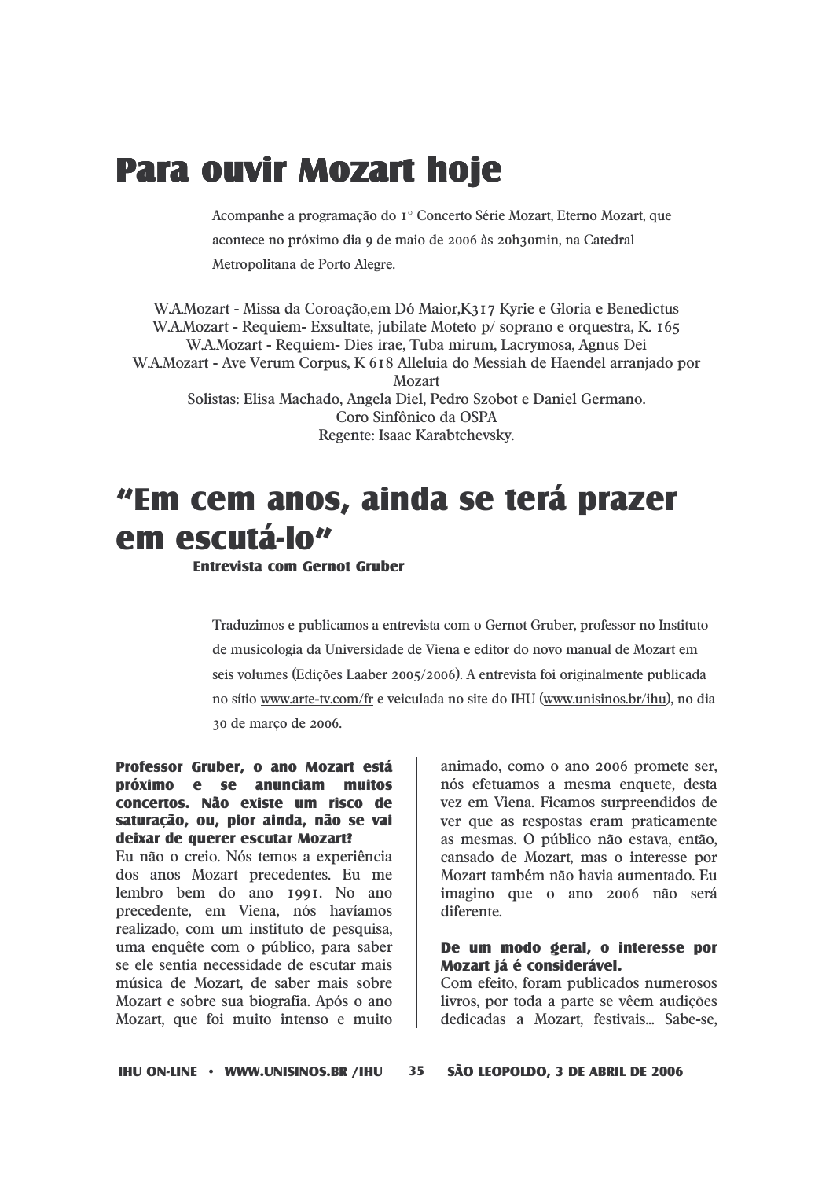# Para ouvir Mozart hoje

Acompanhe a programação do 1° Concerto Série Mozart, Eterno Mozart, que acontece no próximo dia 9 de maio de 2006 às 20h30min, na Catedral Metropolitana de Porto Alegre.

W.A.Mozart - Missa da Coroação,em Dó Maior,K317 Kyrie e Gloria e Benedictus
W.A.Mozart - Requiem- Exsultate, jubilate Moteto p/ soprano e orquestra, K. 165
W.A.Mozart - Requiem- Dies irae, Tuba mirum, Lacrymosa, Agnus Dei
W.A.Mozart - Ave Verum Corpus, K 618 Alleluia do Messiah de Haendel arranjado por Mozart
Solistas: Elisa Machado, Angela Diel, Pedro Szobot e Daniel Germano.
Coro Sinfônico da OSPA
Regente: Isaac Karabtchevsky.

# "Em cem anos, ainda se terá prazer em escutá-lo"

**Entrevista com Gernot Gruber**

Traduzimos e publicamos a entrevista com o Gernot Gruber, professor no Instituto de musicologia da Universidade de Viena e editor do novo manual de Mozart em seis volumes (Edições Laaber 2005/2006). A entrevista foi originalmente publicada no sítio www.arte-tv.com/fr e veiculada no site do IHU (www.unisinos.br/ihu), no dia 30 de março de 2006.

**Professor Gruber, o ano Mozart está próximo e se anunciam muitos concertos. Não existe um risco de saturação, ou, pior ainda, não se vai deixar de querer escutar Mozart?**

Eu não o creio. Nós temos a experiência dos anos Mozart precedentes. Eu me lembro bem do ano 1991. No ano precedente, em Viena, nós havíamos realizado, com um instituto de pesquisa, uma enquête com o público, para saber se ele sentia necessidade de escutar mais música de Mozart, de saber mais sobre Mozart e sobre sua biografia. Após o ano Mozart, que foi muito intenso e muito animado, como o ano 2006 promete ser, nós efetuamos a mesma enquete, desta vez em Viena. Ficamos surpreendidos de ver que as respostas eram praticamente as mesmas. O público não estava, então, cansado de Mozart, mas o interesse por Mozart também não havia aumentado. Eu imagino que o ano 2006 não será diferente.

**De um modo geral, o interesse por Mozart já é considerável.**

Com efeito, foram publicados numerosos livros, por toda a parte se vêem audições dedicadas a Mozart, festivais... Sabe-se,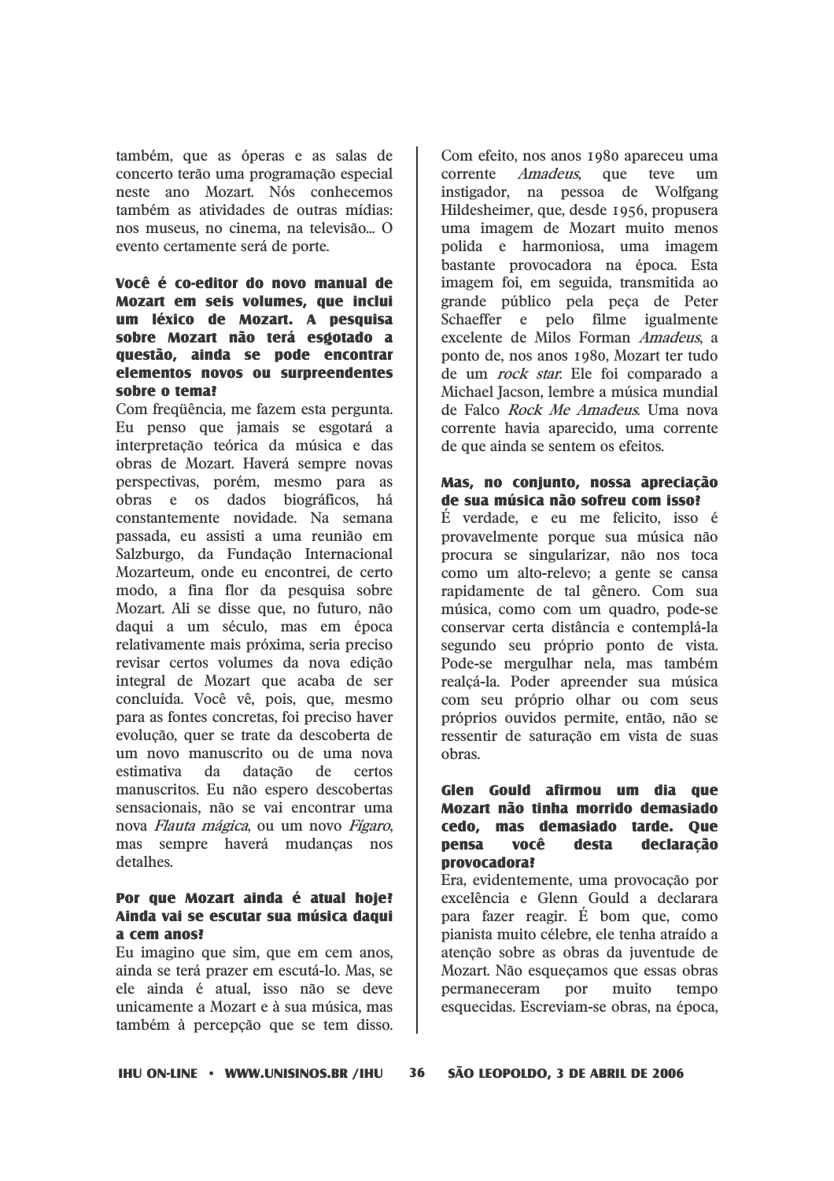também, que as óperas e as salas de concerto terão uma programação especial neste ano Mozart. Nós conhecemos também as atividades de outras mídias: nos museus, no cinema, na televisão... O evento certamente será de porte.

**Você é co-editor do novo manual de Mozart em seis volumes, que inclui um léxico de Mozart. A pesquisa sobre Mozart não terá esgotado a questão, ainda se pode encontrar elementos novos ou surpreendentes sobre o tema?**

Com freqüência, me fazem esta pergunta. Eu penso que jamais se esgotará a interpretação teórica da música e das obras de Mozart. Haverá sempre novas perspectivas, porém, mesmo para as obras e os dados biográficos, há constantemente novidade. Na semana passada, eu assisti a uma reunião em Salzburgo, da Fundação Internacional Mozarteum, onde eu encontrei, de certo modo, a fina flor da pesquisa sobre Mozart. Ali se disse que, no futuro, não daqui a um século, mas em época relativamente mais próxima, seria preciso revisar certos volumes da nova edição integral de Mozart que acaba de ser concluída. Você vê, pois, que, mesmo para as fontes concretas, foi preciso haver evolução, quer se trate da descoberta de um novo manuscrito ou de uma nova estimativa da datação de certos manuscritos. Eu não espero descobertas sensacionais, não se vai encontrar uma nova *Flauta mágica*, ou um novo *Fígaro*, mas sempre haverá mudanças nos detalhes.

**Por que Mozart ainda é atual hoje? Ainda vai se escutar sua música daqui a cem anos?**

Eu imagino que sim, que em cem anos, ainda se terá prazer em escutá-lo. Mas, se ele ainda é atual, isso não se deve unicamente a Mozart e à sua música, mas também à percepção que se tem disso. Com efeito, nos anos 1980 apareceu uma corrente *Amadeus*, que teve um instigador, na pessoa de Wolfgang Hildesheimer, que, desde 1956, propusera uma imagem de Mozart muito menos polida e harmoniosa, uma imagem bastante provocadora na época. Esta imagem foi, em seguida, transmitida ao grande público pela peça de Peter Schaeffer e pelo filme igualmente excelente de Milos Forman *Amadeus*, a ponto de, nos anos 1980, Mozart ter tudo de um *rock star*. Ele foi comparado a Michael Jacson, lembre a música mundial de Falco *Rock Me Amadeus*. Uma nova corrente havia aparecido, uma corrente de que ainda se sentem os efeitos.

**Mas, no conjunto, nossa apreciação de sua música não sofreu com isso?**

É verdade, e eu me felicito, isso é provavelmente porque sua música não procura se singularizar, não nos toca como um alto-relevo; a gente se cansa rapidamente de tal gênero. Com sua música, como com um quadro, pode-se conservar certa distância e contemplá-la segundo seu próprio ponto de vista. Pode-se mergulhar nela, mas também realçá-la. Poder apreender sua música com seu próprio olhar ou com seus próprios ouvidos permite, então, não se ressentir de saturação em vista de suas obras.

**Glen Gould afirmou um dia que Mozart não tinha morrido demasiado cedo, mas demasiado tarde. Que pensa você desta declaração provocadora?**

Era, evidentemente, uma provocação por excelência e Glenn Gould a declarara para fazer reagir. É bom que, como pianista muito célebre, ele tenha atraído a atenção sobre as obras da juventude de Mozart. Não esqueçamos que essas obras permaneceram por muito tempo esquecidas. Escreviam-se obras, na época,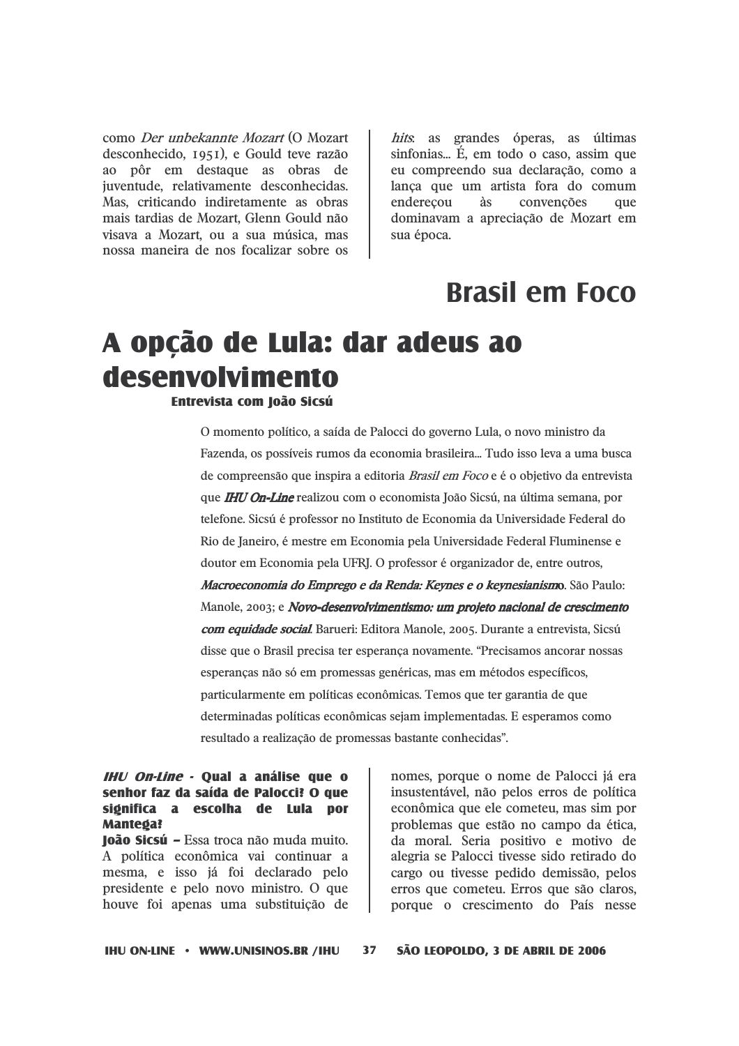como *Der unbekannte Mozart* (O Mozart desconhecido, 1951), e Gould teve razão ao pôr em destaque as obras de juventude, relativamente desconhecidas. Mas, criticando indiretamente as obras mais tardias de Mozart, Glenn Gould não visava a Mozart, ou a sua música, mas nossa maneira de nos focalizar sobre os *hits*: as grandes óperas, as últimas sinfonias... É, em todo o caso, assim que eu compreendo sua declaração, como a lança que um artista fora do comum endereçou às convenções que dominavam a apreciação de Mozart em sua época.

# Brasil em Foco

## A opção de Lula: dar adeus ao desenvolvimento

**Entrevista com João Sicsú**

O momento político, a saída de Palocci do governo Lula, o novo ministro da Fazenda, os possíveis rumos da economia brasileira... Tudo isso leva a uma busca de compreensão que inspira a editoria *Brasil em Foco* e é o objetivo da entrevista que ***IHU On-Line*** realizou com o economista João Sicsú, na última semana, por telefone. Sicsú é professor no Instituto de Economia da Universidade Federal do Rio de Janeiro, é mestre em Economia pela Universidade Federal Fluminense e doutor em Economia pela UFRJ. O professor é organizador de, entre outros, ***Macroeconomia do Emprego e da Renda: Keynes e o keynesianismo***. São Paulo: Manole, 2003; e ***Novo-desenvolvimentismo: um projeto nacional de crescimento com equidade social***. Barueri: Editora Manole, 2005. Durante a entrevista, Sicsú disse que o Brasil precisa ter esperança novamente. "Precisamos ancorar nossas esperanças não só em promessas genéricas, mas em métodos específicos, particularmente em políticas econômicas. Temos que ter garantia de que determinadas políticas econômicas sejam implementadas. E esperamos como resultado a realização de promessas bastante conhecidas".

***IHU On-Line* - Qual a análise que o senhor faz da saída de Palocci? O que significa a escolha de Lula por Mantega?**

**João Sicsú –** Essa troca não muda muito. A política econômica vai continuar a mesma, e isso já foi declarado pelo presidente e pelo novo ministro. O que houve foi apenas uma substituição de nomes, porque o nome de Palocci já era insustentável, não pelos erros de política econômica que ele cometeu, mas sim por problemas que estão no campo da ética, da moral. Seria positivo e motivo de alegria se Palocci tivesse sido retirado do cargo ou tivesse pedido demissão, pelos erros que cometeu. Erros que são claros, porque o crescimento do País nesse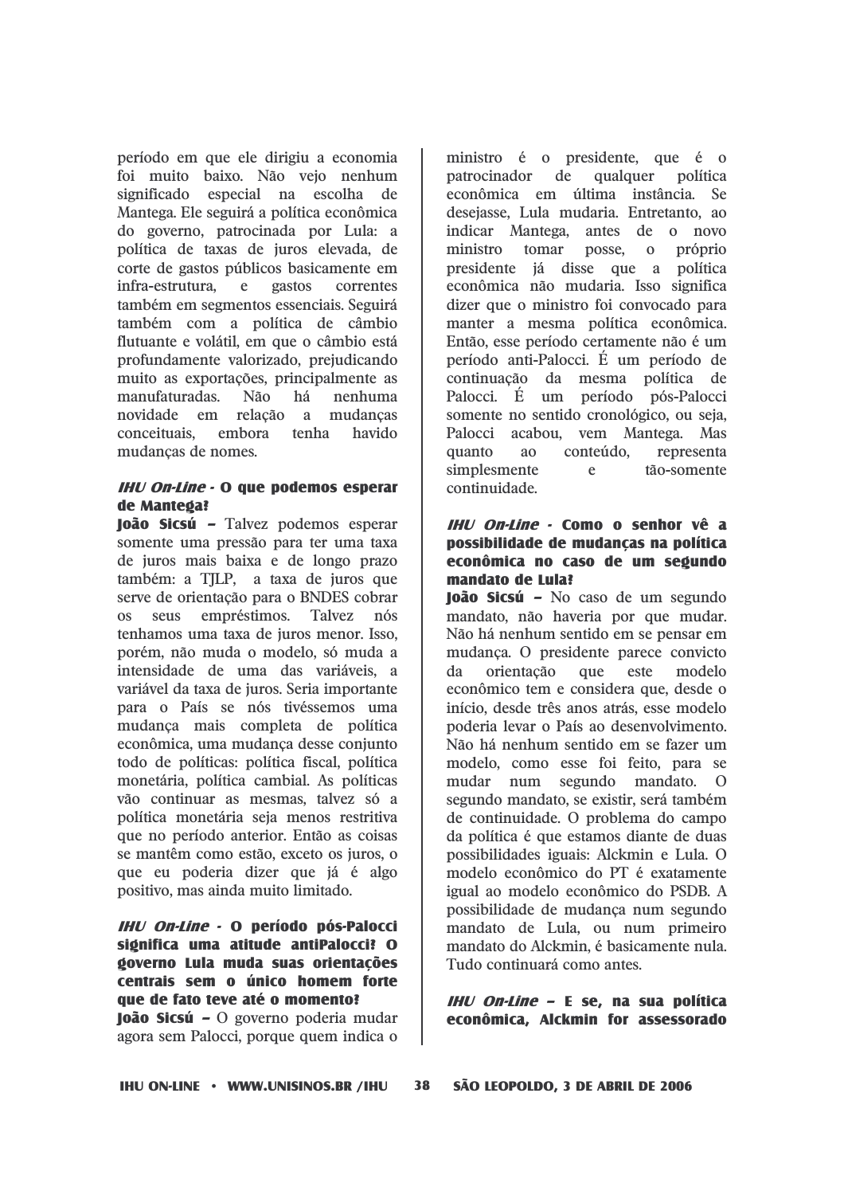período em que ele dirigiu a economia foi muito baixo. Não vejo nenhum significado especial na escolha de Mantega. Ele seguirá a política econômica do governo, patrocinada por Lula: a política de taxas de juros elevada, de corte de gastos públicos basicamente em infra-estrutura, e gastos correntes também em segmentos essenciais. Seguirá também com a política de câmbio flutuante e volátil, em que o câmbio está profundamente valorizado, prejudicando muito as exportações, principalmente as manufaturadas. Não há nenhuma novidade em relação a mudanças conceituais, embora tenha havido mudanças de nomes.

***IHU On-Line* - O que podemos esperar de Mantega?**

**João Sicsú –** Talvez podemos esperar somente uma pressão para ter uma taxa de juros mais baixa e de longo prazo também: a TJLP, a taxa de juros que serve de orientação para o BNDES cobrar os seus empréstimos. Talvez nós tenhamos uma taxa de juros menor. Isso, porém, não muda o modelo, só muda a intensidade de uma das variáveis, a variável da taxa de juros. Seria importante para o País se nós tivéssemos uma mudança mais completa de política econômica, uma mudança desse conjunto todo de políticas: política fiscal, política monetária, política cambial. As políticas vão continuar as mesmas, talvez só a política monetária seja menos restritiva que no período anterior. Então as coisas se mantêm como estão, exceto os juros, o que eu poderia dizer que já é algo positivo, mas ainda muito limitado.

***IHU On-Line* - O período pós-Palocci significa uma atitude antiPalocci? O governo Lula muda suas orientações centrais sem o único homem forte que de fato teve até o momento?**

**João Sicsú –** O governo poderia mudar agora sem Palocci, porque quem indica o ministro é o presidente, que é o patrocinador de qualquer política econômica em última instância. Se desejasse, Lula mudaria. Entretanto, ao indicar Mantega, antes de o novo ministro tomar posse, o próprio presidente já disse que a política econômica não mudaria. Isso significa dizer que o ministro foi convocado para manter a mesma política econômica. Então, esse período certamente não é um período anti-Palocci. É um período de continuação da mesma política de Palocci. É um período pós-Palocci somente no sentido cronológico, ou seja, Palocci acabou, vem Mantega. Mas quanto ao conteúdo, representa simplesmente e tão-somente continuidade.

***IHU On-Line* - Como o senhor vê a possibilidade de mudanças na política econômica no caso de um segundo mandato de Lula?**

**João Sicsú –** No caso de um segundo mandato, não haveria por que mudar. Não há nenhum sentido em se pensar em mudança. O presidente parece convicto da orientação que este modelo econômico tem e considera que, desde o início, desde três anos atrás, esse modelo poderia levar o País ao desenvolvimento. Não há nenhum sentido em se fazer um modelo, como esse foi feito, para se mudar num segundo mandato. O segundo mandato, se existir, será também de continuidade. O problema do campo da política é que estamos diante de duas possibilidades iguais: Alckmin e Lula. O modelo econômico do PT é exatamente igual ao modelo econômico do PSDB. A possibilidade de mudança num segundo mandato de Lula, ou num primeiro mandato do Alckmin, é basicamente nula. Tudo continuará como antes.

***IHU On-Line* – E se, na sua política econômica, Alckmin for assessorado**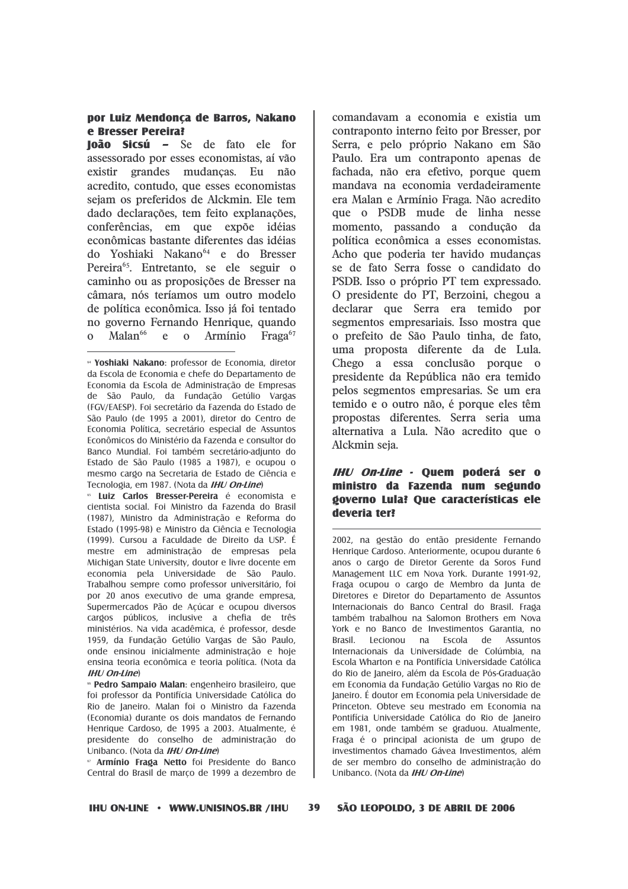**por Luiz Mendonça de Barros, Nakano e Bresser Pereira?**

**João Sicsú –** Se de fato ele for assessorado por esses economistas, aí vão existir grandes mudanças. Eu não acredito, contudo, que esses economistas sejam os preferidos de Alckmin. Ele tem dado declarações, tem feito explanações, conferências, em que expõe idéias econômicas bastante diferentes das idéias do Yoshiaki Nakano[64] e do Bresser Pereira[65]. Entretanto, se ele seguir o caminho ou as proposições de Bresser na câmara, nós teríamos um outro modelo de política econômica. Isso já foi tentado no governo Fernando Henrique, quando o Malan[66] e o Armínio Fraga[67] comandavam a economia e existia um contraponto interno feito por Bresser, por Serra, e pelo próprio Nakano em São Paulo. Era um contraponto apenas de fachada, não era efetivo, porque quem mandava na economia verdadeiramente era Malan e Armínio Fraga. Não acredito que o PSDB mude de linha nesse momento, passando a condução da política econômica a esses economistas. Acho que poderia ter havido mudanças se de fato Serra fosse o candidato do PSDB. Isso o próprio PT tem expressado. O presidente do PT, Berzoini, chegou a declarar que Serra era temido por segmentos empresariais. Isso mostra que o prefeito de São Paulo tinha, de fato, uma proposta diferente da de Lula. Chego a essa conclusão porque o presidente da República não era temido pelos segmentos empresarias. Se um era temido e o outro não, é porque eles têm propostas diferentes. Serra seria uma alternativa a Lula. Não acredito que o Alckmin seja.

***IHU On-Line*** **- Quem poderá ser o ministro da Fazenda num segundo governo Lula? Que características ele deveria ter?**

---

[64] **Yoshiaki Nakano**: professor de Economia, diretor da Escola de Economia e chefe do Departamento de Economia da Escola de Administração de Empresas de São Paulo, da Fundação Getúlio Vargas (FGV/EAESP). Foi secretário da Fazenda do Estado de São Paulo (de 1995 a 2001), diretor do Centro de Economia Política, secretário especial de Assuntos Econômicos do Ministério da Fazenda e consultor do Banco Mundial. Foi também secretário-adjunto do Estado de São Paulo (1985 a 1987), e ocupou o mesmo cargo na Secretaria de Estado de Ciência e Tecnologia, em 1987. (Nota da ***IHU On-Line***)

[65] **Luiz Carlos Bresser-Pereira** é economista e cientista social. Foi Ministro da Fazenda do Brasil (1987), Ministro da Administração e Reforma do Estado (1995-98) e Ministro da Ciência e Tecnologia (1999). Cursou a Faculdade de Direito da USP. É mestre em administração de empresas pela Michigan State University, doutor e livre docente em economia pela Universidade de São Paulo. Trabalhou sempre como professor universitário, foi por 20 anos executivo de uma grande empresa, Supermercados Pão de Açúcar e ocupou diversos cargos públicos, inclusive a chefia de três ministérios. Na vida acadêmica, é professor, desde 1959, da Fundação Getúlio Vargas de São Paulo, onde ensinou inicialmente administração e hoje ensina teoria econômica e teoria política. (Nota da ***IHU On-Line***)

[66] **Pedro Sampaio Malan**: engenheiro brasileiro, que foi professor da Pontifícia Universidade Católica do Rio de Janeiro. Malan foi o Ministro da Fazenda (Economia) durante os dois mandatos de Fernando Henrique Cardoso, de 1995 a 2003. Atualmente, é presidente do conselho de administração do Unibanco. (Nota da ***IHU On-Line***)

[67] **Armínio Fraga Netto** foi Presidente do Banco Central do Brasil de março de 1999 a dezembro de 2002, na gestão do então presidente Fernando Henrique Cardoso. Anteriormente, ocupou durante 6 anos o cargo de Diretor Gerente da Soros Fund Management LLC em Nova York. Durante 1991-92, Fraga ocupou o cargo de Membro da Junta de Diretores e Diretor do Departamento de Assuntos Internacionais do Banco Central do Brasil. Fraga também trabalhou na Salomon Brothers em Nova York e no Banco de Investimentos Garantia, no Brasil. Lecionou na Escola de Assuntos Internacionais da Universidade de Columbia, na Escola Wharton e na Pontifícia Universidade Católica do Rio de Janeiro, além da Escola de Pós-Graduação em Economia da Fundação Getúlio Vargas no Rio de Janeiro. É doutor em Economia pela Universidade de Princeton. Obteve seu mestrado em Economia na Pontifícia Universidade Católica do Rio de Janeiro em 1981, onde também se graduou. Atualmente, Fraga é o principal acionista de um grupo de investimentos chamado Gávea Investimentos, além de ser membro do conselho de administração do Unibanco. (Nota da ***IHU On-Line***)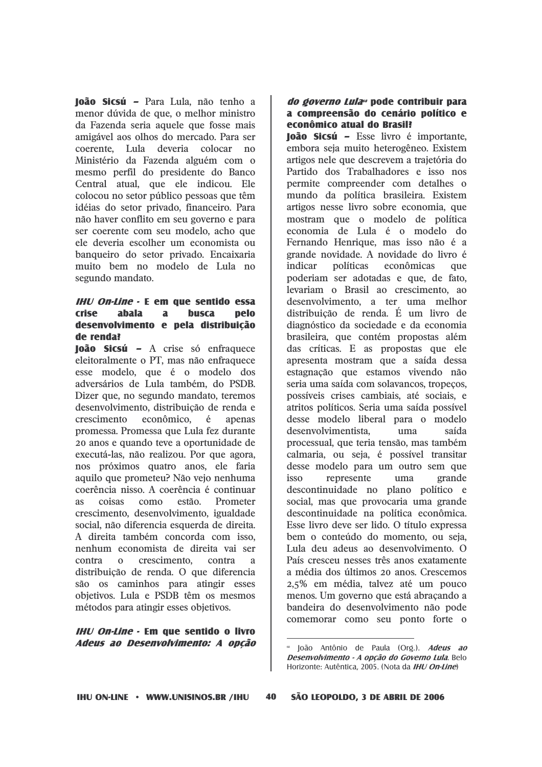**João Sicsú –** Para Lula, não tenho a menor dúvida de que, o melhor ministro da Fazenda seria aquele que fosse mais amigável aos olhos do mercado. Para ser coerente, Lula deveria colocar no Ministério da Fazenda alguém com o mesmo perfil do presidente do Banco Central atual, que ele indicou. Ele colocou no setor público pessoas que têm idéias do setor privado, financeiro. Para não haver conflito em seu governo e para ser coerente com seu modelo, acho que ele deveria escolher um economista ou banqueiro do setor privado. Encaixaria muito bem no modelo de Lula no segundo mandato.

***IHU On-Line* - E em que sentido essa crise abala a busca pelo desenvolvimento e pela distribuição de renda?**

**João Sicsú –** A crise só enfraquece eleitoralmente o PT, mas não enfraquece esse modelo, que é o modelo dos adversários de Lula também, do PSDB. Dizer que, no segundo mandato, teremos desenvolvimento, distribuição de renda e crescimento econômico, é apenas promessa. Promessa que Lula fez durante 20 anos e quando teve a oportunidade de executá-las, não realizou. Por que agora, nos próximos quatro anos, ele faria aquilo que prometeu? Não vejo nenhuma coerência nisso. A coerência é continuar as coisas como estão. Prometer crescimento, desenvolvimento, igualdade social, não diferencia esquerda de direita. A direita também concorda com isso, nenhum economista de direita vai ser contra o crescimento, contra a distribuição de renda. O que diferencia são os caminhos para atingir esses objetivos. Lula e PSDB têm os mesmos métodos para atingir esses objetivos.

***IHU On-Line* - Em que sentido o livro *Adeus ao Desenvolvimento: A opção do governo Lula*[68] pode contribuir para a compreensão do cenário político e econômico atual do Brasil?**

**João Sicsú –** Esse livro é importante, embora seja muito heterogêneo. Existem artigos nele que descrevem a trajetória do Partido dos Trabalhadores e isso nos permite compreender com detalhes o mundo da política brasileira. Existem artigos nesse livro sobre economia, que mostram que o modelo de política economia de Lula é o modelo do Fernando Henrique, mas isso não é a grande novidade. A novidade do livro é indicar políticas econômicas que poderiam ser adotadas e que, de fato, levariam o Brasil ao crescimento, ao desenvolvimento, a ter uma melhor distribuição de renda. É um livro de diagnóstico da sociedade e da economia brasileira, que contém propostas além das críticas. E as propostas que ele apresenta mostram que a saída dessa estagnação que estamos vivendo não seria uma saída com solavancos, tropeços, possíveis crises cambiais, até sociais, e atritos políticos. Seria uma saída possível desse modelo liberal para o modelo desenvolvimentista, uma saída processual, que teria tensão, mas também calmaria, ou seja, é possível transitar desse modelo para um outro sem que isso represente uma grande descontinuidade no plano político e social, mas que provocaria uma grande descontinuidade na política econômica. Esse livro deve ser lido. O título expressa bem o conteúdo do momento, ou seja, Lula deu adeus ao desenvolvimento. O País cresceu nesses três anos exatamente a média dos últimos 20 anos. Crescemos 2,5% em média, talvez até um pouco menos. Um governo que está abraçando a bandeira do desenvolvimento não pode comemorar como seu ponto forte o

---

[68] João Antônio de Paula (Org.). ***Adeus ao Desenvolvimento - A opção do Governo Lula***. Belo Horizonte: Autêntica, 2005. (Nota da ***IHU On-Line***)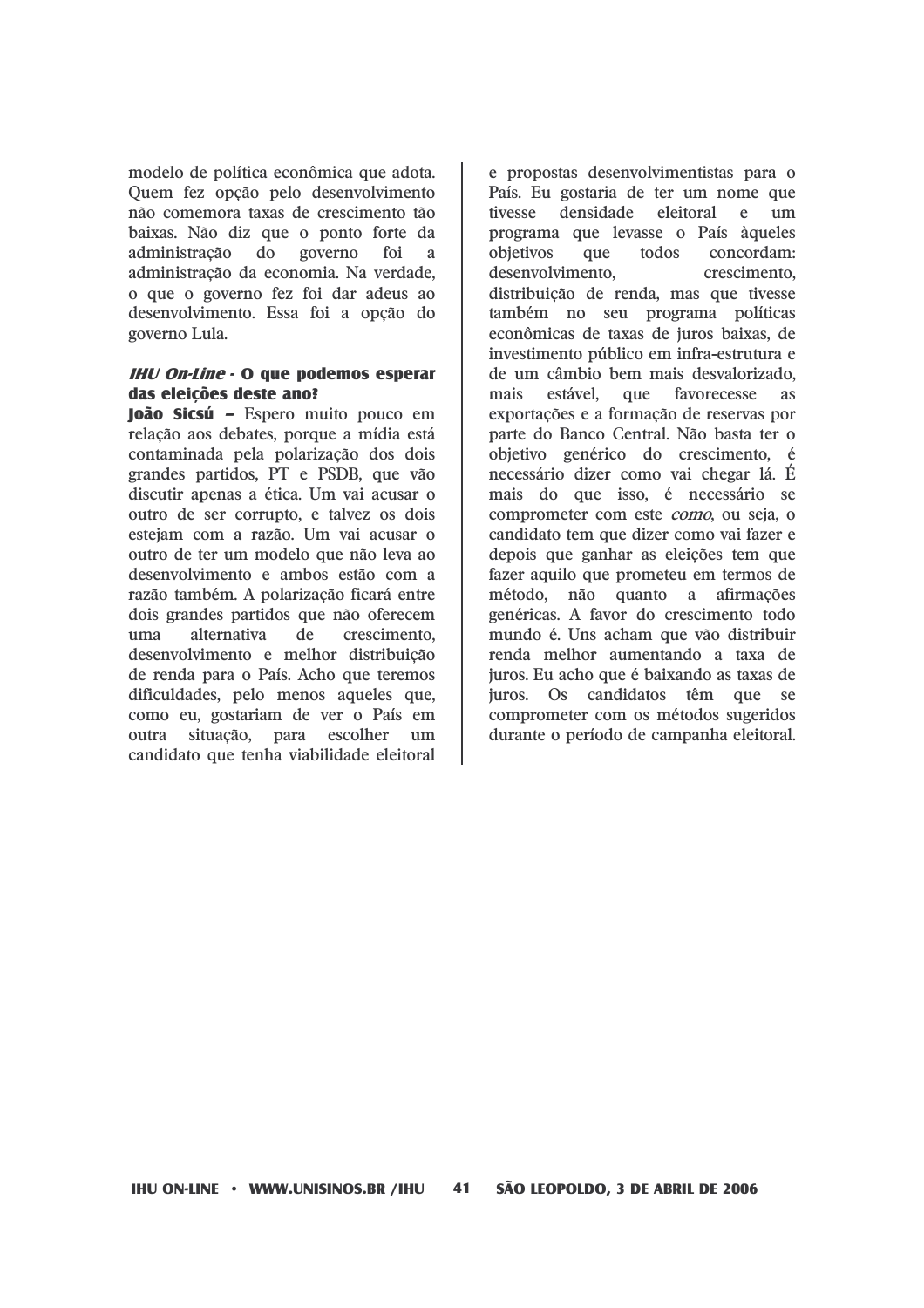modelo de política econômica que adota. Quem fez opção pelo desenvolvimento não comemora taxas de crescimento tão baixas. Não diz que o ponto forte da administração do governo foi a administração da economia. Na verdade, o que o governo fez foi dar adeus ao desenvolvimento. Essa foi a opção do governo Lula.

***IHU On-Line* - O que podemos esperar das eleições deste ano?**

**João Sicsú –** Espero muito pouco em relação aos debates, porque a mídia está contaminada pela polarização dos dois grandes partidos, PT e PSDB, que vão discutir apenas a ética. Um vai acusar o outro de ser corrupto, e talvez os dois estejam com a razão. Um vai acusar o outro de ter um modelo que não leva ao desenvolvimento e ambos estão com a razão também. A polarização ficará entre dois grandes partidos que não oferecem uma alternativa de crescimento, desenvolvimento e melhor distribuição de renda para o País. Acho que teremos dificuldades, pelo menos aqueles que, como eu, gostariam de ver o País em outra situação, para escolher um candidato que tenha viabilidade eleitoral e propostas desenvolvimentistas para o País. Eu gostaria de ter um nome que tivesse densidade eleitoral e um programa que levasse o País àqueles objetivos que todos concordam: desenvolvimento, crescimento, distribuição de renda, mas que tivesse também no seu programa políticas econômicas de taxas de juros baixas, de investimento público em infra-estrutura e de um câmbio bem mais desvalorizado, mais estável, que favorecesse as exportações e a formação de reservas por parte do Banco Central. Não basta ter o objetivo genérico do crescimento, é necessário dizer como vai chegar lá. É mais do que isso, é necessário se comprometer com este *como*, ou seja, o candidato tem que dizer como vai fazer e depois que ganhar as eleições tem que fazer aquilo que prometeu em termos de método, não quanto a afirmações genéricas. A favor do crescimento todo mundo é. Uns acham que vão distribuir renda melhor aumentando a taxa de juros. Eu acho que é baixando as taxas de juros. Os candidatos têm que se comprometer com os métodos sugeridos durante o período de campanha eleitoral.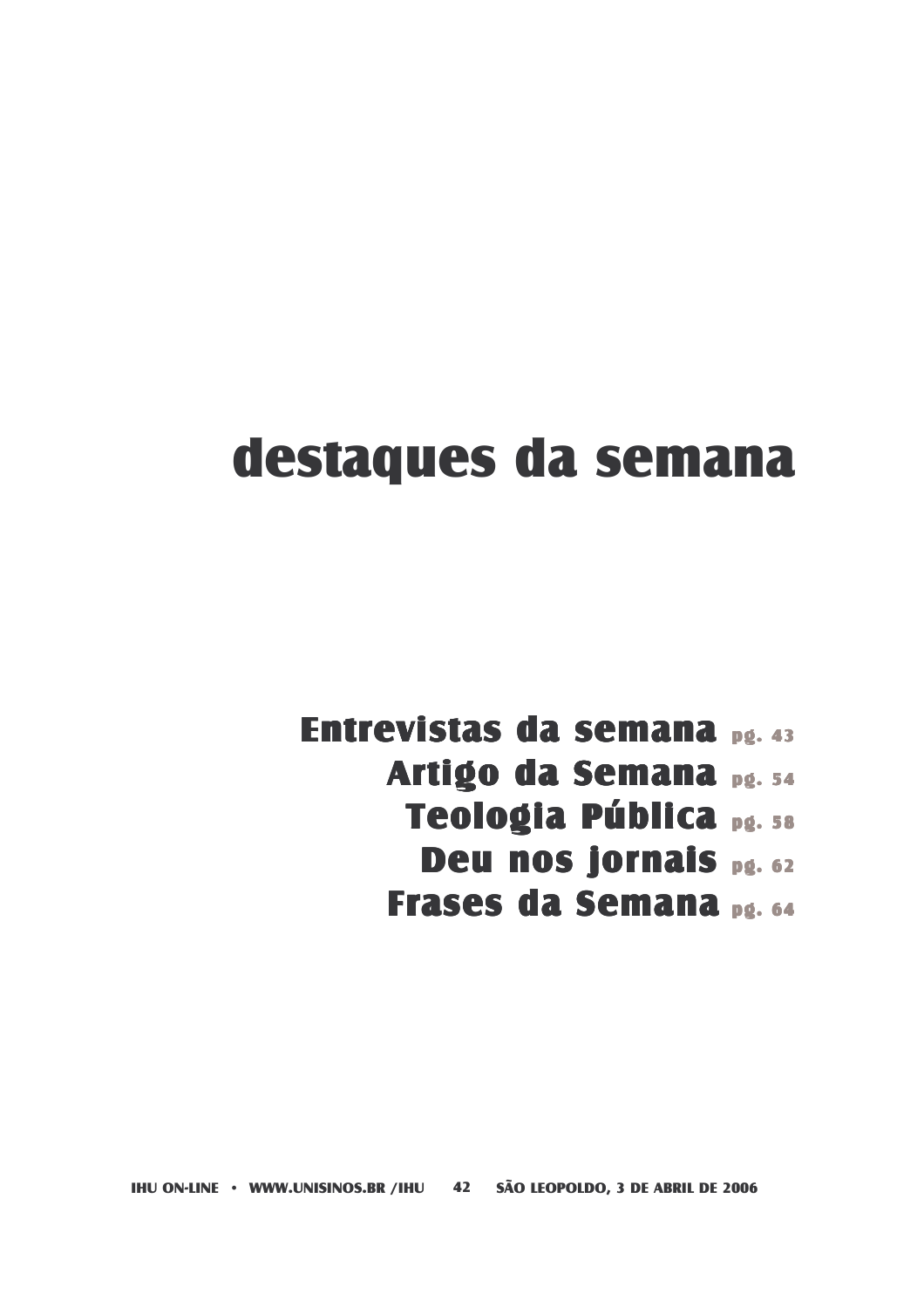# destaques da semana

**Entrevistas da semana** pg. 43
**Artigo da Semana** pg. 54
**Teologia Pública** pg. 58
**Deu nos jornais** pg. 62
**Frases da Semana** pg. 64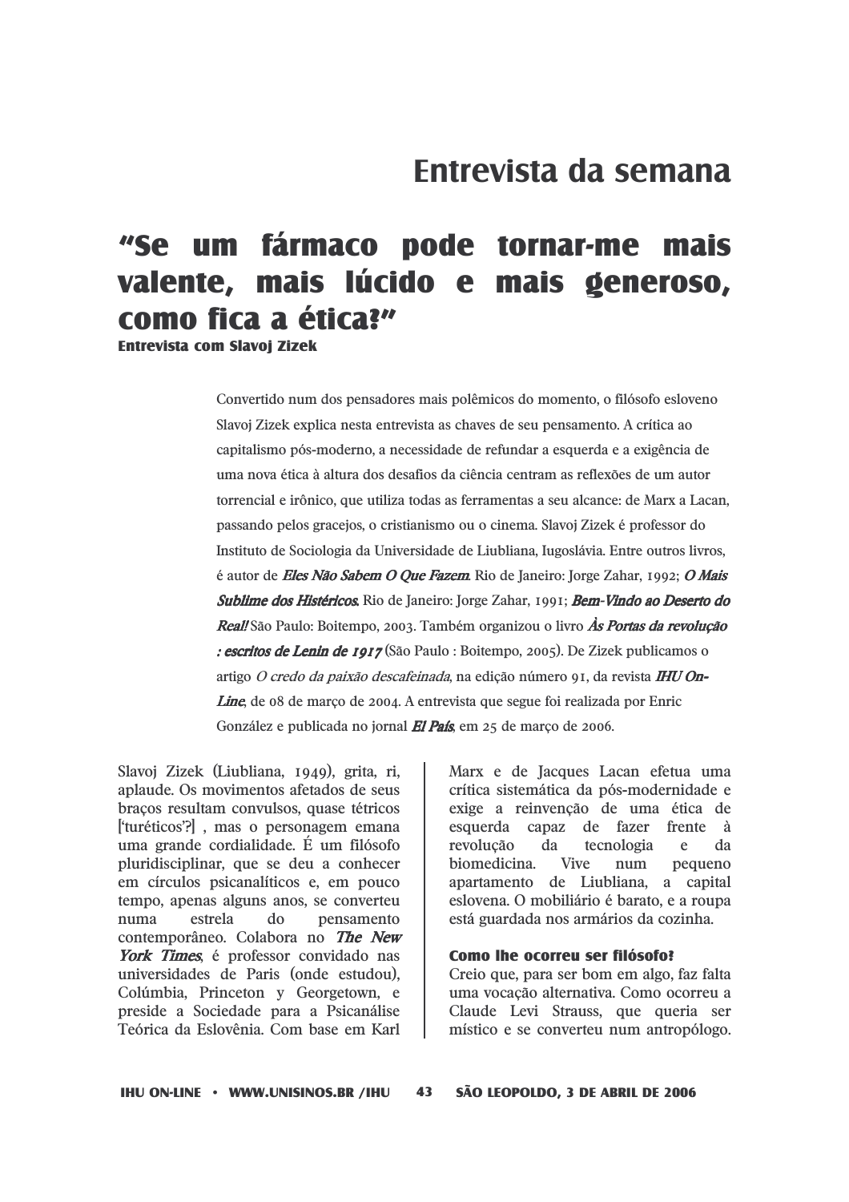## Entrevista da semana

# "Se um fármaco pode tornar-me mais valente, mais lúcido e mais generoso, como fica a ética?"

**Entrevista com Slavoj Zizek**

Convertido num dos pensadores mais polêmicos do momento, o filósofo esloveno Slavoj Zizek explica nesta entrevista as chaves de seu pensamento. A crítica ao capitalismo pós-moderno, a necessidade de refundar a esquerda e a exigência de uma nova ética à altura dos desafios da ciência centram as reflexões de um autor torrencial e irônico, que utiliza todas as ferramentas a seu alcance: de Marx a Lacan, passando pelos gracejos, o cristianismo ou o cinema. Slavoj Zizek é professor do Instituto de Sociologia da Universidade de Liubliana, Iugoslávia. Entre outros livros, é autor de ***Eles Não Sabem O Que Fazem***. Rio de Janeiro: Jorge Zahar, 1992; ***O Mais Sublime dos Histéricos***. Rio de Janeiro: Jorge Zahar, 1991; ***Bem-Vindo ao Deserto do Real!*** São Paulo: Boitempo, 2003. Também organizou o livro ***Às Portas da revolução : escritos de Lenin de 1917*** (São Paulo : Boitempo, 2005). De Zizek publicamos o artigo *O credo da paixão descafeinada*, na edição número 91, da revista ***IHU On-Line***, de 08 de março de 2004. A entrevista que segue foi realizada por Enric González e publicada no jornal ***El País***, em 25 de março de 2006.

Slavoj Zizek (Liubliana, 1949), grita, ri, aplaude. Os movimentos afetados de seus braços resultam convulsos, quase tétricos ['turéticos'?] , mas o personagem emana uma grande cordialidade. É um filósofo pluridisciplinar, que se deu a conhecer em círculos psicanalíticos e, em pouco tempo, apenas alguns anos, se converteu numa estrela do pensamento contemporâneo. Colabora no ***The New York Times***, é professor convidado nas universidades de Paris (onde estudou), Colúmbia, Princeton y Georgetown, e preside a Sociedade para a Psicanálise Teórica da Eslovênia. Com base em Karl Marx e de Jacques Lacan efetua uma crítica sistemática da pós-modernidade e exige a reinvenção de uma ética de esquerda capaz de fazer frente à revolução da tecnologia e da biomedicina. Vive num pequeno apartamento de Liubliana, a capital eslovena. O mobiliário é barato, e a roupa está guardada nos armários da cozinha.

**Como lhe ocorreu ser filósofo?**

Creio que, para ser bom em algo, faz falta uma vocação alternativa. Como ocorreu a Claude Levi Strauss, que queria ser místico e se converteu num antropólogo.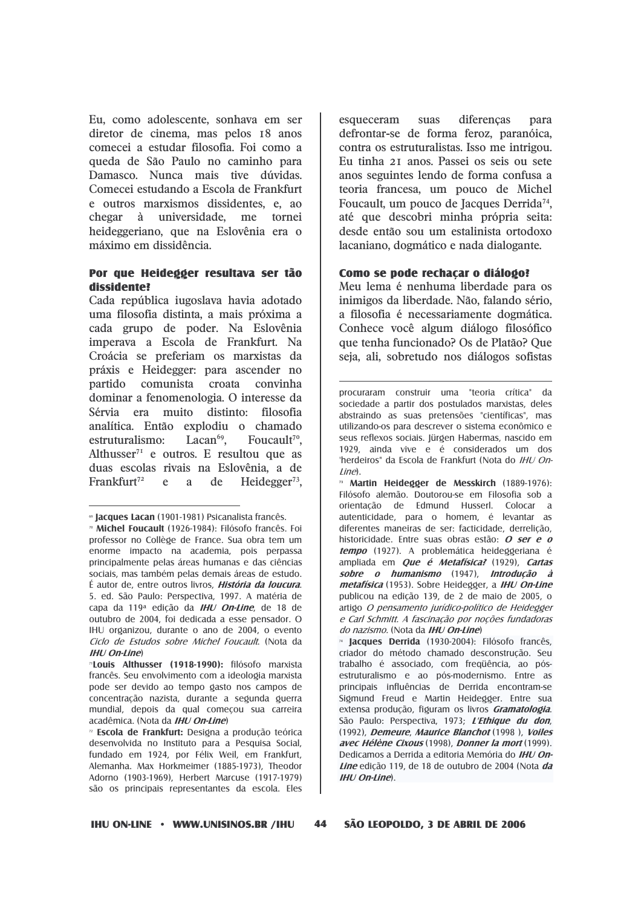Eu, como adolescente, sonhava em ser diretor de cinema, mas pelos 18 anos comecei a estudar filosofia. Foi como a queda de São Paulo no caminho para Damasco. Nunca mais tive dúvidas. Comecei estudando a Escola de Frankfurt e outros marxismos dissidentes, e, ao chegar à universidade, me tornei heideggeriano, que na Eslovênia era o máximo em dissidência.

**Por que Heidegger resultava ser tão dissidente?**

Cada república iugoslava havia adotado uma filosofia distinta, a mais próxima a cada grupo de poder. Na Eslovênia imperava a Escola de Frankfurt. Na Croácia se preferiam os marxistas da práxis e Heidegger: para ascender no partido comunista croata convinha dominar a fenomenologia. O interesse da Sérvia era muito distinto: filosofia analítica. Então explodiu o chamado estruturalismo: Lacan[69], Foucault[70], Althusser[71] e outros. E resultou que as duas escolas rivais na Eslovênia, a de Frankfurt[72] e a de Heidegger[73], esqueceram suas diferenças para defrontar-se de forma feroz, paranóica, contra os estruturalistas. Isso me intrigou. Eu tinha 21 anos. Passei os seis ou sete anos seguintes lendo de forma confusa a teoria francesa, um pouco de Michel Foucault, um pouco de Jacques Derrida[74], até que descobri minha própria seita: desde então sou um estalinista ortodoxo lacaniano, dogmático e nada dialogante.

**Como se pode rechaçar o diálogo?**

Meu lema é nenhuma liberdade para os inimigos da liberdade. Não, falando sério, a filosofia é necessariamente dogmática. Conhece você algum diálogo filosófico que tenha funcionado? Os de Platão? Que seja, ali, sobretudo nos diálogos sofistas

---

[69] **Jacques Lacan** (1901-1981) Psicanalista francês.

[70] **Michel Foucault** (1926-1984): Filósofo francês. Foi professor no Collège de France. Sua obra tem um enorme impacto na academia, pois perpassa principalmente pelas áreas humanas e das ciências sociais, mas também pelas demais áreas de estudo. É autor de, entre outros livros, ***História da loucura***. 5. ed. São Paulo: Perspectiva, 1997. A matéria de capa da 119ª edição da ***IHU On-Line***, de 18 de outubro de 2004, foi dedicada a esse pensador. O IHU organizou, durante o ano de 2004, o evento *Ciclo de Estudos sobre Michel Foucault*. (Nota da ***IHU On-Line***)

[71] **Louis Althusser (1918-1990):** filósofo marxista francês. Seu envolvimento com a ideologia marxista pode ser devido ao tempo gasto nos campos de concentração nazista, durante a segunda guerra mundial, depois da qual começou sua carreira acadêmica. (Nota da ***IHU On-Line***)

[72] **Escola de Frankfurt:** Designa a produção teórica desenvolvida no Instituto para a Pesquisa Social, fundado em 1924, por Félix Weil, em Frankfurt, Alemanha. Max Horkmeimer (1885-1973), Theodor Adorno (1903-1969), Herbert Marcuse (1917-1979) são os principais representantes da escola. Eles procuraram construir uma "teoria crítica" da sociedade a partir dos postulados marxistas, deles abstraindo as suas pretensões "científicas", mas utilizando-os para descrever o sistema econômico e seus reflexos sociais. Jürgen Habermas, nascido em 1929, ainda vive e é considerados um dos 'herdeiros" da Escola de Frankfurt (Nota da *IHU On-Line*).

[73] **Martin Heidegger de Messkirch** (1889-1976): Filósofo alemão. Doutorou-se em Filosofia sob a orientação de Edmund Husserl. Colocar a autenticidade, para o homem, é levantar as diferentes maneiras de ser: facticidade, derrelição, historicidade. Entre suas obras estão: ***O ser e o tempo*** (1927). A problemática heideggeriana é ampliada em ***Que é Metafísica?*** (1929), ***Cartas sobre o humanismo*** (1947), ***Introdução à metafísica*** (1953). Sobre Heidegger, a ***IHU On-Line*** publicou na edição 139, de 2 de maio de 2005, o artigo *O pensamento jurídico-político de Heidegger e Carl Schmitt. A fascinação por noções fundadoras do nazismo*. (Nota da ***IHU On-Line***)

[74] **Jacques Derrida** (1930-2004): Filósofo francês, criador do método chamado desconstrução. Seu trabalho é associado, com freqüência, ao pós-estruturalismo e ao pós-modernismo. Entre as principais influências de Derrida encontram-se Sigmund Freud e Martin Heidegger. Entre sua extensa produção, figuram os livros ***Gramatologia***. São Paulo: Perspectiva, 1973; ***L'Ethique du don***, (1992), ***Demeure***, ***Maurice Blanchot*** (1998 ), ***Voiles avec Hélène Cixous*** (1998), ***Donner la mort*** (1999). Dedicamos a Derrida a editoria Memória do ***IHU On-Line*** edição 119, de 18 de outubro de 2004 (Nota ***da IHU On-Line***).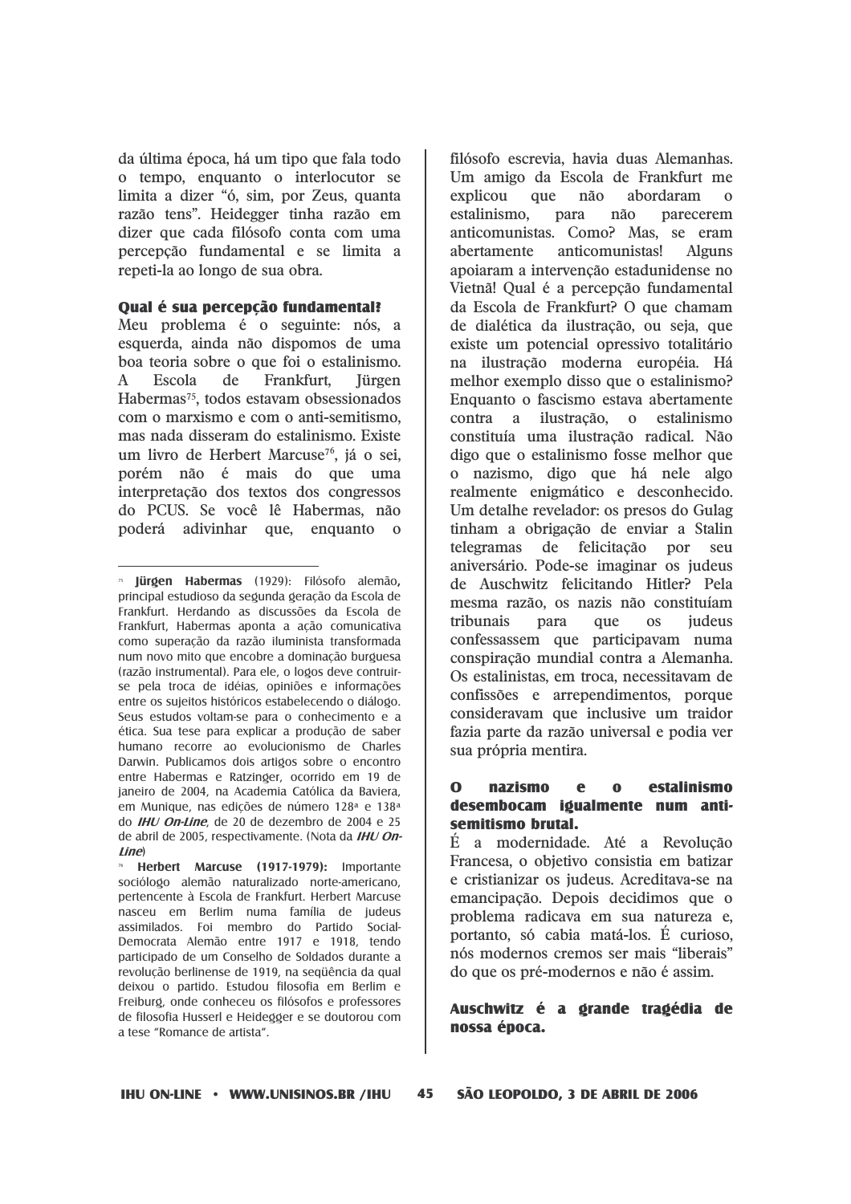da última época, há um tipo que fala todo o tempo, enquanto o interlocutor se limita a dizer "ó, sim, por Zeus, quanta razão tens". Heidegger tinha razão em dizer que cada filósofo conta com uma percepção fundamental e se limita a repeti-la ao longo de sua obra.

**Qual é sua percepção fundamental?**

Meu problema é o seguinte: nós, a esquerda, ainda não dispomos de uma boa teoria sobre o que foi o estalinismo. A Escola de Frankfurt, Jürgen Habermas[75], todos estavam obsessionados com o marxismo e com o anti-semitismo, mas nada disseram do estalinismo. Existe um livro de Herbert Marcuse[76], já o sei, porém não é mais do que uma interpretação dos textos dos congressos do PCUS. Se você lê Habermas, não poderá adivinhar que, enquanto o filósofo escrevia, havia duas Alemanhas. Um amigo da Escola de Frankfurt me explicou que não abordaram o estalinismo, para não parecerem anticomunistas. Como? Mas, se eram abertamente anticomunistas! Alguns apoiaram a intervenção estadunidense no Vietnã! Qual é a percepção fundamental da Escola de Frankfurt? O que chamam de dialética da ilustração, ou seja, que existe um potencial opressivo totalitário na ilustração moderna européia. Há melhor exemplo disso que o estalinismo? Enquanto o fascismo estava abertamente contra a ilustração, o estalinismo constituía uma ilustração radical. Não digo que o estalinismo fosse melhor que o nazismo, digo que há nele algo realmente enigmático e desconhecido. Um detalhe revelador: os presos do Gulag tinham a obrigação de enviar a Stalin telegramas de felicitação por seu aniversário. Pode-se imaginar os judeus de Auschwitz felicitando Hitler? Pela mesma razão, os nazis não constituíam tribunais para que os judeus confessassem que participavam numa conspiração mundial contra a Alemanha. Os estalinistas, em troca, necessitavam de confissões e arrependimentos, porque consideravam que inclusive um traidor fazia parte da razão universal e podia ver sua própria mentira.

**O nazismo e o estalinismo desembocam igualmente num anti-semitismo brutal.**

É a modernidade. Até a Revolução Francesa, o objetivo consistia em batizar e cristianizar os judeus. Acreditava-se na emancipação. Depois decidimos que o problema radicava em sua natureza e, portanto, só cabia matá-los. É curioso, nós modernos cremos ser mais "liberais" do que os pré-modernos e não é assim.

**Auschwitz é a grande tragédia de nossa época.**

---

[75] **Jürgen Habermas** (1929): Filósofo alemão, principal estudioso da segunda geração da Escola de Frankfurt. Herdando as discussões da Escola de Frankfurt, Habermas aponta a ação comunicativa como superação da razão iluminista transformada num novo mito que encobre a dominação burguesa (razão instrumental). Para ele, o logos deve contruir-se pela troca de idéias, opiniões e informações entre os sujeitos históricos estabelecendo o diálogo. Seus estudos voltam-se para o conhecimento e a ética. Sua tese para explicar a produção de saber humano recorre ao evolucionismo de Charles Darwin. Publicamos dois artigos sobre o encontro entre Habermas e Ratzinger, ocorrido em 19 de janeiro de 2004, na Academia Católica da Baviera, em Munique, nas edições de número 128ª e 138ª do ***IHU On-Line***, de 20 de dezembro de 2004 e 25 de abril de 2005, respectivamente. (Nota da ***IHU On-Line***)

[76] **Herbert Marcuse (1917-1979):** Importante sociólogo alemão naturalizado norte-americano, pertencente à Escola de Frankfurt. Herbert Marcuse nasceu em Berlim numa família de judeus assimilados. Foi membro do Partido Social-Democrata Alemão entre 1917 e 1918, tendo participado de um Conselho de Soldados durante a revolução berlinense de 1919, na seqüência da qual deixou o partido. Estudou filosofia em Berlim e Freiburg, onde conheceu os filósofos e professores de filosofia Husserl e Heidegger e se doutorou com a tese "Romance de artista".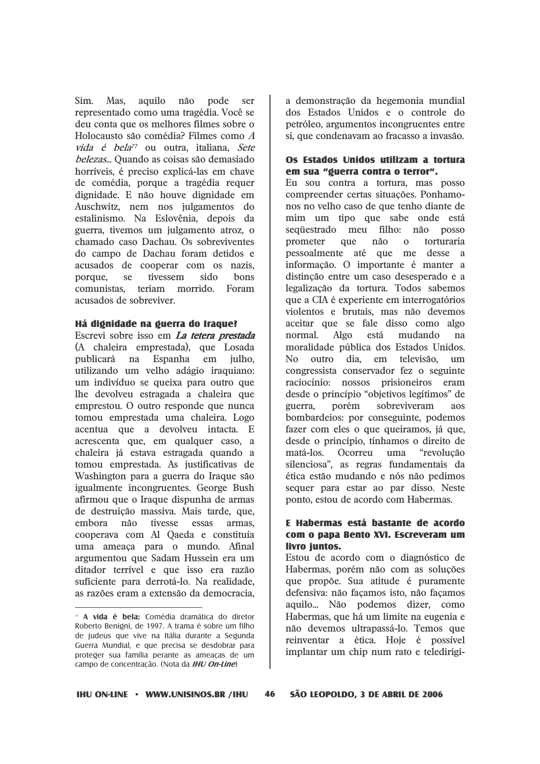Sim. Mas, aquilo não pode ser representado como uma tragédia. Você se deu conta que os melhores filmes sobre o Holocausto são comédia? Filmes como *A vida é bela*[77] ou outra, italiana, *Sete belezas*... Quando as coisas são demasiado horríveis, é preciso explicá-las em chave de comédia, porque a tragédia requer dignidade. E não houve dignidade em Auschwitz, nem nos julgamentos do estalinismo. Na Eslovênia, depois da guerra, tivemos um julgamento atroz, o chamado caso Dachau. Os sobreviventes do campo de Dachau foram detidos e acusados de cooperar com os nazis, porque, se tivessem sido bons comunistas, teriam morrido. Foram acusados de sobreviver.

**Há dignidade na guerra do Iraque?**

Escrevi sobre isso em ***La tetera prestada*** (A chaleira emprestada), que Losada publicará na Espanha em julho, utilizando um velho adágio iraquiano: um indivíduo se queixa para outro que lhe devolveu estragada a chaleira que emprestou. O outro responde que nunca tomou emprestada uma chaleira. Logo acentua que a devolveu intacta. E acrescenta que, em qualquer caso, a chaleira já estava estragada quando a tomou emprestada. As justificativas de Washington para a guerra do Iraque são igualmente incongruentes. George Bush afirmou que o Iraque dispunha de armas de destruição massiva. Mais tarde, que, embora não tivesse essas armas, cooperava com Al Qaeda e constituía uma ameaça para o mundo. Afinal argumentou que Sadam Hussein era um ditador terrível e que isso era razão suficiente para derrotá-lo. Na realidade, as razões eram a extensão da democracia, a demonstração da hegemonia mundial dos Estados Unidos e o controle do petróleo, argumentos incongruentes entre si, que condenavam ao fracasso a invasão.

**Os Estados Unidos utilizam a tortura em sua "guerra contra o terror".**

Eu sou contra a tortura, mas posso compreender certas situações. Ponhamo-nos no velho caso de que tenho diante de mim um tipo que sabe onde está seqüestrado meu filho: não posso prometer que não o torturaria pessoalmente até que me desse a informação. O importante é manter a distinção entre um caso desesperado e a legalização da tortura. Todos sabemos que a CIA é experiente em interrogatórios violentos e brutais, mas não devemos aceitar que se fale disso como algo normal. Algo está mudando na moralidade pública dos Estados Unidos. No outro dia, em televisão, um congressista conservador fez o seguinte raciocínio: nossos prisioneiros eram desde o princípio "objetivos legítimos" de guerra, porém sobreviveram aos bombardeios: por conseguinte, podemos fazer com eles o que queiramos, já que, desde o princípio, tínhamos o direito de matá-los. Ocorreu uma "revolução silenciosa", as regras fundamentais da ética estão mudando e nós não pedimos sequer para estar ao par disso. Neste ponto, estou de acordo com Habermas.

**E Habermas está bastante de acordo com o papa Bento XVI. Escreveram um livro juntos.**

Estou de acordo com o diagnóstico de Habermas, porém não com as soluções que propõe. Sua atitude é puramente defensiva: não façamos isto, não façamos aquilo... Não podemos dizer, como Habermas, que há um limite na eugenia e não devemos ultrapassá-lo. Temos que reinventar a ética. Hoje é possível implantar um chip num rato e teledirigi-

---

[77] **A vida é bela:** Comédia dramática do diretor Roberto Benigni, de 1997. A trama é sobre um filho de judeus que vive na Itália durante a Segunda Guerra Mundial, e que precisa se desdobrar para proteger sua família perante as ameaças de um campo de concentração. (Nota da ***IHU On-Line***)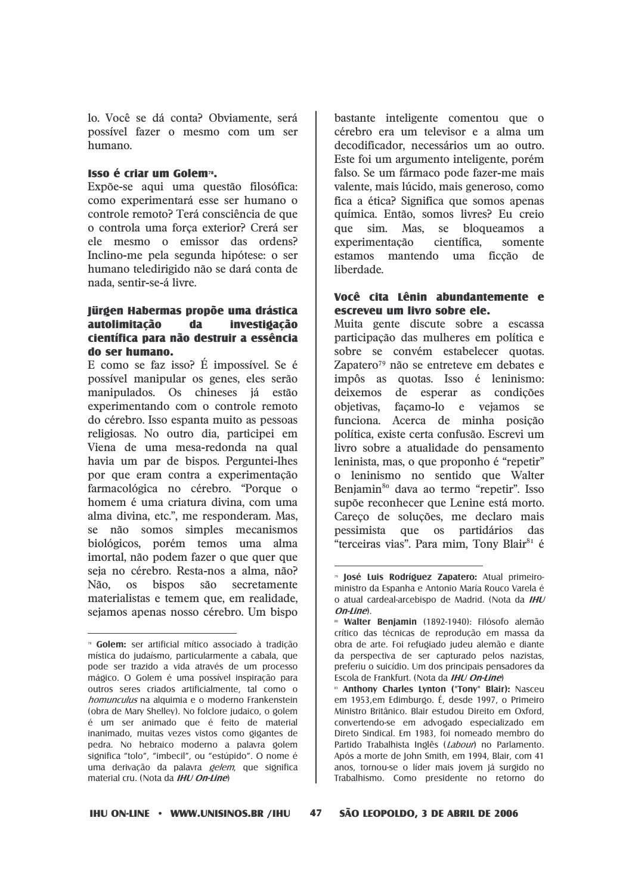lo. Você se dá conta? Obviamente, será possível fazer o mesmo com um ser humano.

**Isso é criar um Golem[78].**

Expõe-se aqui uma questão filosófica: como experimentará esse ser humano o controle remoto? Terá consciência de que o controla uma força exterior? Crerá ser ele mesmo o emissor das ordens? Inclino-me pela segunda hipótese: o ser humano teledirigido não se dará conta de nada, sentir-se-á livre.

**Jürgen Habermas propõe uma drástica autolimitação da investigação científica para não destruir a essência do ser humano.**

E como se faz isso? É impossível. Se é possível manipular os genes, eles serão manipulados. Os chineses já estão experimentando com o controle remoto do cérebro. Isso espanta muito as pessoas religiosas. No outro dia, participei em Viena de uma mesa-redonda na qual havia um par de bispos. Perguntei-lhes por que eram contra a experimentação farmacológica no cérebro. "Porque o homem é uma criatura divina, com uma alma divina, etc.", me responderam. Mas, se não somos simples mecanismos biológicos, porém temos uma alma imortal, não podem fazer o que quer que seja no cérebro. Resta-nos a alma, não? Não, os bispos são secretamente materialistas e temem que, em realidade, sejamos apenas nosso cérebro. Um bispo bastante inteligente comentou que o cérebro era um televisor e a alma um decodificador, necessários um ao outro. Este foi um argumento inteligente, porém falso. Se um fármaco pode fazer-me mais valente, mais lúcido, mais generoso, como fica a ética? Significa que somos apenas química. Então, somos livres? Eu creio que sim. Mas, se bloqueamos a experimentação científica, somente estamos mantendo uma ficção de liberdade.

**Você cita Lênin abundantemente e escreveu um livro sobre ele.**

Muita gente discute sobre a escassa participação das mulheres em política e sobre se convém estabelecer quotas. Zapatero[79] não se entreteve em debates e impôs as quotas. Isso é leninismo: deixemos de esperar as condições objetivas, façamo-lo e vejamos se funciona. Acerca de minha posição política, existe certa confusão. Escrevi um livro sobre a atualidade do pensamento leninista, mas, o que proponho é "repetir" o leninismo no sentido que Walter Benjamin[80] dava ao termo "repetir". Isso supõe reconhecer que Lenine está morto. Careço de soluções, me declaro mais pessimista que os partidários das "terceiras vias". Para mim, Tony Blair[81] é

---

[78] **Golem:** ser artificial mítico associado à tradição mística do judaísmo, particularmente a cabala, que pode ser trazido a vida através de um processo mágico. O Golem é uma possível inspiração para outros seres criados artificialmente, tal como o *homunculus* na alquimia e o moderno Frankenstein (obra de Mary Shelley). No folclore judaico, o golem é um ser animado que é feito de material inanimado, muitas vezes vistos como gigantes de pedra. No hebraico moderno a palavra golem significa "tolo", "imbecil", ou "estúpido". O nome é uma derivação da palavra *gelem*, que significa material cru. (Nota da ***IHU On-Line***)

[79] **José Luis Rodríguez Zapatero:** Atual primeiro-ministro da Espanha e Antonio María Rouco Varela é o atual cardeal-arcebispo de Madrid. (Nota da ***IHU On-Line***).

[80] **Walter Benjamin** (1892-1940): Filósofo alemão crítico das técnicas de reprodução em massa da obra de arte. Foi refugiado judeu alemão e diante da perspectiva de ser capturado pelos nazistas, preferiu o suicídio. Um dos principais pensadores da Escola de Frankfurt. (Nota da ***IHU On-Line***)

[81] **Anthony Charles Lynton ("Tony" Blair):** Nasceu em 1953,em Edimburgo. É, desde 1997, o Primeiro Ministro Britânico. Blair estudou Direito em Oxford, convertendo-se em advogado especializado em Direto Sindical. Em 1983, foi nomeado membro do Partido Trabalhista Inglês (*Labour*) no Parlamento. Após a morte de John Smith, em 1994, Blair, com 41 anos, tornou-se o líder mais jovem já surgido no Trabalhismo. Como presidente no retorno do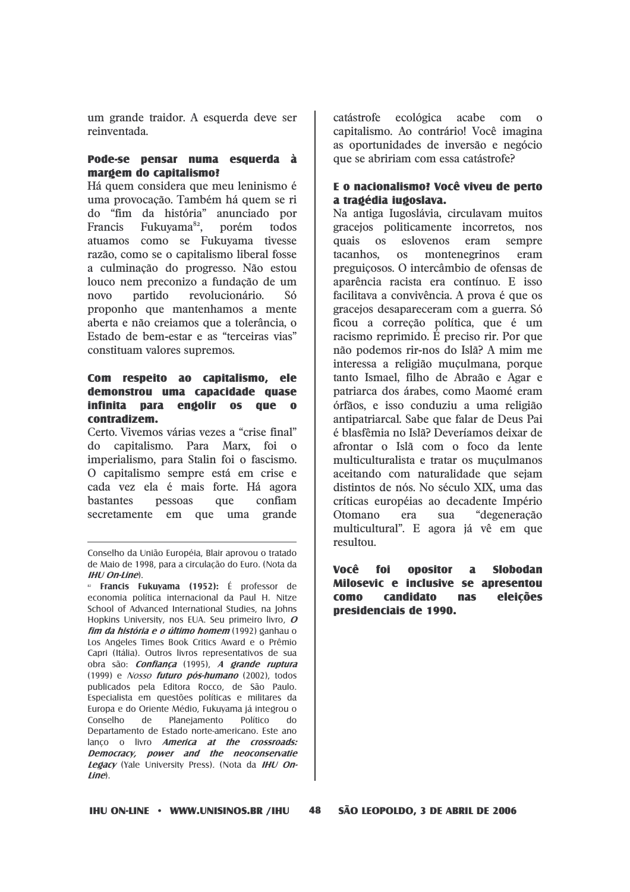um grande traidor. A esquerda deve ser reinventada.

**Pode-se pensar numa esquerda à margem do capitalismo?**

Há quem considera que meu leninismo é uma provocação. Também há quem se ri do "fim da história" anunciado por Francis Fukuyama[82], porém todos atuamos como se Fukuyama tivesse razão, como se o capitalismo liberal fosse a culminação do progresso. Não estou louco nem preconizo a fundação de um novo partido revolucionário. Só proponho que mantenhamos a mente aberta e não creiamos que a tolerância, o Estado de bem-estar e as "terceiras vias" constituam valores supremos.

**Com respeito ao capitalismo, ele demonstrou uma capacidade quase infinita para engolir os que o contradizem.**

Certo. Vivemos várias vezes a "crise final" do capitalismo. Para Marx, foi o imperialismo, para Stalin foi o fascismo. O capitalismo sempre está em crise e cada vez ela é mais forte. Há agora bastantes pessoas que confiam secretamente em que uma grande catástrofe ecológica acabe com o capitalismo. Ao contrário! Você imagina as oportunidades de inversão e negócio que se abririam com essa catástrofe?

**E o nacionalismo? Você viveu de perto a tragédia iugoslava.**

Na antiga Iugoslávia, circulavam muitos gracejos politicamente incorretos, nos quais os eslovenos eram sempre tacanhos, os montenegrinos eram preguiçosos. O intercâmbio de ofensas de aparência racista era contínuo. E isso facilitava a convivência. A prova é que os gracejos desapareceram com a guerra. Só ficou a correção política, que é um racismo reprimido. É preciso rir. Por que não podemos rir-nos do Islã? A mim me interessa a religião muçulmana, porque tanto Ismael, filho de Abraão e Agar e patriarca dos árabes, como Maomé eram órfãos, e isso conduziu a uma religião antipatriarcal. Sabe que falar de Deus Pai é blasfêmia no Islã? Deveríamos deixar de afrontar o Islã com o foco da lente multiculturalista e tratar os muçulmanos aceitando com naturalidade que sejam distintos de nós. No século XIX, uma das críticas européias ao decadente Império Otomano era sua "degeneração multicultural". E agora já vê em que resultou.

**Você foi opositor a Slobodan Milosevic e inclusive se apresentou como candidato nas eleições presidenciais de 1990.**

---

Conselho da União Européia, Blair aprovou o tratado de Maio de 1998, para a circulação do Euro. (Nota da ***IHU On-Line***).

[82] **Francis Fukuyama (1952):** É professor de economia política internacional da Paul H. Nitze School of Advanced International Studies, na Johns Hopkins University, nos EUA. Seu primeiro livro, ***O fim da história e o último homem*** (1992) ganhau o Los Angeles Times Book Critics Award e o Prêmio Capri (Itália). Outros livros representativos de sua obra são: ***Confiança*** (1995), ***A grande ruptura*** (1999) e *Nosso **futuro pós-humano*** (2002), todos publicados pela Editora Rocco, de São Paulo. Especialista em questões políticas e militares da Europa e do Oriente Médio, Fukuyama já integrou o Conselho de Planejamento Político do Departamento de Estado norte-americano. Este ano lanço o livro ***America at the crossroads: Democracy, power and the neoconservatie Legacy*** (Yale University Press). (Nota da ***IHU On-Line***).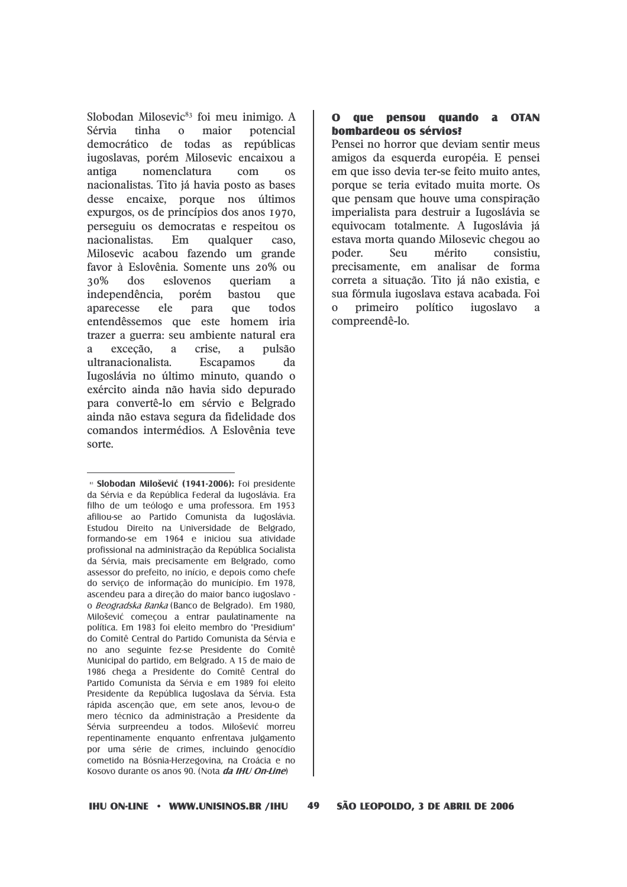Slobodan Milosevic[83] foi meu inimigo. A Sérvia tinha o maior potencial democrático de todas as repúblicas iugoslavas, porém Milosevic encaixou a antiga nomenclatura com os nacionalistas. Tito já havia posto as bases desse encaixe, porque nos últimos expurgos, os de princípios dos anos 1970, perseguiu os democratas e respeitou os nacionalistas. Em qualquer caso, Milosevic acabou fazendo um grande favor à Eslovênia. Somente uns 20% ou 30% dos eslovenos queriam a independência, porém bastou que aparecesse ele para que todos entendêssemos que este homem iria trazer a guerra: seu ambiente natural era a exceção, a crise, a pulsão ultranacionalista. Escapamos da Iugoslávia no último minuto, quando o exército ainda não havia sido depurado para convertê-lo em sérvio e Belgrado ainda não estava segura da fidelidade dos comandos intermédios. A Eslovênia teve sorte.

**O que pensou quando a OTAN bombardeou os sérvios?**

Pensei no horror que deviam sentir meus amigos da esquerda européia. E pensei em que isso devia ter-se feito muito antes, porque se teria evitado muita morte. Os que pensam que houve uma conspiração imperialista para destruir a Iugoslávia se equivocam totalmente. A Iugoslávia já estava morta quando Milosevic chegou ao poder. Seu mérito consistiu, precisamente, em analisar de forma correta a situação. Tito já não existia, e sua fórmula iugoslava estava acabada. Foi o primeiro político iugoslavo a compreendê-lo.

---

[83] **Slobodan Milošević (1941-2006):** Foi presidente da Sérvia e da República Federal da Iugoslávia. Era filho de um teólogo e uma professora. Em 1953 afiliou-se ao Partido Comunista da Iugoslávia. Estudou Direito na Universidade de Belgrado, formando-se em 1964 e iniciou sua atividade profissional na administração da República Socialista da Sérvia, mais precisamente em Belgrado, como assessor do prefeito, no início, e depois como chefe do serviço de informação do município. Em 1978, ascendeu para a direção do maior banco iugoslavo - o *Beogradska Banka* (Banco de Belgrado). Em 1980, Milošević começou a entrar paulatinamente na política. Em 1983 foi eleito membro do "Presidium" do Comitê Central do Partido Comunista da Sérvia e no ano seguinte fez-se Presidente do Comitê Municipal do partido, em Belgrado. A 15 de maio de 1986 chega a Presidente do Comitê Central do Partido Comunista da Sérvia e em 1989 foi eleito Presidente da República Iugoslava da Sérvia. Esta rápida ascenção que, em sete anos, levou-o de mero técnico da administração a Presidente da Sérvia surpreendeu a todos. Milošević morreu repentinamente enquanto enfrentava julgamento por uma série de crimes, incluindo genocídio cometido na Bósnia-Herzegovina, na Croácia e no Kosovo durante os anos 90. (Nota ***da IHU On-Line***)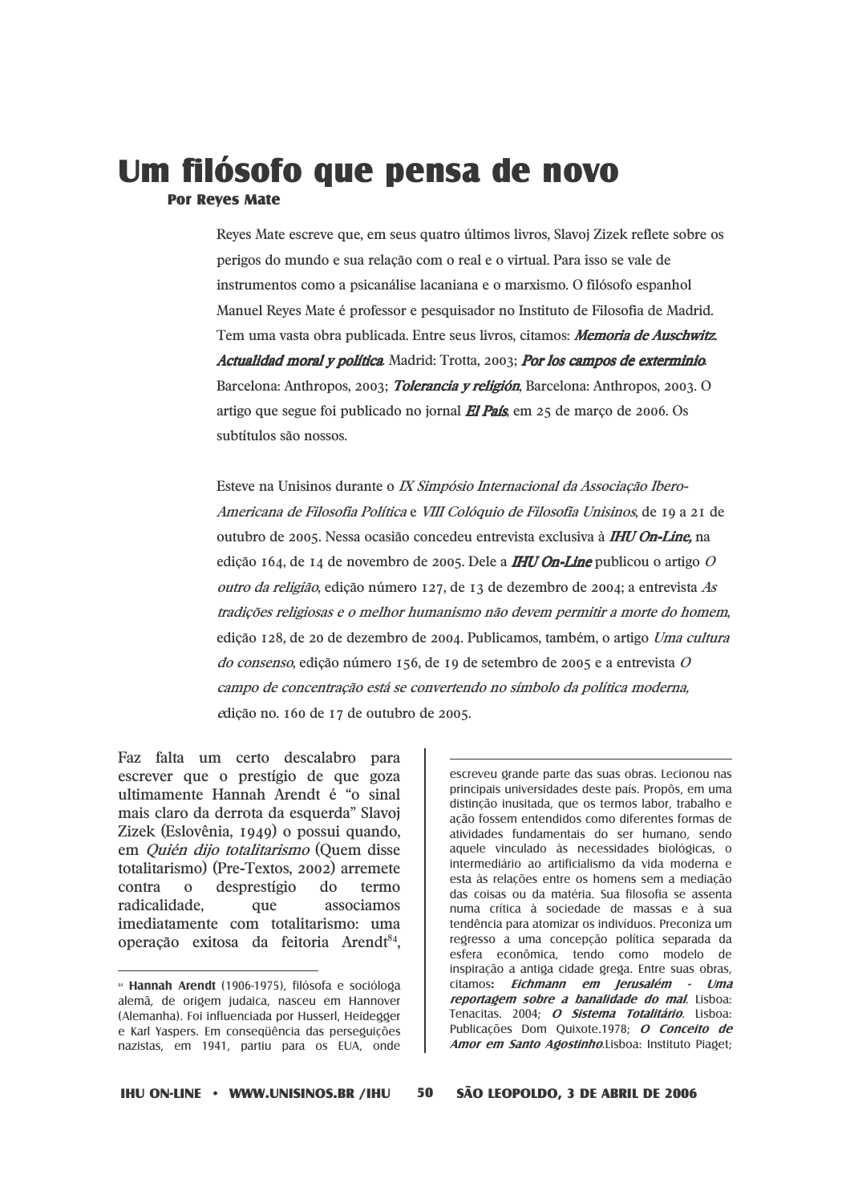# Um filósofo que pensa de novo

**Por Reyes Mate**

Reyes Mate escreve que, em seus quatro últimos livros, Slavoj Zizek reflete sobre os perigos do mundo e sua relação com o real e o virtual. Para isso se vale de instrumentos como a psicanálise lacaniana e o marxismo. O filósofo espanhol Manuel Reyes Mate é professor e pesquisador no Instituto de Filosofia de Madrid. Tem uma vasta obra publicada. Entre seus livros, citamos: ***Memoria de Auschwitz. Actualidad moral y política***. Madrid: Trotta, 2003; ***Por los campos de exterminio***. Barcelona: Anthropos, 2003; ***Tolerancia y religión***, Barcelona: Anthropos, 2003. O artigo que segue foi publicado no jornal ***El País***, em 25 de março de 2006. Os subtítulos são nossos.

Esteve na Unisinos durante o *IX Simpósio Internacional da Associação Ibero-Americana de Filosofia Política* e *VIII Colóquio de Filosofia Unisinos*, de 19 a 21 de outubro de 2005. Nessa ocasião concedeu entrevista exclusiva à ***IHU On-Line***, na edição 164, de 14 de novembro de 2005. Dele a ***IHU On-Line*** publicou o artigo *O outro da religião*, edição número 127, de 13 de dezembro de 2004; a entrevista *As tradições religiosas e o melhor humanismo não devem permitir a morte do homem*, edição 128, de 20 de dezembro de 2004. Publicamos, também, o artigo *Uma cultura do consenso*, edição número 156, de 19 de setembro de 2005 e a entrevista *O campo de concentração está se convertendo no símbolo da política moderna*, edição no. 160 de 17 de outubro de 2005.

Faz falta um certo descalabro para escrever que o prestígio de que goza ultimamente Hannah Arendt é "o sinal mais claro da derrota da esquerda" Slavoj Zizek (Eslovênia, 1949) o possui quando, em *Quién dijo totalitarismo* (Quem disse totalitarismo) (Pre-Textos, 2002) arremete contra o desprestígio do termo radicalidade, que associamos imediatamente com totalitarismo: uma operação exitosa da feitoria Arendt[84],

---

[84] **Hannah Arendt** (1906-1975), filósofa e socióloga alemã, de origem judaica, nasceu em Hannover (Alemanha). Foi influenciada por Husserl, Heidegger e Karl Yaspers. Em conseqüência das perseguições nazistas, em 1941, partiu para os EUA, onde escreveu grande parte das suas obras. Lecionou nas principais universidades deste país. Propôs, em uma distinção inusitada, que os termos labor, trabalho e ação fossem entendidos como diferentes formas de atividades fundamentais do ser humano, sendo aquele vinculado às necessidades biológicas, o intermediário ao artificialismo da vida moderna e esta às relações entre os homens sem a mediação das coisas ou da matéria. Sua filosofia se assenta numa crítica à sociedade de massas e à sua tendência para atomizar os indivíduos. Preconiza um regresso a uma concepção política separada da esfera econômica, tendo como modelo de inspiração a antiga cidade grega. Entre suas obras, citamos**: *Eichmann em Jerusalém - Uma reportagem sobre a banalidade do mal***. Lisboa: Tenacitas. 2004; ***O Sistema Totalitário***. Lisboa: Publicações Dom Quixote.1978; ***O Conceito de Amor em Santo Agostinho***.Lisboa: Instituto Piaget;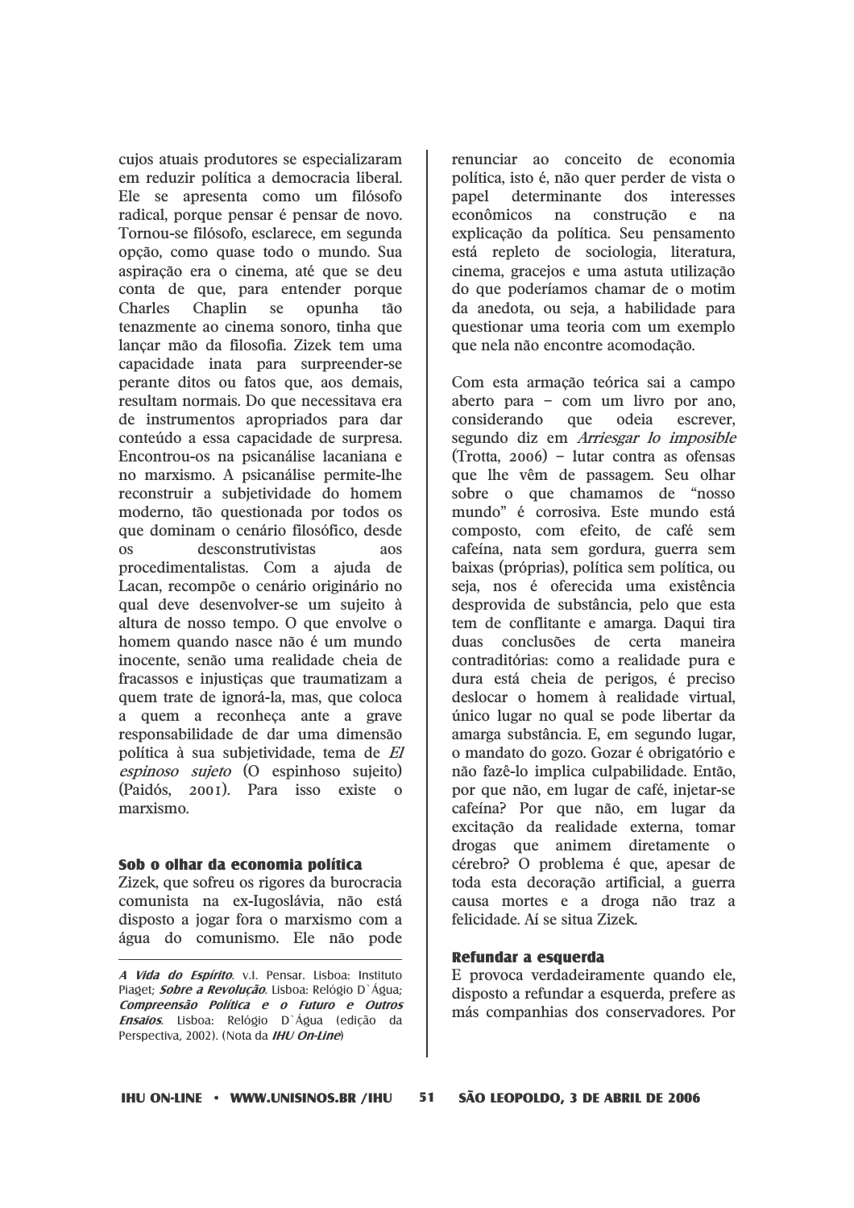cujos atuais produtores se especializaram em reduzir política a democracia liberal. Ele se apresenta como um filósofo radical, porque pensar é pensar de novo. Tornou-se filósofo, esclarece, em segunda opção, como quase todo o mundo. Sua aspiração era o cinema, até que se deu conta de que, para entender porque Charles Chaplin se opunha tão tenazmente ao cinema sonoro, tinha que lançar mão da filosofia. Zizek tem uma capacidade inata para surpreender-se perante ditos ou fatos que, aos demais, resultam normais. Do que necessitava era de instrumentos apropriados para dar conteúdo a essa capacidade de surpresa. Encontrou-os na psicanálise lacaniana e no marxismo. A psicanálise permite-lhe reconstruir a subjetividade do homem moderno, tão questionada por todos os que dominam o cenário filosófico, desde os desconstrutivistas aos procedimentalistas. Com a ajuda de Lacan, recompõe o cenário originário no qual deve desenvolver-se um sujeito à altura de nosso tempo. O que envolve o homem quando nasce não é um mundo inocente, senão uma realidade cheia de fracassos e injustiças que traumatizam a quem trate de ignorá-la, mas, que coloca a quem a reconheça ante a grave responsabilidade de dar uma dimensão política à sua subjetividade, tema de *El espinoso sujeto* (O espinhoso sujeito) (Paidós, 2001). Para isso existe o marxismo.

### Sob o olhar da economia política

Zizek, que sofreu os rigores da burocracia comunista na ex-Iugoslávia, não está disposto a jogar fora o marxismo com a água do comunismo. Ele não pode renunciar ao conceito de economia política, isto é, não quer perder de vista o papel determinante dos interesses econômicos na construção e na explicação da política. Seu pensamento está repleto de sociologia, literatura, cinema, gracejos e uma astuta utilização do que poderíamos chamar de o motim da anedota, ou seja, a habilidade para questionar uma teoria com um exemplo que nela não encontre acomodação.

Com esta armação teórica sai a campo aberto para – com um livro por ano, considerando que odeia escrever, segundo diz em *Arriesgar lo imposible* (Trotta, 2006) – lutar contra as ofensas que lhe vêm de passagem. Seu olhar sobre o que chamamos de "nosso mundo" é corrosiva. Este mundo está composto, com efeito, de café sem cafeína, nata sem gordura, guerra sem baixas (próprias), política sem política, ou seja, nos é oferecida uma existência desprovida de substância, pelo que esta tem de conflitante e amarga. Daqui tira duas conclusões de certa maneira contraditórias: como a realidade pura e dura está cheia de perigos, é preciso deslocar o homem à realidade virtual, único lugar no qual se pode libertar da amarga substância. E, em segundo lugar, o mandato do gozo. Gozar é obrigatório e não fazê-lo implica culpabilidade. Então, por que não, em lugar de café, injetar-se cafeína? Por que não, em lugar da excitação da realidade externa, tomar drogas que animem diretamente o cérebro? O problema é que, apesar de toda esta decoração artificial, a guerra causa mortes e a droga não traz a felicidade. Aí se situa Zizek.

### Refundar a esquerda

E provoca verdadeiramente quando ele, disposto a refundar a esquerda, prefere as más companhias dos conservadores. Por

---

***A Vida do Espírito***. v.I. Pensar. Lisboa: Instituto Piaget; ***Sobre a Revolução***. Lisboa: Relógio D`Água; ***Compreensão Política e o Futuro e Outros Ensaios***. Lisboa: Relógio D`Água (edição da Perspectiva, 2002). (Nota da ***IHU On-Line***)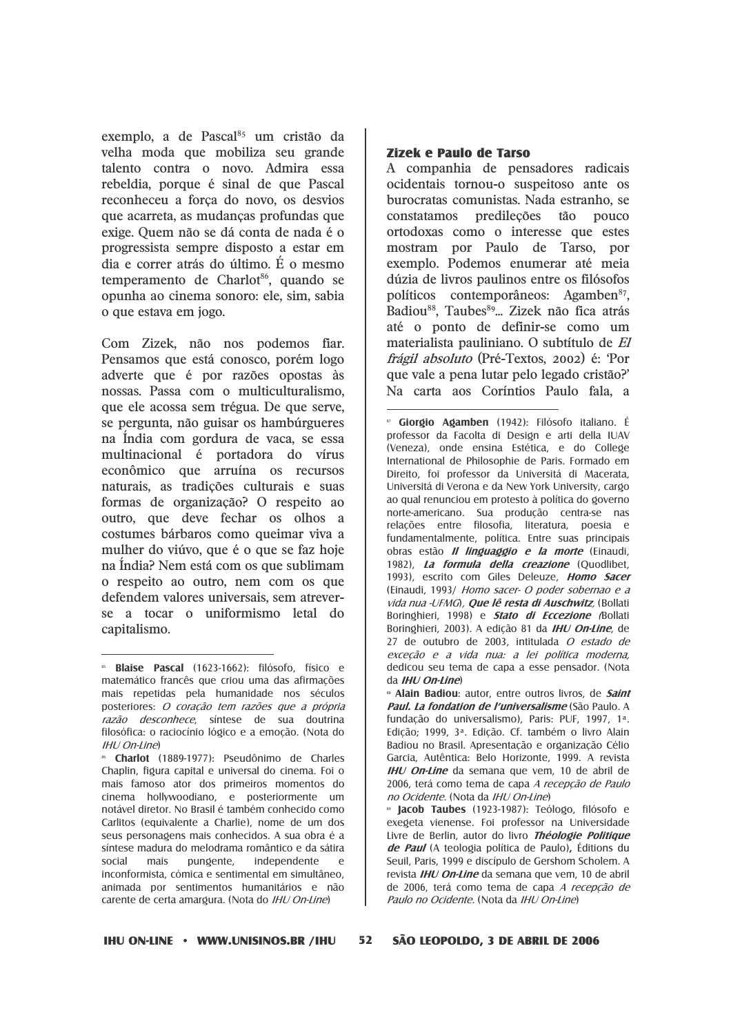exemplo, a de Pascal[85] um cristão da velha moda que mobiliza seu grande talento contra o novo. Admira essa rebeldia, porque é sinal de que Pascal reconheceu a força do novo, os desvios que acarreta, as mudanças profundas que exige. Quem não se dá conta de nada é o progressista sempre disposto a estar em dia e correr atrás do último. É o mesmo temperamento de Charlot[86], quando se opunha ao cinema sonoro: ele, sim, sabia o que estava em jogo.

Com Zizek, não nos podemos fiar. Pensamos que está conosco, porém logo adverte que é por razões opostas às nossas. Passa com o multiculturalismo, que ele acossa sem trégua. De que serve, se pergunta, não guisar os hambúrgueres na Índia com gordura de vaca, se essa multinacional é portadora do vírus econômico que arruína os recursos naturais, as tradições culturais e suas formas de organização? O respeito ao outro, que deve fechar os olhos a costumes bárbaros como queimar viva a mulher do viúvo, que é o que se faz hoje na Índia? Nem está com os que sublimam o respeito ao outro, nem com os que defendem valores universais, sem atrever-se a tocar o uniformismo letal do capitalismo.

### Zizek e Paulo de Tarso

A companhia de pensadores radicais ocidentais tornou-o suspeitoso ante os burocratas comunistas. Nada estranho, se constatamos predileções tão pouco ortodoxas como o interesse que estes mostram por Paulo de Tarso, por exemplo. Podemos enumerar até meia dúzia de livros paulinos entre os filósofos políticos contemporâneos: Agamben[87], Badiou[88], Taubes[89]... Zizek não fica atrás até o ponto de definir-se como um materialista pauliniano. O subtítulo de *El frágil absoluto* (Pré-Textos, 2002) é: 'Por que vale a pena lutar pelo legado cristão?' Na carta aos Coríntios Paulo fala, a

---

[85] **Blaise Pascal** (1623-1662): filósofo, físico e matemático francês que criou uma das afirmações mais repetidas pela humanidade nos séculos posteriores: *O coração tem razões que a própria razão desconhece*, síntese de sua doutrina filosófica: o raciocínio lógico e a emoção. (Nota do *IHU On-Line*)

[86] **Charlot** (1889-1977): Pseudônimo de Charles Chaplin, figura capital e universal do cinema. Foi o mais famoso ator dos primeiros momentos do cinema hollywoodiano, e posteriormente um notável diretor. No Brasil é também conhecido como Carlitos (equivalente a Charlie), nome de um dos seus personagens mais conhecidos. A sua obra é a síntese madura do melodrama romântico e da sátira social mais pungente, independente e inconformista, cômica e sentimental em simultâneo, animada por sentimentos humanitários e não carente de certa amargura. (Nota do *IHU On-Line*)

[87] **Giorgio Agamben** (1942): Filósofo italiano. É professor da Facolta di Design e arti della IUAV (Veneza), onde ensina Estética, e do College International de Philosophie de Paris. Formado em Direito, foi professor da Universitá di Macerata, Universitá di Verona e da New York University, cargo ao qual renunciou em protesto à política do governo norte-americano. Sua produção centra-se nas relações entre filosofia, literatura, poesia e fundamentalmente, política. Entre suas principais obras estão ***Il linguaggio e la morte*** (Einaudi, 1982), ***La formula della creazione*** (Quodlibet, 1993), escrito com Giles Deleuze, ***Homo Sacer*** (Einaudi, 1993/ *Homo sacer- O poder sobernao e a vida nua -UFMG*), ***Que lê resta di Auschwitz***, (Bollati Boringhieri, 1998) e ***Stato di Eccezione*** (Bollati Boringhieri, 2003). A edição 81 da ***IHU On-Line***, de 27 de outubro de 2003, intitulada *O estado de exceção e a vida nua: a lei política moderna*, dedicou seu tema de capa a esse pensador. (Nota da ***IHU On-Line***)

[88] **Alain Badiou**: autor, entre outros livros, de ***Saint Paul. La fondation de l'universalisme*** (São Paulo. A fundação do universalismo), Paris: PUF, 1997, 1ª. Edição; 1999, 3ª. Edição. Cf. também o livro Alain Badiou no Brasil. Apresentação e organização Célio Garcia, Autêntica: Belo Horizonte, 1999. A revista ***IHU On-Line*** da semana que vem, 10 de abril de 2006, terá como tema de capa *A recepção de Paulo no Ocidente*. (Nota da *IHU On-Line*)

[89] **Jacob Taubes** (1923-1987): Teólogo, filósofo e exegeta vienense. Foi professor na Universidade Livre de Berlin, autor do livro ***Théologie Politique de Paul*** (A teologia política de Paulo), Éditions du Seuil, Paris, 1999 e discípulo de Gershom Scholem. A revista ***IHU On-Line*** da semana que vem, 10 de abril de 2006, terá como tema de capa *A recepção de Paulo no Ocidente*. (Nota da *IHU On-Line*)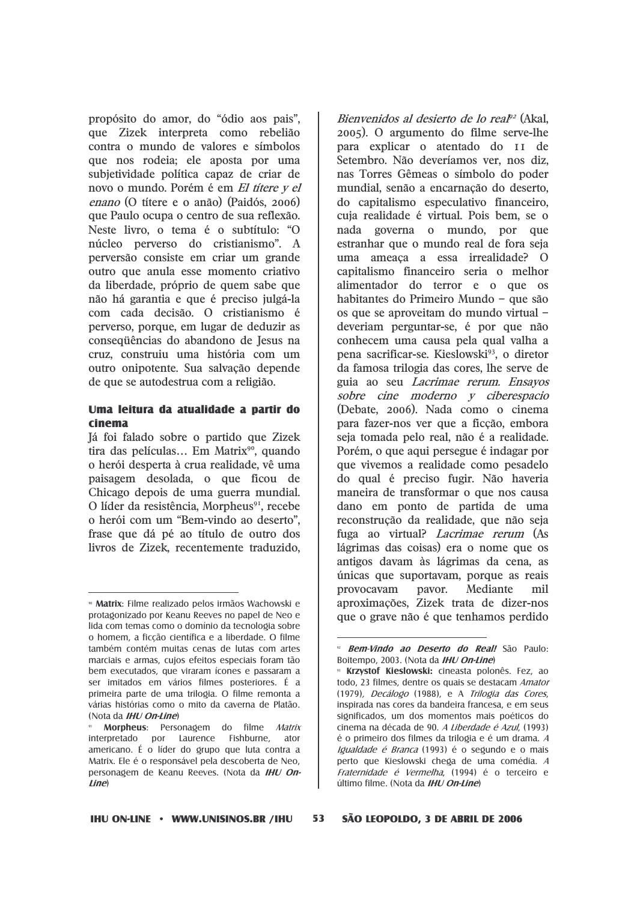propósito do amor, do "ódio aos pais", que Zizek interpreta como rebelião contra o mundo de valores e símbolos que nos rodeia; ele aposta por uma subjetividade política capaz de criar de novo o mundo. Porém é em *El títere y el enano* (O títere e o anão) (Paidós, 2006) que Paulo ocupa o centro de sua reflexão. Neste livro, o tema é o subtítulo: "O núcleo perverso do cristianismo". A perversão consiste em criar um grande outro que anula esse momento criativo da liberdade, próprio de quem sabe que não há garantia e que é preciso julgá-la com cada decisão. O cristianismo é perverso, porque, em lugar de deduzir as conseqüências do abandono de Jesus na cruz, construiu uma história com um outro onipotente. Sua salvação depende de que se autodestrua com a religião.

### Uma leitura da atualidade a partir do cinema

Já foi falado sobre o partido que Zizek tira das películas… Em Matrix[90], quando o herói desperta à crua realidade, vê uma paisagem desolada, o que ficou de Chicago depois de uma guerra mundial. O líder da resistência, Morpheus[91], recebe o herói com um "Bem-vindo ao deserto", frase que dá pé ao título de outro dos livros de Zizek, recentemente traduzido, *Bienvenidos al desierto de lo real*[92] (Akal, 2005). O argumento do filme serve-lhe para explicar o atentado do 11 de Setembro. Não deveríamos ver, nos diz, nas Torres Gêmeas o símbolo do poder mundial, senão a encarnação do deserto, do capitalismo especulativo financeiro, cuja realidade é virtual. Pois bem, se o nada governa o mundo, por que estranhar que o mundo real de fora seja uma ameaça a essa irrealidade? O capitalismo financeiro seria o melhor alimentador do terror e o que os habitantes do Primeiro Mundo – que são os que se aproveitam do mundo virtual – deveriam perguntar-se, é por que não conhecem uma causa pela qual valha a pena sacrificar-se. Kieslowski[93], o diretor da famosa trilogia das cores, lhe serve de guia ao seu *Lacrimae rerum. Ensayos sobre cine moderno y ciberespacio* (Debate, 2006). Nada como o cinema para fazer-nos ver que a ficção, embora seja tomada pelo real, não é a realidade. Porém, o que aqui persegue é indagar por que vivemos a realidade como pesadelo do qual é preciso fugir. Não haveria maneira de transformar o que nos causa dano em ponto de partida de uma reconstrução da realidade, que não seja fuga ao virtual? *Lacrimae rerum* (As lágrimas das coisas) era o nome que os antigos davam às lágrimas da cena, as únicas que suportavam, porque as reais provocavam pavor. Mediante mil aproximações, Zizek trata de dizer-nos que o grave não é que tenhamos perdido

---

[90] **Matrix**: Filme realizado pelos irmãos Wachowski e protagonizado por Keanu Reeves no papel de Neo e lida com temas como o domínio da tecnologia sobre o homem, a ficção científica e a liberdade. O filme também contém muitas cenas de lutas com artes marciais e armas, cujos efeitos especiais foram tão bem executados, que viraram ícones e passaram a ser imitados em vários filmes posteriores. É a primeira parte de uma trilogia. O filme remonta a várias histórias como o mito da caverna de Platão. (Nota da ***IHU On-Line***)

[91] **Morpheus**: Personagem do filme *Matrix* interpretado por Laurence Fishburne, ator americano. É o líder do grupo que luta contra a Matrix. Ele é o responsável pela descoberta de Neo, personagem de Keanu Reeves. (Nota da ***IHU On-Line***)

[92] ***Bem-Vindo ao Deserto do Real!*** São Paulo: Boitempo, 2003. (Nota da ***IHU On-Line***)

[93] **Krzystof Kieslowski:** cineasta polonês. Fez, ao todo, 23 filmes, dentre os quais se destacam *Amator* (1979), *Decálogo* (1988), e A *Trilogia das Cores*, inspirada nas cores da bandeira francesa, e em seus significados, um dos momentos mais poéticos do cinema na década de 90. *A Liberdade é Azul*, (1993) é o primeiro dos filmes da trilogia e é um drama. *A Igualdade é Branca* (1993) é o segundo e o mais perto que Kieslowski chega de uma comédia. *A Fraternidade é Vermelha*, (1994) é o terceiro e último filme. (Nota da ***IHU On-Line***)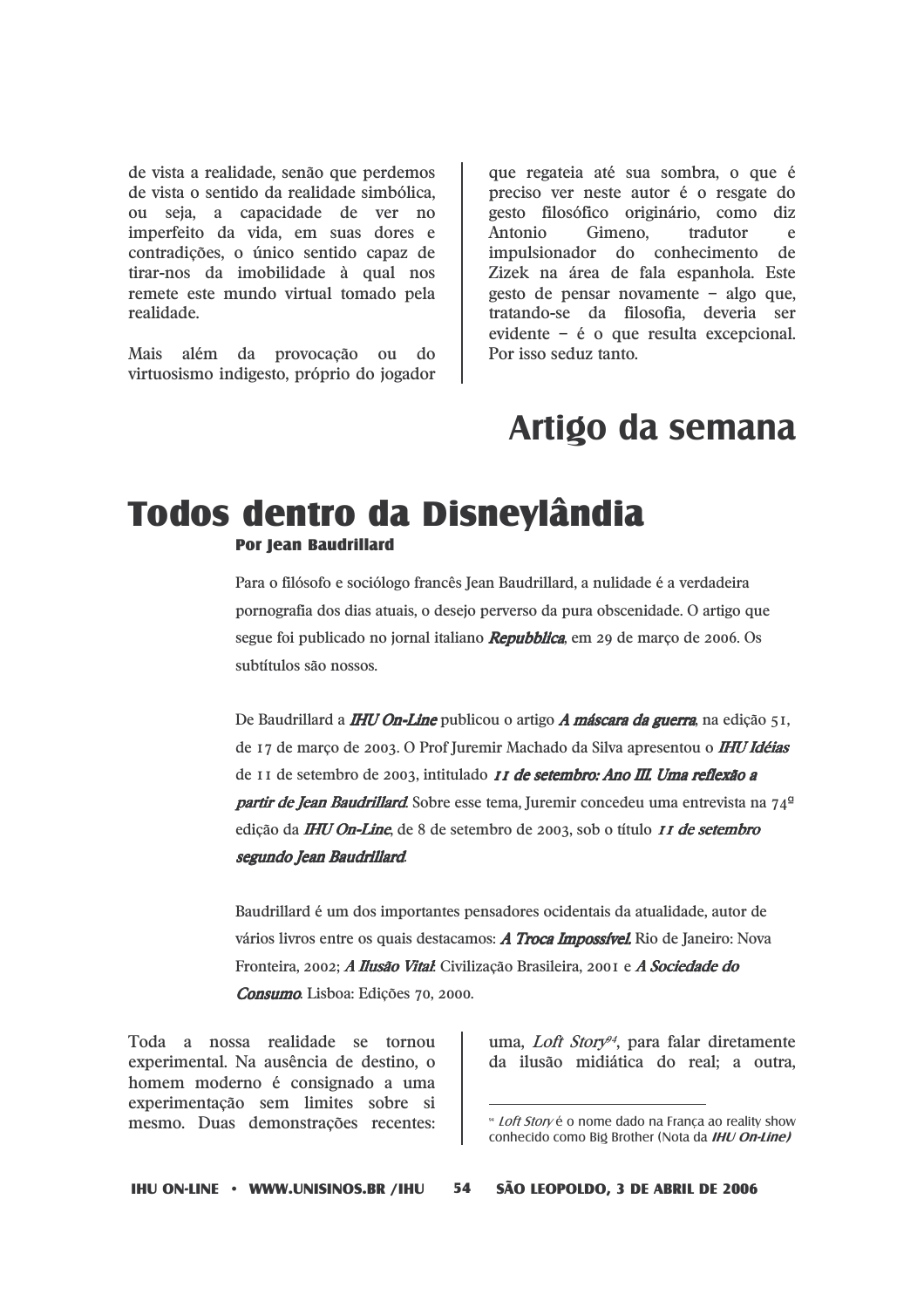de vista a realidade, senão que perdemos de vista o sentido da realidade simbólica, ou seja, a capacidade de ver no imperfeito da vida, em suas dores e contradições, o único sentido capaz de tirar-nos da imobilidade à qual nos remete este mundo virtual tomado pela realidade.

Mais além da provocação ou do virtuosismo indigesto, próprio do jogador que regateia até sua sombra, o que é preciso ver neste autor é o resgate do gesto filosófico originário, como diz Antonio Gimeno, tradutor e impulsionador do conhecimento de Zizek na área de fala espanhola. Este gesto de pensar novamente – algo que, tratando-se da filosofia, deveria ser evidente – é o que resulta excepcional. Por isso seduz tanto.

# Artigo da semana

## Todos dentro da Disneylândia

**Por Jean Baudrillard**

Para o filósofo e sociólogo francês Jean Baudrillard, a nulidade é a verdadeira pornografia dos dias atuais, o desejo perverso da pura obscenidade. O artigo que segue foi publicado no jornal italiano ***Repubblica***, em 29 de março de 2006. Os subtítulos são nossos.

De Baudrillard a ***IHU On-Line*** publicou o artigo ***A máscara da guerra***, na edição 51, de 17 de março de 2003. O Prof Juremir Machado da Silva apresentou o ***IHU Idéias*** de 11 de setembro de 2003, intitulado ***11 de setembro: Ano III. Uma reflexão a partir de Jean Baudrillard***. Sobre esse tema, Juremir concedeu uma entrevista na 74ª edição da ***IHU On-Line***, de 8 de setembro de 2003, sob o título ***11 de setembro segundo Jean Baudrillard***.

Baudrillard é um dos importantes pensadores ocidentais da atualidade, autor de vários livros entre os quais destacamos: ***A Troca Impossível***. Rio de Janeiro: Nova Fronteira, 2002; ***A Ilusão Vital***. Civilização Brasileira, 2001 e ***A Sociedade do Consumo***. Lisboa: Edições 70, 2000.

Toda a nossa realidade se tornou experimental. Na ausência de destino, o homem moderno é consignado a uma experimentação sem limites sobre si mesmo. Duas demonstrações recentes: uma, *Loft Story*[94], para falar diretamente da ilusão midiática do real; a outra,

[94] *Loft Story* é o nome dado na França ao reality show conhecido como Big Brother (Nota da ***IHU On-Line***)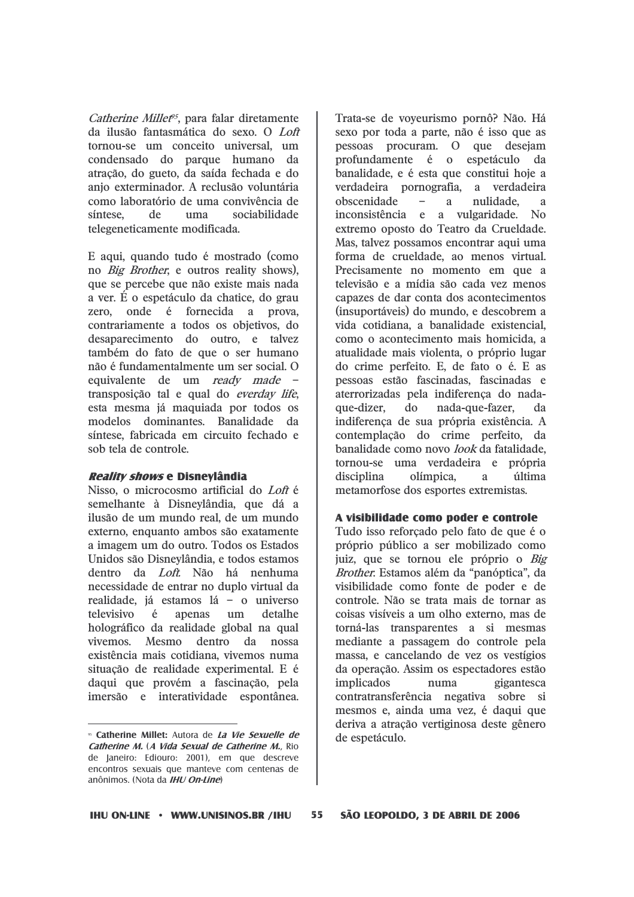*Catherine Millet*[95], para falar diretamente da ilusão fantasmática do sexo. O *Loft* tornou-se um conceito universal, um condensado do parque humano da atração, do gueto, da saída fechada e do anjo exterminador. A reclusão voluntária como laboratório de uma convivência de síntese, de uma sociabilidade telegeneticamente modificada.

E aqui, quando tudo é mostrado (como no *Big Brother*, e outros reality shows), que se percebe que não existe mais nada a ver. É o espetáculo da chatice, do grau zero, onde é fornecida a prova, contrariamente a todos os objetivos, do desaparecimento do outro, e talvez também do fato de que o ser humano não é fundamentalmente um ser social. O equivalente de um *ready made* – transposição tal e qual do *everday life*, esta mesma já maquiada por todos os modelos dominantes. Banalidade da síntese, fabricada em circuito fechado e sob tela de controle.

### *Reality shows* e Disneylândia

Nisso, o microcosmo artificial do *Loft* é semelhante à Disneylândia, que dá a ilusão de um mundo real, de um mundo externo, enquanto ambos são exatamente a imagem um do outro. Todos os Estados Unidos são Disneylândia, e todos estamos dentro da *Loft*. Não há nenhuma necessidade de entrar no duplo virtual da realidade, já estamos lá – o universo televisivo é apenas um detalhe holográfico da realidade global na qual vivemos. Mesmo dentro da nossa existência mais cotidiana, vivemos numa situação de realidade experimental. E é daqui que provém a fascinação, pela imersão e interatividade espontânea. Trata-se de voyeurismo pornô? Não. Há sexo por toda a parte, não é isso que as pessoas procuram. O que desejam profundamente é o espetáculo da banalidade, e é esta que constitui hoje a verdadeira pornografia, a verdadeira obscenidade – a nulidade, a inconsistência e a vulgaridade. No extremo oposto do Teatro da Crueldade. Mas, talvez possamos encontrar aqui uma forma de crueldade, ao menos virtual. Precisamente no momento em que a televisão e a mídia são cada vez menos capazes de dar conta dos acontecimentos (insuportáveis) do mundo, e descobrem a vida cotidiana, a banalidade existencial, como o acontecimento mais homicida, a atualidade mais violenta, o próprio lugar do crime perfeito. E, de fato o é. E as pessoas estão fascinadas, fascinadas e aterrorizadas pela indiferença do nada-que-dizer, do nada-que-fazer, da indiferença de sua própria existência. A contemplação do crime perfeito, da banalidade como novo *look* da fatalidade, tornou-se uma verdadeira e própria disciplina olímpica, a última metamorfose dos esportes extremistas.

### A visibilidade como poder e controle

Tudo isso reforçado pelo fato de que é o próprio público a ser mobilizado como juiz, que se tornou ele próprio o *Big Brother*. Estamos além da "panóptica", da visibilidade como fonte de poder e de controle. Não se trata mais de tornar as coisas visíveis a um olho externo, mas de torná-las transparentes a si mesmas mediante a passagem do controle pela massa, e cancelando de vez os vestígios da operação. Assim os espectadores estão implicados numa gigantesca contratransferência negativa sobre si mesmos e, ainda uma vez, é daqui que deriva a atração vertiginosa deste gênero de espetáculo.

---

[95] **Catherine Millet:** Autora de ***La Vie Sexuelle de Catherine M.*** (***A Vida Sexual de Catherine M.***, Rio de Janeiro: Ediouro: 2001), em que descreve encontros sexuais que manteve com centenas de anônimos. (Nota da ***IHU On-Line***)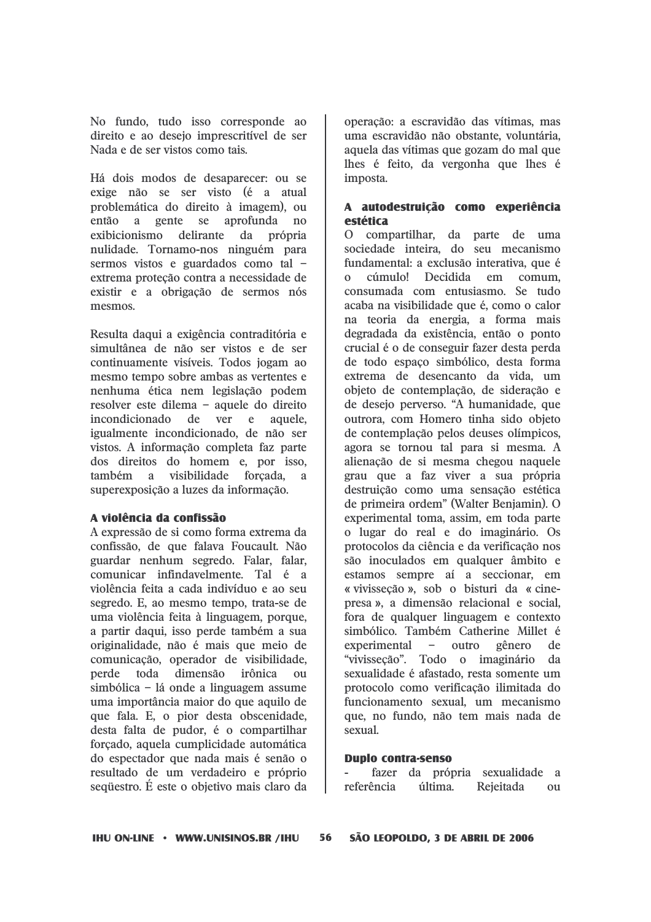No fundo, tudo isso corresponde ao direito e ao desejo imprescritível de ser Nada e de ser vistos como tais.

Há dois modos de desaparecer: ou se exige não se ser visto (é a atual problemática do direito à imagem), ou então a gente se aprofunda no exibicionismo delirante da própria nulidade. Tornamo-nos ninguém para sermos vistos e guardados como tal – extrema proteção contra a necessidade de existir e a obrigação de sermos nós mesmos.

Resulta daqui a exigência contraditória e simultânea de não ser vistos e de ser continuamente visíveis. Todos jogam ao mesmo tempo sobre ambas as vertentes e nenhuma ética nem legislação podem resolver este dilema – aquele do direito incondicionado de ver e aquele, igualmente incondicionado, de não ser vistos. A informação completa faz parte dos direitos do homem e, por isso, também a visibilidade forçada, a superexposição a luzes da informação.

**A violência da confissão**

A expressão de si como forma extrema da confissão, de que falava Foucault. Não guardar nenhum segredo. Falar, falar, comunicar infindavelmente. Tal é a violência feita a cada indivíduo e ao seu segredo. E, ao mesmo tempo, trata-se de uma violência feita à linguagem, porque, a partir daqui, isso perde também a sua originalidade, não é mais que meio de comunicação, operador de visibilidade, perde toda dimensão irônica ou simbólica – lá onde a linguagem assume uma importância maior do que aquilo de que fala. E, o pior desta obscenidade, desta falta de pudor, é o compartilhar forçado, aquela cumplicidade automática do espectador que nada mais é senão o resultado de um verdadeiro e próprio seqüestro. É este o objetivo mais claro da operação: a escravidão das vítimas, mas uma escravidão não obstante, voluntária, aquela das vítimas que gozam do mal que lhes é feito, da vergonha que lhes é imposta.

**A autodestruição como experiência estética**

O compartilhar, da parte de uma sociedade inteira, do seu mecanismo fundamental: a exclusão interativa, que é o cúmulo! Decidida em comum, consumada com entusiasmo. Se tudo acaba na visibilidade que é, como o calor na teoria da energia, a forma mais degradada da existência, então o ponto crucial é o de conseguir fazer desta perda de todo espaço simbólico, desta forma extrema de desencanto da vida, um objeto de contemplação, de sideração e de desejo perverso. "A humanidade, que outrora, com Homero tinha sido objeto de contemplação pelos deuses olímpicos, agora se tornou tal para si mesma. A alienação de si mesma chegou naquele grau que a faz viver a sua própria destruição como uma sensação estética de primeira ordem" (Walter Benjamin). O experimental toma, assim, em toda parte o lugar do real e do imaginário. Os protocolos da ciência e da verificação nos são inoculados em qualquer âmbito e estamos sempre aí a seccionar, em « vivisseção », sob o bisturi da « cine-presa », a dimensão relacional e social, fora de qualquer linguagem e contexto simbólico. Também Catherine Millet é experimental – outro gênero de "vivisseção". Todo o imaginário da sexualidade é afastado, resta somente um protocolo como verificação ilimitada do funcionamento sexual, um mecanismo que, no fundo, não tem mais nada de sexual.

**Duplo contra-senso**

- fazer da própria sexualidade a referência última. Rejeitada ou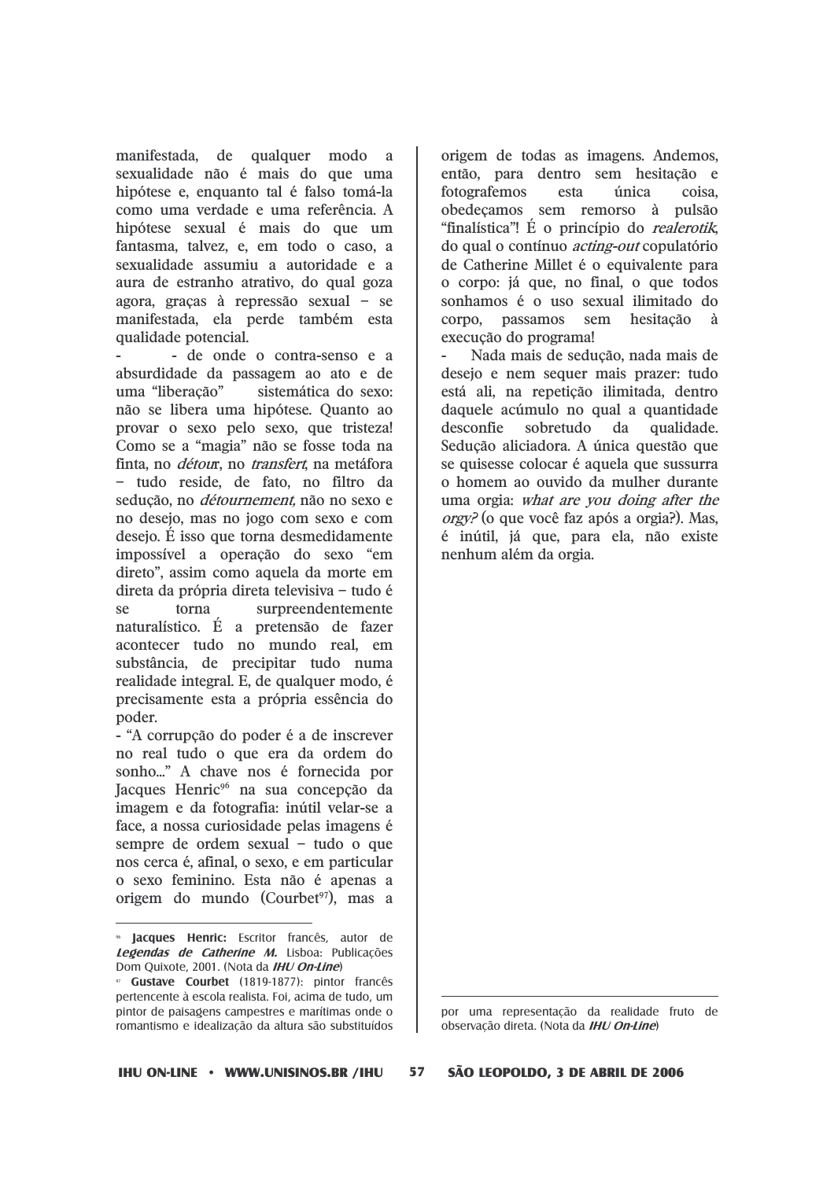manifestada, de qualquer modo a sexualidade não é mais do que uma hipótese e, enquanto tal é falso tomá-la como uma verdade e uma referência. A hipótese sexual é mais do que um fantasma, talvez, e, em todo o caso, a sexualidade assumiu a autoridade e a aura de estranho atrativo, do qual goza agora, graças à repressão sexual – se manifestada, ela perde também esta qualidade potencial.

- - de onde o contra-senso e a absurdidade da passagem ao ato e de uma "liberação" sistemática do sexo: não se libera uma hipótese. Quanto ao provar o sexo pelo sexo, que tristeza! Como se a "magia" não se fosse toda na finta, no *détour*, no *transfert*, na metáfora – tudo reside, de fato, no filtro da sedução, no *détournement,* não no sexo e no desejo, mas no jogo com sexo e com desejo. É isso que torna desmedidamente impossível a operação do sexo "em direto", assim como aquela da morte em direta da própria direta televisiva – tudo é se torna surpreendentemente naturalístico. É a pretensão de fazer acontecer tudo no mundo real, em substância, de precipitar tudo numa realidade integral. E, de qualquer modo, é precisamente esta a própria essência do poder.

- "A corrupção do poder é a de inscrever no real tudo o que era da ordem do sonho..." A chave nos é fornecida por Jacques Henric[96] na sua concepção da imagem e da fotografia: inútil velar-se a face, a nossa curiosidade pelas imagens é sempre de ordem sexual – tudo o que nos cerca é, afinal, o sexo, e em particular o sexo feminino. Esta não é apenas a origem do mundo (Courbet[97]), mas a origem de todas as imagens. Andemos, então, para dentro sem hesitação e fotografemos esta única coisa, obedeçamos sem remorso à pulsão "finalística"! É o princípio do *realerotik*, do qual o contínuo *acting-out* copulatório de Catherine Millet é o equivalente para o corpo: já que, no final, o que todos sonhamos é o uso sexual ilimitado do corpo, passamos sem hesitação à execução do programa!

- Nada mais de sedução, nada mais de desejo e nem sequer mais prazer: tudo está ali, na repetição ilimitada, dentro daquele acúmulo no qual a quantidade desconfie sobretudo da qualidade. Sedução aliciadora. A única questão que se quisesse colocar é aquela que sussurra o homem ao ouvido da mulher durante uma orgia: *what are you doing after the orgy?* (o que você faz após a orgia?). Mas, é inútil, já que, para ela, não existe nenhum além da orgia.

---

[96] **Jacques Henric:** Escritor francês, autor de ***Legendas de Catherine M.*** Lisboa: Publicações Dom Quixote, 2001. (Nota da ***IHU On-Line***)

[97] **Gustave Courbet** (1819-1877): pintor francês pertencente à escola realista. Foi, acima de tudo, um pintor de paisagens campestres e marítimas onde o romantismo e idealização da altura são substituídos por uma representação da realidade fruto de observação direta. (Nota da ***IHU On-Line***)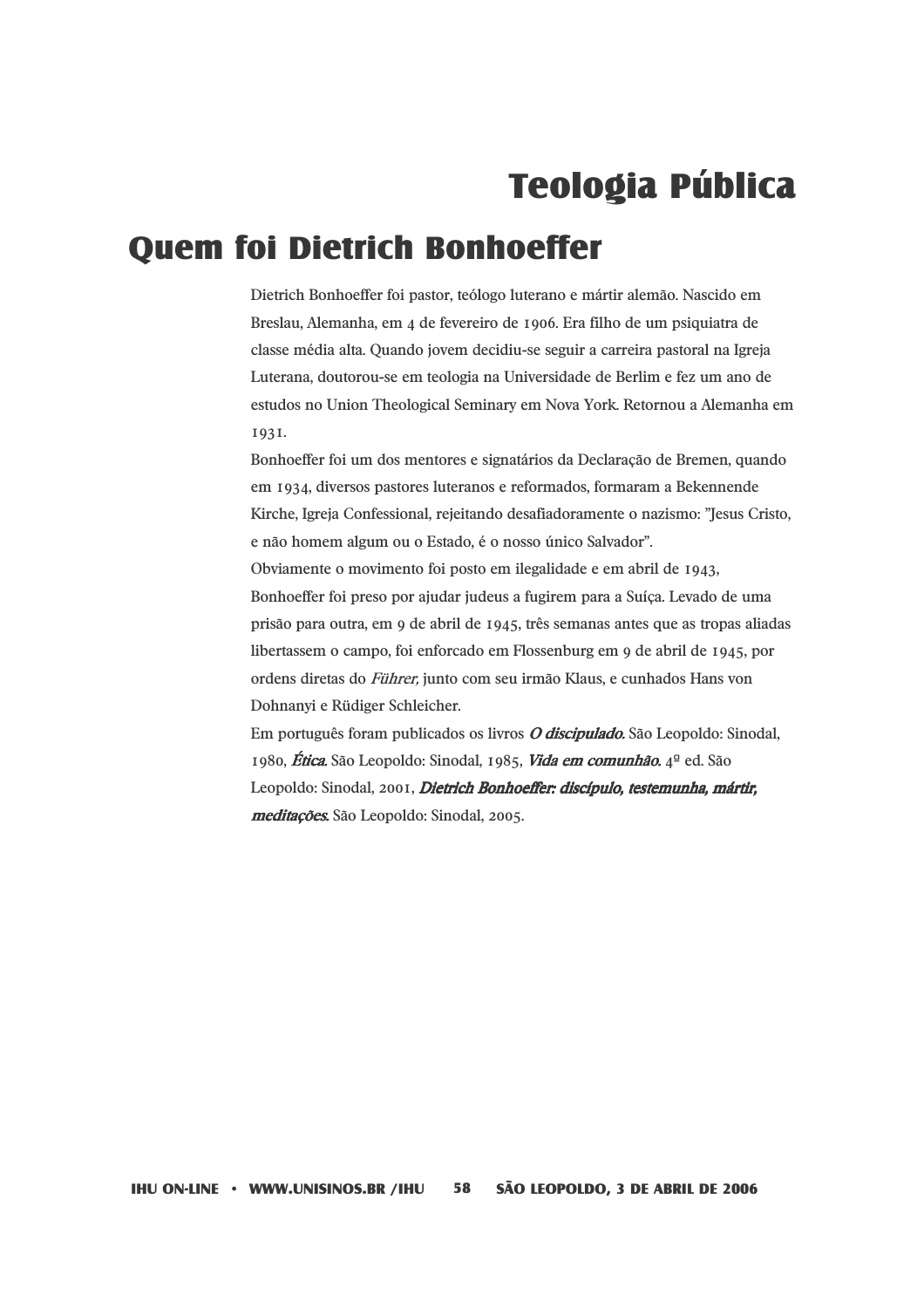# Teologia Pública

## Quem foi Dietrich Bonhoeffer

Dietrich Bonhoeffer foi pastor, teólogo luterano e mártir alemão. Nascido em Breslau, Alemanha, em 4 de fevereiro de 1906. Era filho de um psiquiatra de classe média alta. Quando jovem decidiu-se seguir a carreira pastoral na Igreja Luterana, doutorou-se em teologia na Universidade de Berlim e fez um ano de estudos no Union Theological Seminary em Nova York. Retornou a Alemanha em 1931.

Bonhoeffer foi um dos mentores e signatários da Declaração de Bremen, quando em 1934, diversos pastores luteranos e reformados, formaram a Bekennende Kirche, Igreja Confessional, rejeitando desafiadoramente o nazismo: "Jesus Cristo, e não homem algum ou o Estado, é o nosso único Salvador".

Obviamente o movimento foi posto em ilegalidade e em abril de 1943, Bonhoeffer foi preso por ajudar judeus a fugirem para a Suíça. Levado de uma prisão para outra, em 9 de abril de 1945, três semanas antes que as tropas aliadas libertassem o campo, foi enforcado em Flossenburg em 9 de abril de 1945, por ordens diretas do *Führer*, junto com seu irmão Klaus, e cunhados Hans von Dohnanyi e Rüdiger Schleicher.

Em português foram publicados os livros ***O discipulado.*** São Leopoldo: Sinodal, 1980, ***Ética.*** São Leopoldo: Sinodal, 1985, ***Vida em comunhão.*** 4ª ed. São Leopoldo: Sinodal, 2001, ***Dietrich Bonhoeffer: discípulo, testemunha, mártir, meditações.*** São Leopoldo: Sinodal, 2005.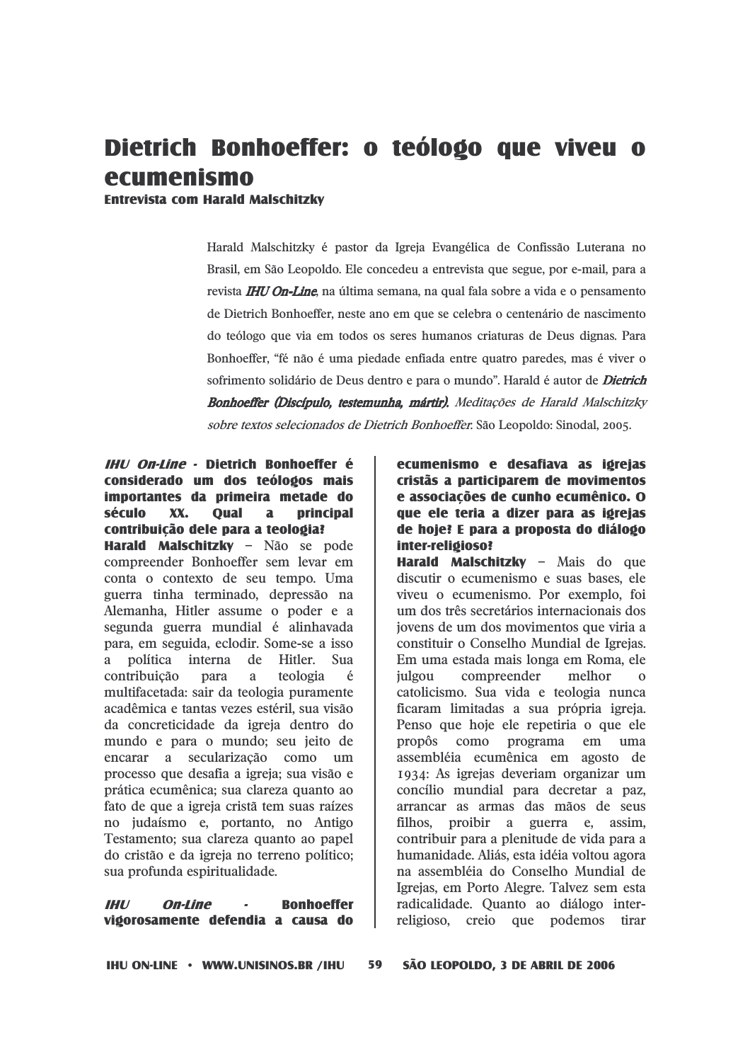# Dietrich Bonhoeffer: o teólogo que viveu o ecumenismo

**Entrevista com Harald Malschitzky**

Harald Malschitzky é pastor da Igreja Evangélica de Confissão Luterana no Brasil, em São Leopoldo. Ele concedeu a entrevista que segue, por e-mail, para a revista ***IHU On-Line***, na última semana, na qual fala sobre a vida e o pensamento de Dietrich Bonhoeffer, neste ano em que se celebra o centenário de nascimento do teólogo que via em todos os seres humanos criaturas de Deus dignas. Para Bonhoeffer, "fé não é uma piedade enfiada entre quatro paredes, mas é viver o sofrimento solidário de Deus dentro e para o mundo". Harald é autor de ***Dietrich Bonhoeffer (Discípulo, testemunha, mártir)***. *Meditações de Harald Malschitzky sobre textos selecionados de Dietrich Bonhoeffer*. São Leopoldo: Sinodal, 2005.

***IHU On-Line* - Dietrich Bonhoeffer é considerado um dos teólogos mais importantes da primeira metade do século XX. Qual a principal contribuição dele para a teologia?**

**Harald Malschitzky** – Não se pode compreender Bonhoeffer sem levar em conta o contexto de seu tempo. Uma guerra tinha terminado, depressão na Alemanha, Hitler assume o poder e a segunda guerra mundial é alinhavada para, em seguida, eclodir. Some-se a isso a política interna de Hitler. Sua contribuição para a teologia é multifacetada: sair da teologia puramente acadêmica e tantas vezes estéril, sua visão da concreticidade da igreja dentro do mundo e para o mundo; seu jeito de encarar a secularização como um processo que desafia a igreja; sua visão e prática ecumênica; sua clareza quanto ao fato de que a igreja cristã tem suas raízes no judaísmo e, portanto, no Antigo Testamento; sua clareza quanto ao papel do cristão e da igreja no terreno político; sua profunda espiritualidade.

***IHU On-Line* - Bonhoeffer vigorosamente defendia a causa do ecumenismo e desafiava as igrejas cristãs a participarem de movimentos e associações de cunho ecumênico. O que ele teria a dizer para as igrejas de hoje? E para a proposta do diálogo inter-religioso?**

**Harald Malschitzky** – Mais do que discutir o ecumenismo e suas bases, ele viveu o ecumenismo. Por exemplo, foi um dos três secretários internacionais dos jovens de um dos movimentos que viria a constituir o Conselho Mundial de Igrejas. Em uma estada mais longa em Roma, ele julgou compreender melhor o catolicismo. Sua vida e teologia nunca ficaram limitadas a sua própria igreja. Penso que hoje ele repetiria o que ele propôs como programa em uma assembléia ecumênica em agosto de 1934: As igrejas deveriam organizar um concílio mundial para decretar a paz, arrancar as armas das mãos de seus filhos, proibir a guerra e, assim, contribuir para a plenitude de vida para a humanidade. Aliás, esta idéia voltou agora na assembléia do Conselho Mundial de Igrejas, em Porto Alegre. Talvez sem esta radicalidade. Quanto ao diálogo inter-religioso, creio que podemos tirar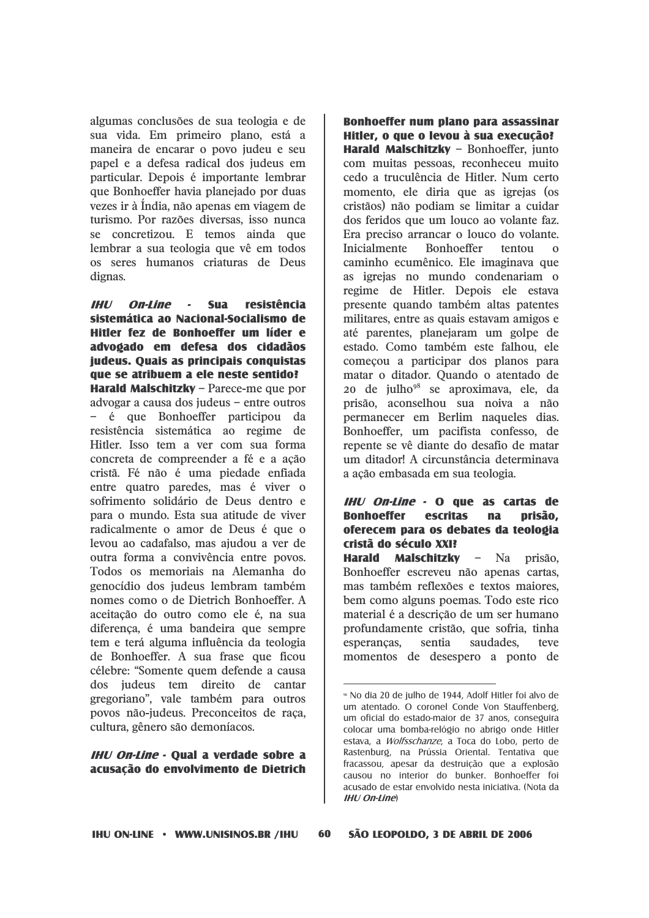algumas conclusões de sua teologia e de sua vida. Em primeiro plano, está a maneira de encarar o povo judeu e seu papel e a defesa radical dos judeus em particular. Depois é importante lembrar que Bonhoeffer havia planejado por duas vezes ir à Índia, não apenas em viagem de turismo. Por razões diversas, isso nunca se concretizou. E temos ainda que lembrar a sua teologia que vê em todos os seres humanos criaturas de Deus dignas.

***IHU On-Line* - Sua resistência sistemática ao Nacional-Socialismo de Hitler fez de Bonhoeffer um líder e advogado em defesa dos cidadãos judeus. Quais as principais conquistas que se atribuem a ele neste sentido?**

**Harald Malschitzky** – Parece-me que por advogar a causa dos judeus – entre outros – é que Bonhoeffer participou da resistência sistemática ao regime de Hitler. Isso tem a ver com sua forma concreta de compreender a fé e a ação cristã. Fé não é uma piedade enfiada entre quatro paredes, mas é viver o sofrimento solidário de Deus dentro e para o mundo. Esta sua atitude de viver radicalmente o amor de Deus é que o levou ao cadafalso, mas ajudou a ver de outra forma a convivência entre povos. Todos os memoriais na Alemanha do genocídio dos judeus lembram também nomes como o de Dietrich Bonhoeffer. A aceitação do outro como ele é, na sua diferença, é uma bandeira que sempre tem e terá alguma influência da teologia de Bonhoeffer. A sua frase que ficou célebre: "Somente quem defende a causa dos judeus tem direito de cantar gregoriano", vale também para outros povos não-judeus. Preconceitos de raça, cultura, gênero são demoníacos.

***IHU On-Line* - Qual a verdade sobre a acusação do envolvimento de Dietrich Bonhoeffer num plano para assassinar Hitler, o que o levou à sua execução?**

**Harald Malschitzky** – Bonhoeffer, junto com muitas pessoas, reconheceu muito cedo a truculência de Hitler. Num certo momento, ele diria que as igrejas (os cristãos) não podiam se limitar a cuidar dos feridos que um louco ao volante faz. Era preciso arrancar o louco do volante. Inicialmente Bonhoeffer tentou o caminho ecumênico. Ele imaginava que as igrejas no mundo condenariam o regime de Hitler. Depois ele estava presente quando também altas patentes militares, entre as quais estavam amigos e até parentes, planejaram um golpe de estado. Como também este falhou, ele começou a participar dos planos para matar o ditador. Quando o atentado de 20 de julho[98] se aproximava, ele, da prisão, aconselhou sua noiva a não permanecer em Berlim naqueles dias. Bonhoeffer, um pacifista confesso, de repente se vê diante do desafio de matar um ditador! A circunstância determinava a ação embasada em sua teologia.

***IHU On-Line* - O que as cartas de Bonhoeffer escritas na prisão, oferecem para os debates da teologia cristã do século XXI?**

**Harald Malschitzky** – Na prisão, Bonhoeffer escreveu não apenas cartas, mas também reflexões e textos maiores, bem como alguns poemas. Todo este rico material é a descrição de um ser humano profundamente cristão, que sofria, tinha esperanças, sentia saudades, teve momentos de desespero a ponto de

---

[98] No dia 20 de julho de 1944, Adolf Hitler foi alvo de um atentado. O coronel Conde Von Stauffenberg, um oficial do estado-maior de 37 anos, conseguira colocar uma bomba-relógio no abrigo onde Hitler estava, a *Wolfsschanze*, a Toca do Lobo, perto de Rastenburg, na Prússia Oriental. Tentativa que fracassou, apesar da destruição que a explosão causou no interior do bunker. Bonhoeffer foi acusado de estar envolvido nesta iniciativa. (Nota da ***IHU On-Line***)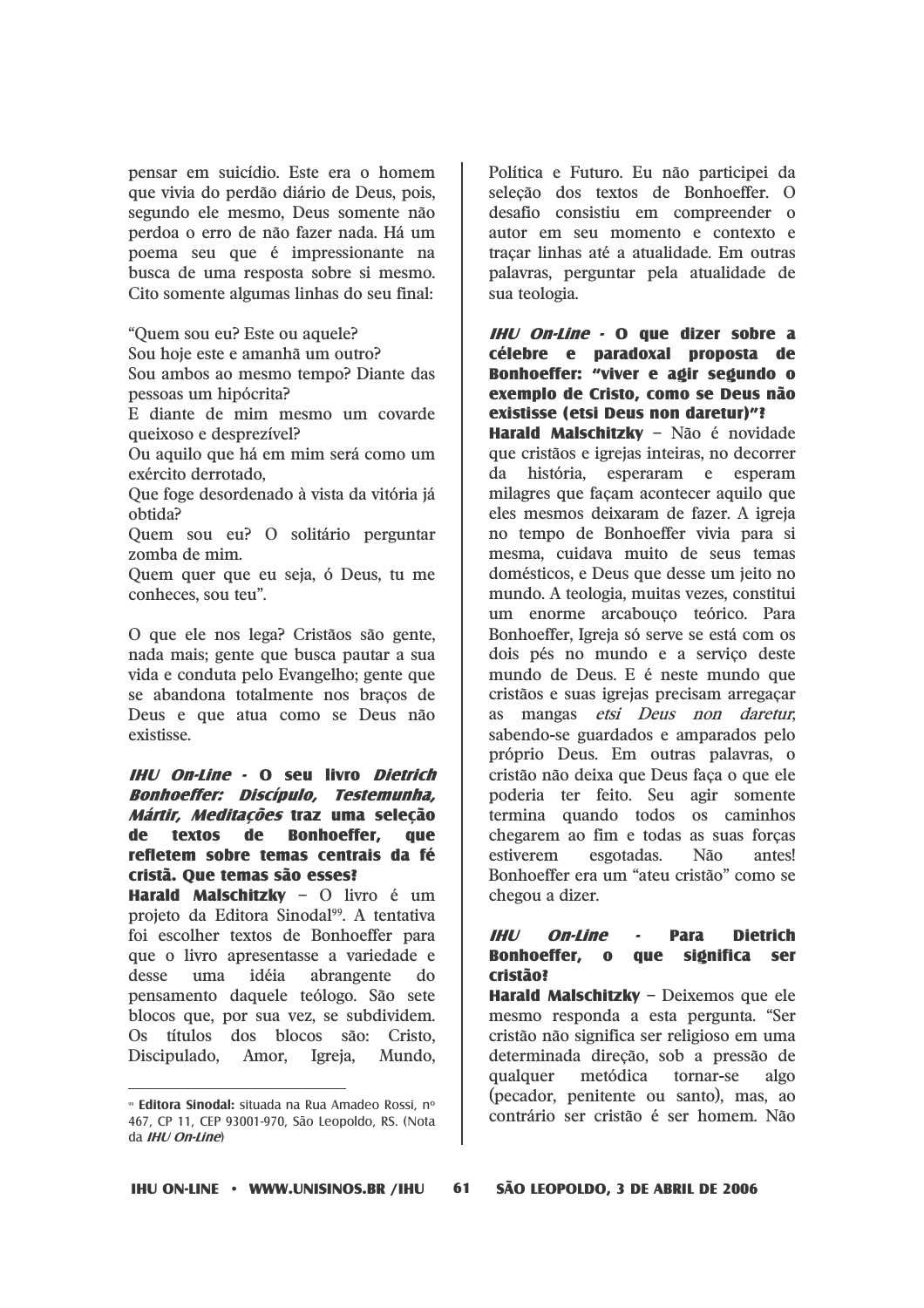pensar em suicídio. Este era o homem que vivia do perdão diário de Deus, pois, segundo ele mesmo, Deus somente não perdoa o erro de não fazer nada. Há um poema seu que é impressionante na busca de uma resposta sobre si mesmo. Cito somente algumas linhas do seu final:

"Quem sou eu? Este ou aquele?
Sou hoje este e amanhã um outro?
Sou ambos ao mesmo tempo? Diante das pessoas um hipócrita?
E diante de mim mesmo um covarde queixoso e desprezível?
Ou aquilo que há em mim será como um exército derrotado,
Que foge desordenado à vista da vitória já obtida?
Quem sou eu? O solitário perguntar zomba de mim.
Quem quer que eu seja, ó Deus, tu me conheces, sou teu".

O que ele nos lega? Cristãos são gente, nada mais; gente que busca pautar a sua vida e conduta pelo Evangelho; gente que se abandona totalmente nos braços de Deus e que atua como se Deus não existisse.

***IHU On-Line* - O seu livro *Dietrich Bonhoeffer: Discípulo, Testemunha, Mártir, Meditações* traz uma seleção de textos de Bonhoeffer, que refletem sobre temas centrais da fé cristã. Que temas são esses?**

**Harald Malschitzky** – O livro é um projeto da Editora Sinodal[99]. A tentativa foi escolher textos de Bonhoeffer para que o livro apresentasse a variedade e desse uma idéia abrangente do pensamento daquele teólogo. São sete blocos que, por sua vez, se subdividem. Os títulos dos blocos são: Cristo, Discipulado, Amor, Igreja, Mundo, Política e Futuro. Eu não participei da seleção dos textos de Bonhoeffer. O desafio consistiu em compreender o autor em seu momento e contexto e traçar linhas até a atualidade. Em outras palavras, perguntar pela atualidade de sua teologia.

***IHU On-Line* - O que dizer sobre a célebre e paradoxal proposta de Bonhoeffer: "viver e agir segundo o exemplo de Cristo, como se Deus não existisse (etsi Deus non daretur)"?**

**Harald Malschitzky** – Não é novidade que cristãos e igrejas inteiras, no decorrer da história, esperaram e esperam milagres que façam acontecer aquilo que eles mesmos deixaram de fazer. A igreja no tempo de Bonhoeffer vivia para si mesma, cuidava muito de seus temas domésticos, e Deus que desse um jeito no mundo. A teologia, muitas vezes, constitui um enorme arcabouço teórico. Para Bonhoeffer, Igreja só serve se está com os dois pés no mundo e a serviço deste mundo de Deus. E é neste mundo que cristãos e suas igrejas precisam arregaçar as mangas *etsi Deus non daretur*, sabendo-se guardados e amparados pelo próprio Deus. Em outras palavras, o cristão não deixa que Deus faça o que ele poderia ter feito. Seu agir somente termina quando todos os caminhos chegarem ao fim e todas as suas forças estiverem esgotadas. Não antes! Bonhoeffer era um "ateu cristão" como se chegou a dizer.

***IHU On-Line* - Para Dietrich Bonhoeffer, o que significa ser cristão?**

**Harald Malschitzky** – Deixemos que ele mesmo responda a esta pergunta. "Ser cristão não significa ser religioso em uma determinada direção, sob a pressão de qualquer metódica tornar-se algo (pecador, penitente ou santo), mas, ao contrário ser cristão é ser homem. Não

---

[99] **Editora Sinodal:** situada na Rua Amadeo Rossi, nº 467, CP 11, CEP 93001-970, São Leopoldo, RS. (Nota da *IHU On-Line*)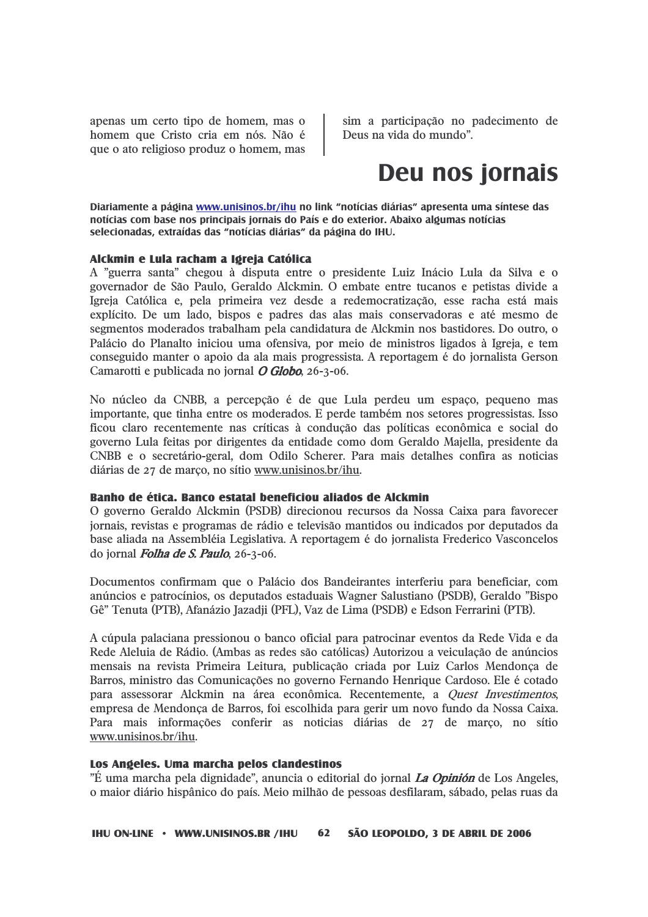apenas um certo tipo de homem, mas o homem que Cristo cria em nós. Não é que o ato religioso produz o homem, mas sim a participação no padecimento de Deus na vida do mundo".

# Deu nos jornais

**Diariamente a página www.unisinos.br/ihu no link "notícias diárias" apresenta uma síntese das notícias com base nos principais jornais do País e do exterior. Abaixo algumas notícias selecionadas, extraídas das "notícias diárias" da página do IHU.**

### Alckmin e Lula racham a Igreja Católica

A "guerra santa" chegou à disputa entre o presidente Luiz Inácio Lula da Silva e o governador de São Paulo, Geraldo Alckmin. O embate entre tucanos e petistas divide a Igreja Católica e, pela primeira vez desde a redemocratização, esse racha está mais explícito. De um lado, bispos e padres das alas mais conservadoras e até mesmo de segmentos moderados trabalham pela candidatura de Alckmin nos bastidores. Do outro, o Palácio do Planalto iniciou uma ofensiva, por meio de ministros ligados à Igreja, e tem conseguido manter o apoio da ala mais progressista. A reportagem é do jornalista Gerson Camarotti e publicada no jornal ***O Globo***, 26-3-06.

No núcleo da CNBB, a percepção é de que Lula perdeu um espaço, pequeno mas importante, que tinha entre os moderados. E perde também nos setores progressistas. Isso ficou claro recentemente nas críticas à condução das políticas econômica e social do governo Lula feitas por dirigentes da entidade como dom Geraldo Majella, presidente da CNBB e o secretário-geral, dom Odilo Scherer. Para mais detalhes confira as noticias diárias de 27 de março, no sítio www.unisinos.br/ihu.

### Banho de ética. Banco estatal beneficiou aliados de Alckmin

O governo Geraldo Alckmin (PSDB) direcionou recursos da Nossa Caixa para favorecer jornais, revistas e programas de rádio e televisão mantidos ou indicados por deputados da base aliada na Assembléia Legislativa. A reportagem é do jornalista Frederico Vasconcelos do jornal ***Folha de S. Paulo***, 26-3-06.

Documentos confirmam que o Palácio dos Bandeirantes interferiu para beneficiar, com anúncios e patrocínios, os deputados estaduais Wagner Salustiano (PSDB), Geraldo "Bispo Gê" Tenuta (PTB), Afanázio Jazadji (PFL), Vaz de Lima (PSDB) e Edson Ferrarini (PTB).

A cúpula palaciana pressionou o banco oficial para patrocinar eventos da Rede Vida e da Rede Aleluia de Rádio. (Ambas as redes são católicas) Autorizou a veiculação de anúncios mensais na revista Primeira Leitura, publicação criada por Luiz Carlos Mendonça de Barros, ministro das Comunicações no governo Fernando Henrique Cardoso. Ele é cotado para assessorar Alckmin na área econômica. Recentemente, a *Quest Investimentos*, empresa de Mendonça de Barros, foi escolhida para gerir um novo fundo da Nossa Caixa. Para mais informações conferir as noticias diárias de 27 de março, no sítio www.unisinos.br/ihu.

### Los Angeles. Uma marcha pelos clandestinos

"É uma marcha pela dignidade", anuncia o editorial do jornal ***La Opinión*** de Los Angeles, o maior diário hispânico do país. Meio milhão de pessoas desfilaram, sábado, pelas ruas da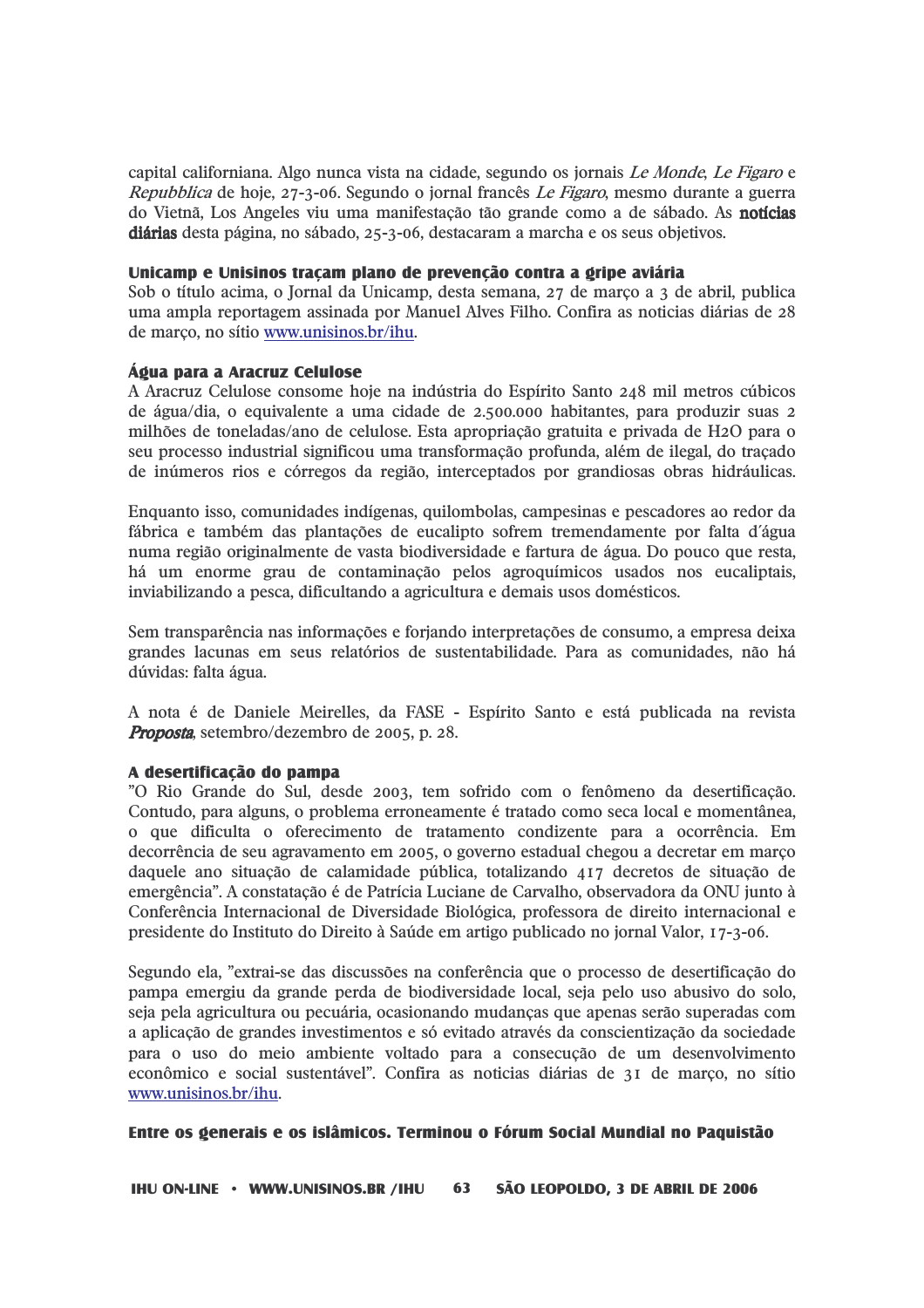capital californiana. Algo nunca vista na cidade, segundo os jornais *Le Monde*, *Le Figaro* e *Repubblica* de hoje, 27-3-06. Segundo o jornal francês *Le Figaro*, mesmo durante a guerra do Vietnã, Los Angeles viu uma manifestação tão grande como a de sábado. As **notícias diárias** desta página, no sábado, 25-3-06, destacaram a marcha e os seus objetivos.

### Unicamp e Unisinos traçam plano de prevenção contra a gripe aviária

Sob o título acima, o Jornal da Unicamp, desta semana, 27 de março a 3 de abril, publica uma ampla reportagem assinada por Manuel Alves Filho. Confira as noticias diárias de 28 de março, no sítio www.unisinos.br/ihu.

### Água para a Aracruz Celulose

A Aracruz Celulose consome hoje na indústria do Espírito Santo 248 mil metros cúbicos de água/dia, o equivalente a uma cidade de 2.500.000 habitantes, para produzir suas 2 milhões de toneladas/ano de celulose. Esta apropriação gratuita e privada de $H_2O$ para o seu processo industrial significou uma transformação profunda, além de ilegal, do traçado de inúmeros rios e córregos da região, interceptados por grandiosas obras hidráulicas.

Enquanto isso, comunidades indígenas, quilombolas, campesinas e pescadores ao redor da fábrica e também das plantações de eucalipto sofrem tremendamente por falta d´água numa região originalmente de vasta biodiversidade e fartura de água. Do pouco que resta, há um enorme grau de contaminação pelos agroquímicos usados nos eucaliptais, inviabilizando a pesca, dificultando a agricultura e demais usos domésticos.

Sem transparência nas informações e forjando interpretações de consumo, a empresa deixa grandes lacunas em seus relatórios de sustentabilidade. Para as comunidades, não há dúvidas: falta água.

A nota é de Daniele Meirelles, da FASE - Espírito Santo e está publicada na revista ***Proposta***, setembro/dezembro de 2005, p. 28.

### A desertificação do pampa

"O Rio Grande do Sul, desde 2003, tem sofrido com o fenômeno da desertificação. Contudo, para alguns, o problema erroneamente é tratado como seca local e momentânea, o que dificulta o oferecimento de tratamento condizente para a ocorrência. Em decorrência de seu agravamento em 2005, o governo estadual chegou a decretar em março daquele ano situação de calamidade pública, totalizando 417 decretos de situação de emergência". A constatação é de Patrícia Luciane de Carvalho, observadora da ONU junto à Conferência Internacional de Diversidade Biológica, professora de direito internacional e presidente do Instituto do Direito à Saúde em artigo publicado no jornal Valor, 17-3-06.

Segundo ela, "extrai-se das discussões na conferência que o processo de desertificação do pampa emergiu da grande perda de biodiversidade local, seja pelo uso abusivo do solo, seja pela agricultura ou pecuária, ocasionando mudanças que apenas serão superadas com a aplicação de grandes investimentos e só evitado através da conscientização da sociedade para o uso do meio ambiente voltado para a consecução de um desenvolvimento econômico e social sustentável". Confira as noticias diárias de 31 de março, no sítio www.unisinos.br/ihu.

### Entre os generais e os islâmicos. Terminou o Fórum Social Mundial no Paquistão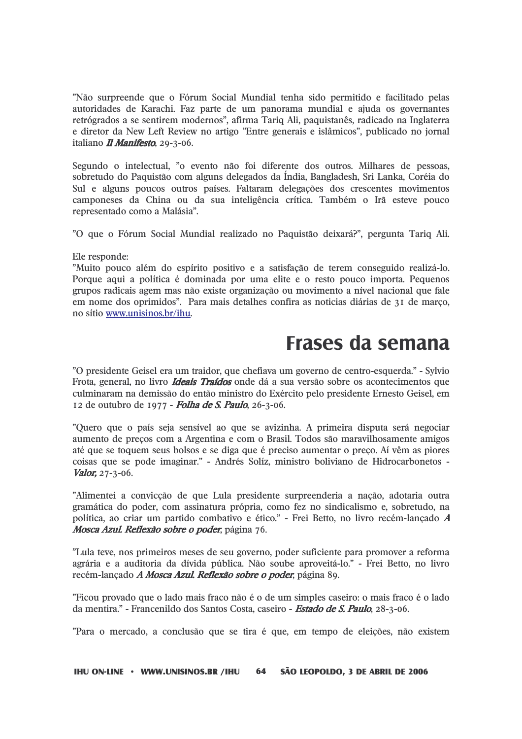"Não surpreende que o Fórum Social Mundial tenha sido permitido e facilitado pelas autoridades de Karachi. Faz parte de um panorama mundial e ajuda os governantes retrógrados a se sentirem modernos", afirma Tariq Ali, paquistanês, radicado na Inglaterra e diretor da New Left Review no artigo "Entre generais e islâmicos", publicado no jornal italiano ***Il Manifesto***, 29-3-06.

Segundo o intelectual, "o evento não foi diferente dos outros. Milhares de pessoas, sobretudo do Paquistão com alguns delegados da Índia, Bangladesh, Sri Lanka, Coréia do Sul e alguns poucos outros países. Faltaram delegações dos crescentes movimentos camponeses da China ou da sua inteligência crítica. Também o Irã esteve pouco representado como a Malásia".

"O que o Fórum Social Mundial realizado no Paquistão deixará?", pergunta Tariq Ali.

Ele responde:
"Muito pouco além do espírito positivo e a satisfação de terem conseguido realizá-lo. Porque aqui a política é dominada por uma elite e o resto pouco importa. Pequenos grupos radicais agem mas não existe organização ou movimento a nível nacional que fale em nome dos oprimidos". Para mais detalhes confira as noticias diárias de 31 de março, no sítio www.unisinos.br/ihu.

# Frases da semana

"O presidente Geisel era um traidor, que chefiava um governo de centro-esquerda." - Sylvio Frota, general, no livro ***Ideais Traídos*** onde dá a sua versão sobre os acontecimentos que culminaram na demissão do então ministro do Exército pelo presidente Ernesto Geisel, em 12 de outubro de 1977 - ***Folha de S. Paulo***, 26-3-06.

"Quero que o país seja sensível ao que se avizinha. A primeira disputa será negociar aumento de preços com a Argentina e com o Brasil. Todos são maravilhosamente amigos até que se toquem seus bolsos e se diga que é preciso aumentar o preço. Aí vêm as piores coisas que se pode imaginar." - Andrés Solíz, ministro boliviano de Hidrocarbonetos - ***Valor,*** 27-3-06.

"Alimentei a convicção de que Lula presidente surpreenderia a nação, adotaria outra gramática do poder, com assinatura própria, como fez no sindicalismo e, sobretudo, na política, ao criar um partido combativo e ético." - Frei Betto, no livro recém-lançado ***A Mosca Azul. Reflexão sobre o poder***, página 76.

"Lula teve, nos primeiros meses de seu governo, poder suficiente para promover a reforma agrária e a auditoria da dívida pública. Não soube aproveitá-lo." - Frei Betto, no livro recém-lançado ***A Mosca Azul. Reflexão sobre o poder***, página 89.

"Ficou provado que o lado mais fraco não é o de um simples caseiro: o mais fraco é o lado da mentira." - Francenildo dos Santos Costa, caseiro - ***Estado de S. Paulo***, 28-3-06.

"Para o mercado, a conclusão que se tira é que, em tempo de eleições, não existem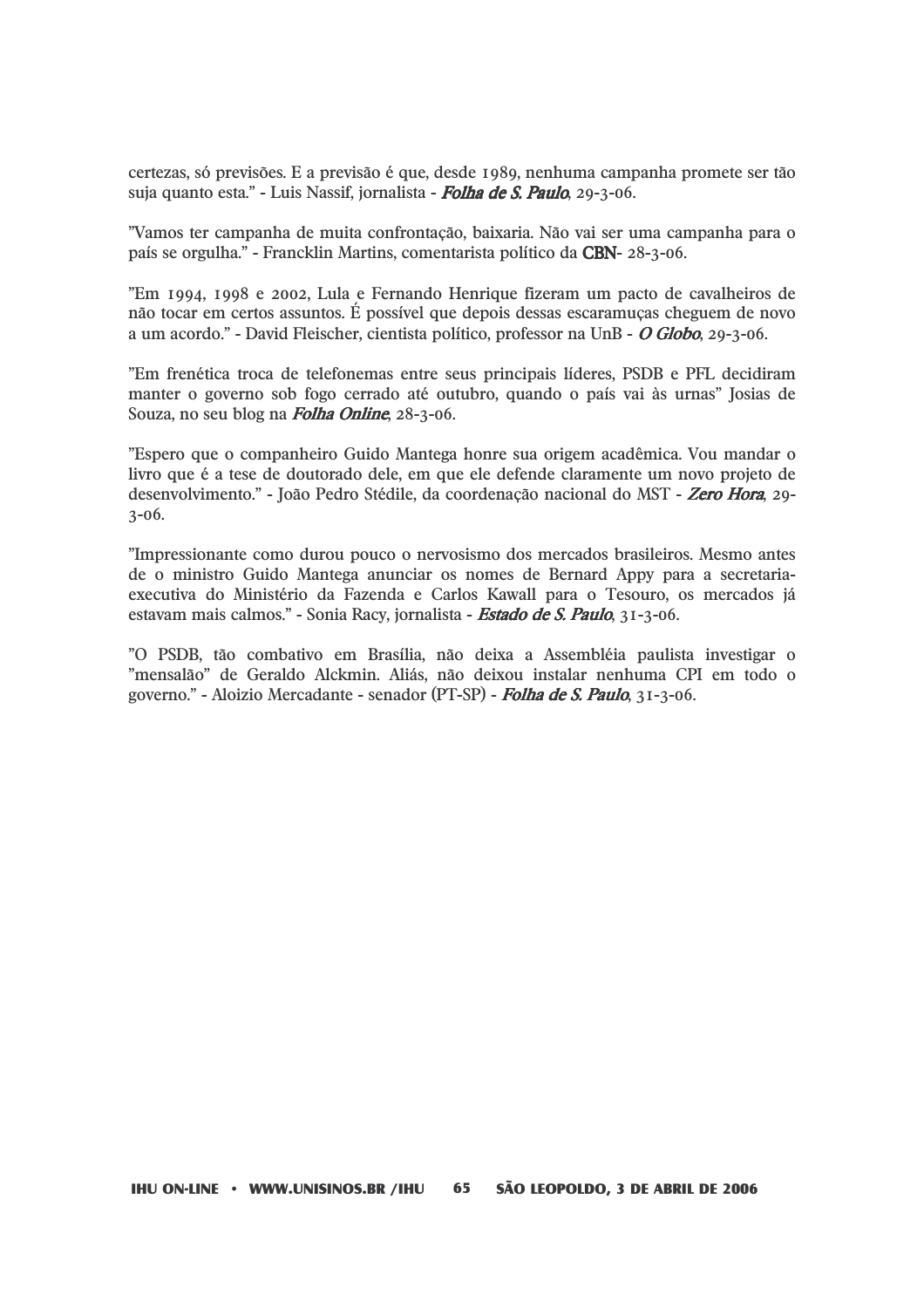certezas, só previsões. E a previsão é que, desde 1989, nenhuma campanha promete ser tão suja quanto esta." - Luis Nassif, jornalista - ***Folha de S. Paulo***, 29-3-06.

"Vamos ter campanha de muita confrontação, baixaria. Não vai ser uma campanha para o país se orgulha." - Francklin Martins, comentarista político da **CBN**- 28-3-06.

"Em 1994, 1998 e 2002, Lula e Fernando Henrique fizeram um pacto de cavalheiros de não tocar em certos assuntos. É possível que depois dessas escaramuças cheguem de novo a um acordo." - David Fleischer, cientista político, professor na UnB - ***O Globo***, 29-3-06.

"Em frenética troca de telefonemas entre seus principais líderes, PSDB e PFL decidiram manter o governo sob fogo cerrado até outubro, quando o país vai às urnas" Josias de Souza, no seu blog na ***Folha Online***, 28-3-06.

"Espero que o companheiro Guido Mantega honre sua origem acadêmica. Vou mandar o livro que é a tese de doutorado dele, em que ele defende claramente um novo projeto de desenvolvimento." - João Pedro Stédile, da coordenação nacional do MST - ***Zero Hora***, 29-3-06.

"Impressionante como durou pouco o nervosismo dos mercados brasileiros. Mesmo antes de o ministro Guido Mantega anunciar os nomes de Bernard Appy para a secretaria-executiva do Ministério da Fazenda e Carlos Kawall para o Tesouro, os mercados já estavam mais calmos." - Sonia Racy, jornalista - ***Estado de S. Paulo***, 31-3-06.

"O PSDB, tão combativo em Brasília, não deixa a Assembléia paulista investigar o "mensalão" de Geraldo Alckmin. Aliás, não deixou instalar nenhuma CPI em todo o governo." - Aloizio Mercadante - senador (PT-SP) - ***Folha de S. Paulo***, 31-3-06.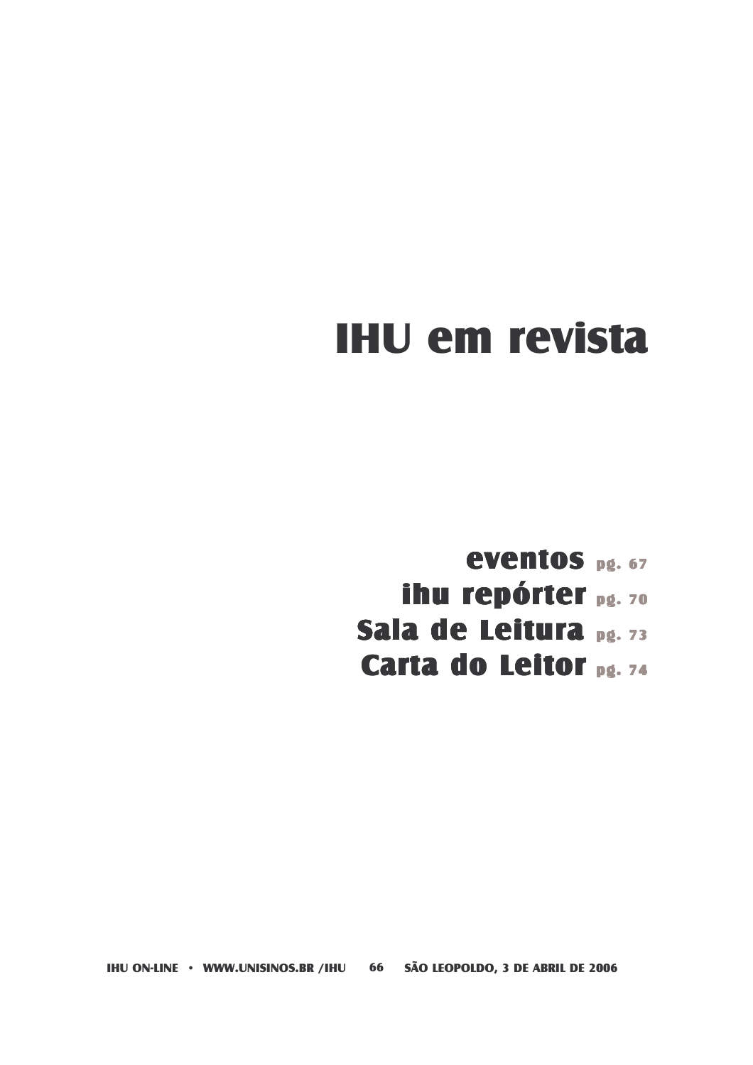# IHU em revista

**eventos** pg. 67
**ihu repórter** pg. 70
**Sala de Leitura** pg. 73
**Carta do Leitor** pg. 74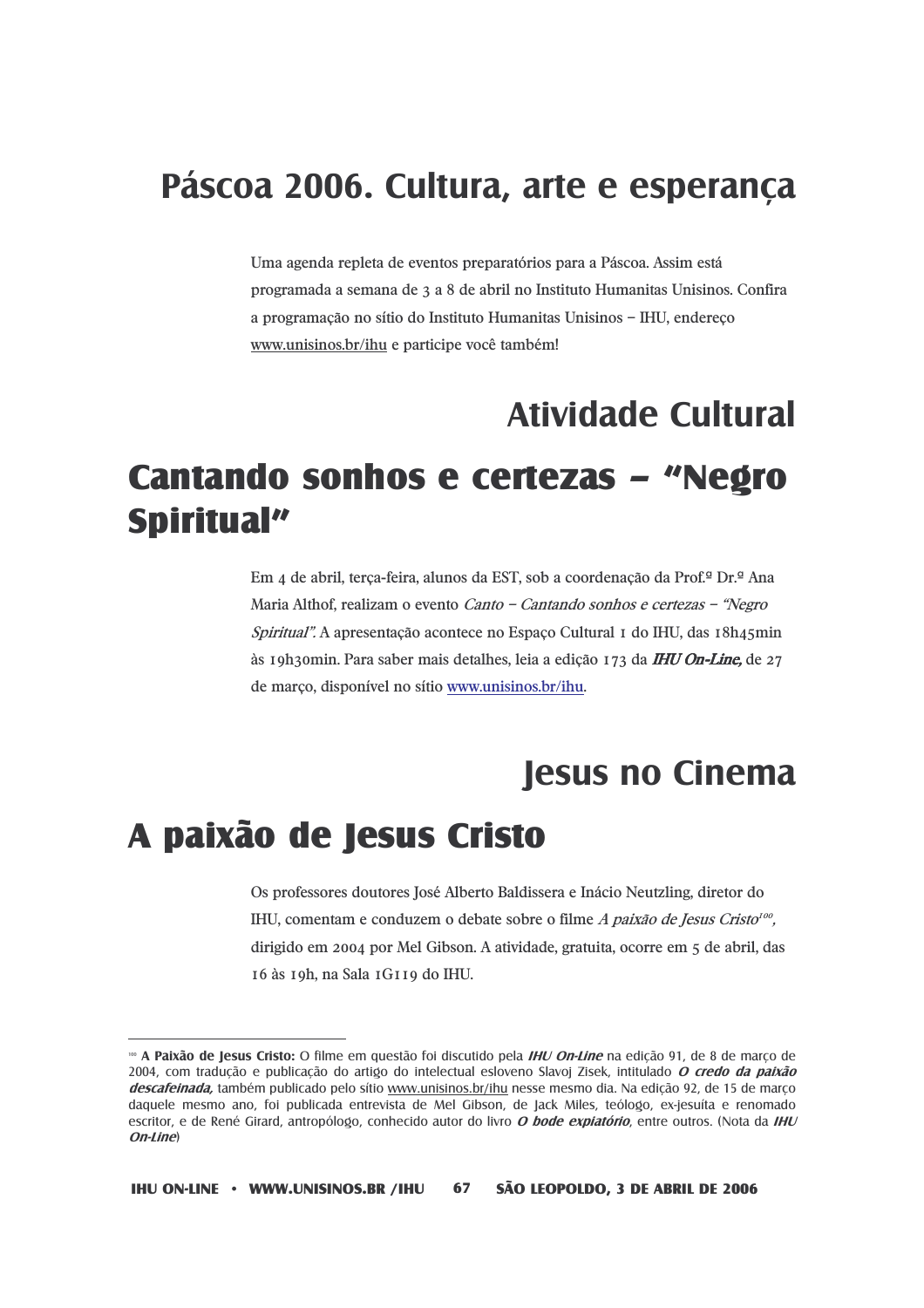# Páscoa 2006. Cultura, arte e esperança

Uma agenda repleta de eventos preparatórios para a Páscoa. Assim está programada a semana de 3 a 8 de abril no Instituto Humanitas Unisinos. Confira a programação no sítio do Instituto Humanitas Unisinos – IHU, endereço www.unisinos.br/ihu e participe você também!

## Atividade Cultural

## Cantando sonhos e certezas – "Negro Spiritual"

Em 4 de abril, terça-feira, alunos da EST, sob a coordenação da Prof.ª Dr.ª Ana Maria Althof, realizam o evento *Canto – Cantando sonhos e certezas – "Negro Spiritual".* A apresentação acontece no Espaço Cultural 1 do IHU, das 18h45min às 19h30min. Para saber mais detalhes, leia a edição 173 da ***IHU On-Line,*** de 27 de março, disponível no sítio www.unisinos.br/ihu.

## Jesus no Cinema

## A paixão de Jesus Cristo

Os professores doutores José Alberto Baldissera e Inácio Neutzling, diretor do IHU, comentam e conduzem o debate sobre o filme *A paixão de Jesus Cristo*[100], dirigido em 2004 por Mel Gibson. A atividade, gratuita, ocorre em 5 de abril, das 16 às 19h, na Sala 1G119 do IHU.

---

[100] **A Paixão de Jesus Cristo:** O filme em questão foi discutido pela ***IHU On-Line*** na edição 91, de 8 de março de 2004, com tradução e publicação do artigo do intelectual esloveno Slavoj Zisek, intitulado ***O credo da paixão descafeinada,*** também publicado pelo sítio www.unisinos.br/ihu nesse mesmo dia. Na edição 92, de 15 de março daquele mesmo ano, foi publicada entrevista de Mel Gibson, de Jack Miles, teólogo, ex-jesuíta e renomado escritor, e de René Girard, antropólogo, conhecido autor do livro ***O bode expiatório***, entre outros. (Nota da ***IHU On-Line***)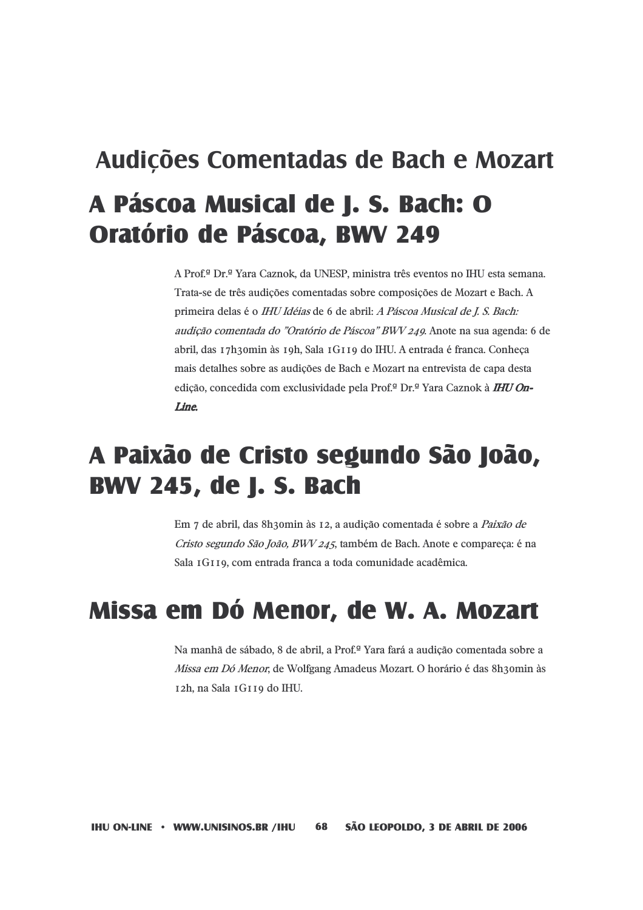# Audições Comentadas de Bach e Mozart

## A Páscoa Musical de J. S. Bach: O Oratório de Páscoa, BWV 249

A Prof.ª Dr.ª Yara Caznok, da UNESP, ministra três eventos no IHU esta semana. Trata-se de três audições comentadas sobre composições de Mozart e Bach. A primeira delas é o *IHU Idéias* de 6 de abril: *A Páscoa Musical de J. S. Bach: audição comentada do "Oratório de Páscoa" BWV 249*. Anote na sua agenda: 6 de abril, das 17h30min às 19h, Sala 1G119 do IHU. A entrada é franca. Conheça mais detalhes sobre as audições de Bach e Mozart na entrevista de capa desta edição, concedida com exclusividade pela Prof.ª Dr.ª Yara Caznok à ***IHU On-Line***.

## A Paixão de Cristo segundo São João, BWV 245, de J. S. Bach

Em 7 de abril, das 8h30min às 12, a audição comentada é sobre a *Paixão de Cristo segundo São João, BWV 245*, também de Bach. Anote e compareça: é na Sala 1G119, com entrada franca a toda comunidade acadêmica.

## Missa em Dó Menor, de W. A. Mozart

Na manhã de sábado, 8 de abril, a Prof.ª Yara fará a audição comentada sobre a *Missa em Dó Menor*, de Wolfgang Amadeus Mozart. O horário é das 8h30min às 12h, na Sala 1G119 do IHU.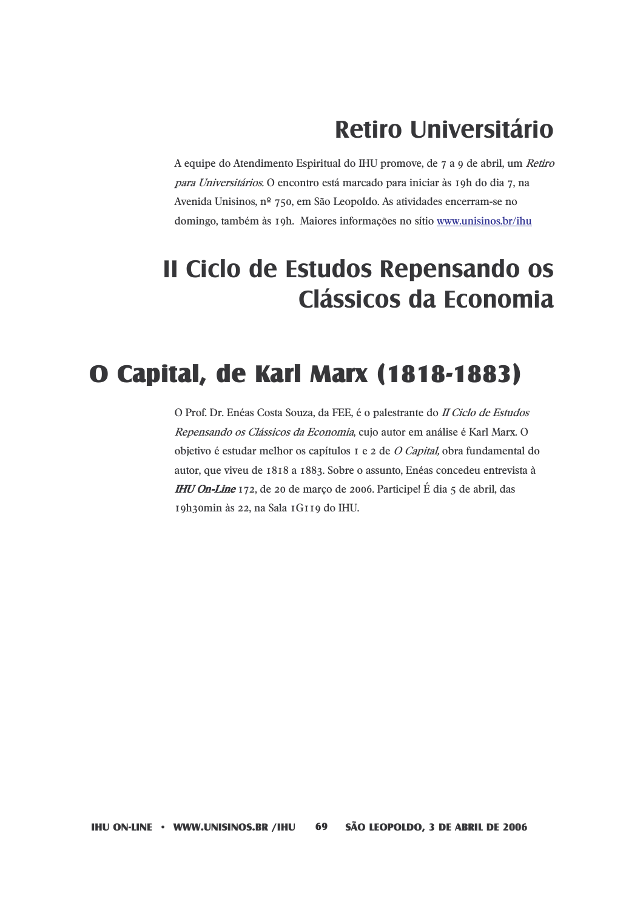# Retiro Universitário

A equipe do Atendimento Espiritual do IHU promove, de 7 a 9 de abril, um *Retiro para Universitários*. O encontro está marcado para iniciar às 19h do dia 7, na Avenida Unisinos, nº 750, em São Leopoldo. As atividades encerram-se no domingo, também às 19h. Maiores informações no sítio www.unisinos.br/ihu

# II Ciclo de Estudos Repensando os Clássicos da Economia

## O Capital, de Karl Marx (1818-1883)

O Prof. Dr. Enéas Costa Souza, da FEE, é o palestrante do *II Ciclo de Estudos Repensando os Clássicos da Economia*, cujo autor em análise é Karl Marx. O objetivo é estudar melhor os capítulos 1 e 2 de *O Capital,* obra fundamental do autor, que viveu de 1818 a 1883. Sobre o assunto, Enéas concedeu entrevista à ***IHU On-Line*** 172, de 20 de março de 2006. Participe! É dia 5 de abril, das 19h30min às 22, na Sala 1G119 do IHU.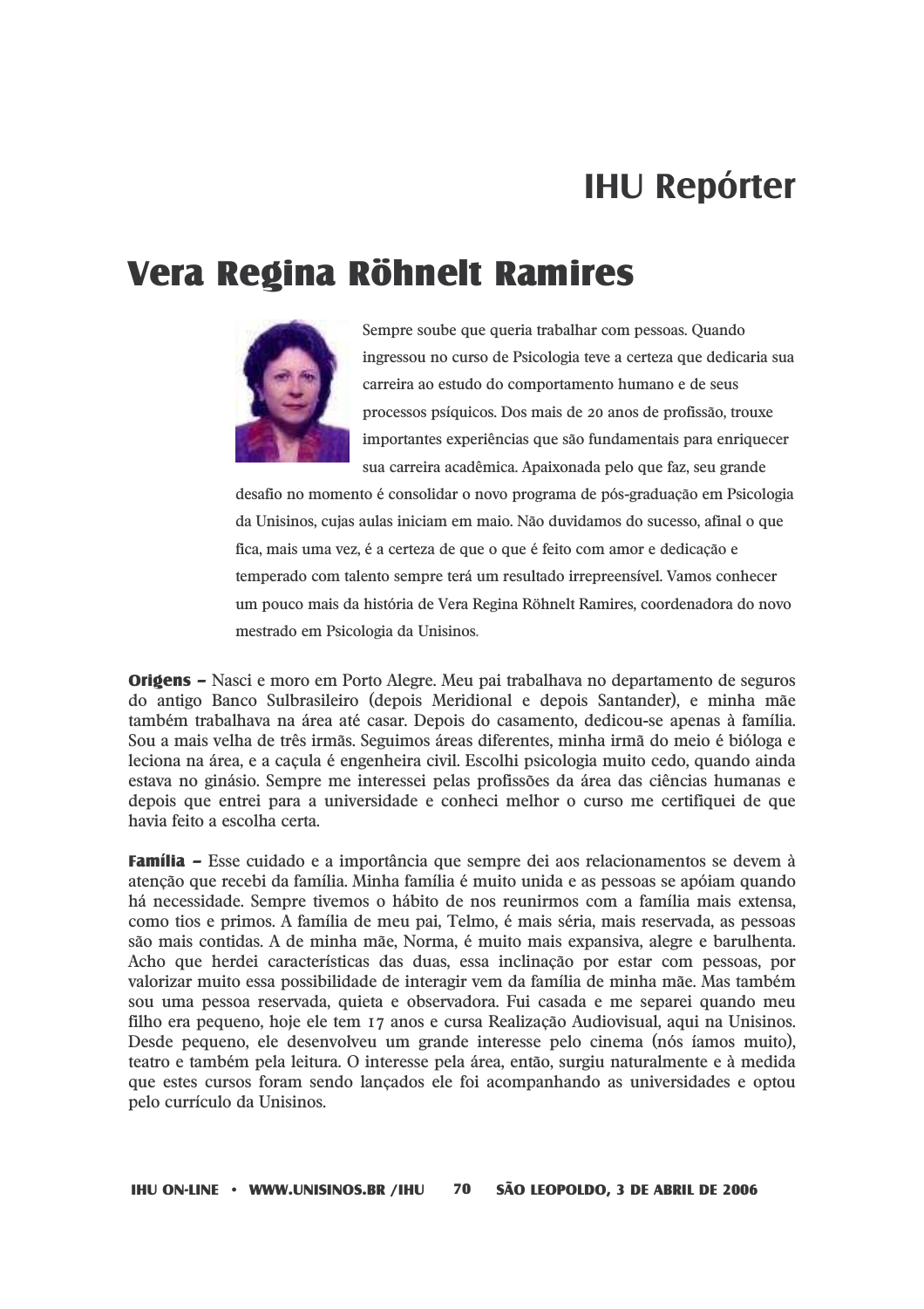## IHU Repórter

# Vera Regina Röhnelt Ramires

Sempre soube que queria trabalhar com pessoas. Quando ingressou no curso de Psicologia teve a certeza que dedicaria sua carreira ao estudo do comportamento humano e de seus processos psíquicos. Dos mais de 20 anos de profissão, trouxe importantes experiências que são fundamentais para enriquecer sua carreira acadêmica. Apaixonada pelo que faz, seu grande desafio no momento é consolidar o novo programa de pós-graduação em Psicologia da Unisinos, cujas aulas iniciam em maio. Não duvidamos do sucesso, afinal o que fica, mais uma vez, é a certeza de que o que é feito com amor e dedicação e temperado com talento sempre terá um resultado irrepreensível. Vamos conhecer um pouco mais da história de Vera Regina Röhnelt Ramires, coordenadora do novo mestrado em Psicologia da Unisinos.

**Origens –** Nasci e moro em Porto Alegre. Meu pai trabalhava no departamento de seguros do antigo Banco Sulbrasileiro (depois Meridional e depois Santander), e minha mãe também trabalhava na área até casar. Depois do casamento, dedicou-se apenas à família. Sou a mais velha de três irmãs. Seguimos áreas diferentes, minha irmã do meio é bióloga e leciona na área, e a caçula é engenheira civil. Escolhi psicologia muito cedo, quando ainda estava no ginásio. Sempre me interessei pelas profissões da área das ciências humanas e depois que entrei para a universidade e conheci melhor o curso me certifiquei de que havia feito a escolha certa.

**Família –** Esse cuidado e a importância que sempre dei aos relacionamentos se devem à atenção que recebi da família. Minha família é muito unida e as pessoas se apóiam quando há necessidade. Sempre tivemos o hábito de nos reunirmos com a família mais extensa, como tios e primos. A família de meu pai, Telmo, é mais séria, mais reservada, as pessoas são mais contidas. A de minha mãe, Norma, é muito mais expansiva, alegre e barulhenta. Acho que herdei características das duas, essa inclinação por estar com pessoas, por valorizar muito essa possibilidade de interagir vem da família de minha mãe. Mas também sou uma pessoa reservada, quieta e observadora. Fui casada e me separei quando meu filho era pequeno, hoje ele tem 17 anos e cursa Realização Audiovisual, aqui na Unisinos. Desde pequeno, ele desenvolveu um grande interesse pelo cinema (nós íamos muito), teatro e também pela leitura. O interesse pela área, então, surgiu naturalmente e à medida que estes cursos foram sendo lançados ele foi acompanhando as universidades e optou pelo currículo da Unisinos.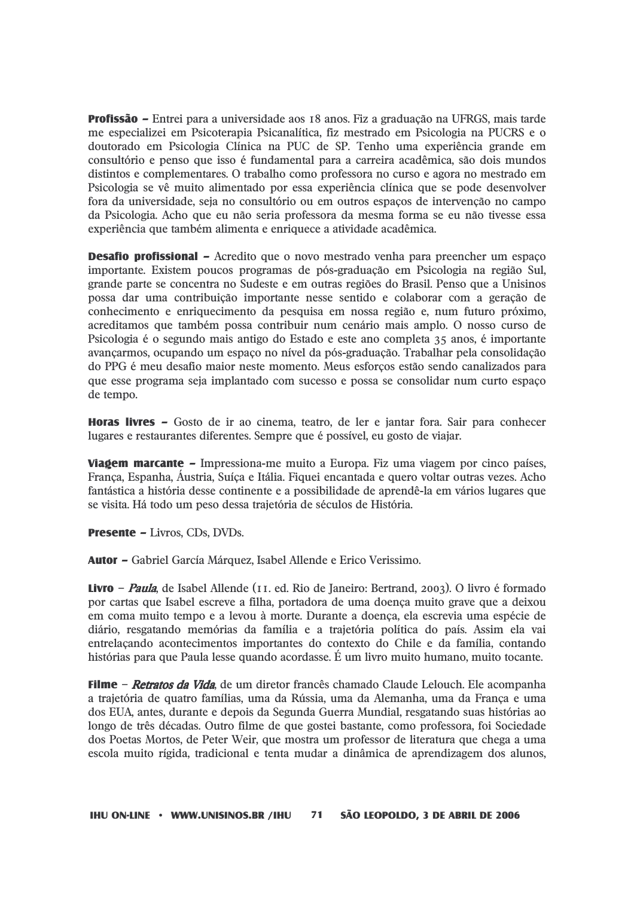**Profissão –** Entrei para a universidade aos 18 anos. Fiz a graduação na UFRGS, mais tarde me especializei em Psicoterapia Psicanalítica, fiz mestrado em Psicologia na PUCRS e o doutorado em Psicologia Clínica na PUC de SP. Tenho uma experiência grande em consultório e penso que isso é fundamental para a carreira acadêmica, são dois mundos distintos e complementares. O trabalho como professora no curso e agora no mestrado em Psicologia se vê muito alimentado por essa experiência clínica que se pode desenvolver fora da universidade, seja no consultório ou em outros espaços de intervenção no campo da Psicologia. Acho que eu não seria professora da mesma forma se eu não tivesse essa experiência que também alimenta e enriquece a atividade acadêmica.

**Desafio profissional –** Acredito que o novo mestrado venha para preencher um espaço importante. Existem poucos programas de pós-graduação em Psicologia na região Sul, grande parte se concentra no Sudeste e em outras regiões do Brasil. Penso que a Unisinos possa dar uma contribuição importante nesse sentido e colaborar com a geração de conhecimento e enriquecimento da pesquisa em nossa região e, num futuro próximo, acreditamos que também possa contribuir num cenário mais amplo. O nosso curso de Psicologia é o segundo mais antigo do Estado e este ano completa 35 anos, é importante avançarmos, ocupando um espaço no nível da pós-graduação. Trabalhar pela consolidação do PPG é meu desafio maior neste momento. Meus esforços estão sendo canalizados para que esse programa seja implantado com sucesso e possa se consolidar num curto espaço de tempo.

**Horas livres –** Gosto de ir ao cinema, teatro, de ler e jantar fora. Sair para conhecer lugares e restaurantes diferentes. Sempre que é possível, eu gosto de viajar.

**Viagem marcante –** Impressiona-me muito a Europa. Fiz uma viagem por cinco países, França, Espanha, Áustria, Suíça e Itália. Fiquei encantada e quero voltar outras vezes. Acho fantástica a história desse continente e a possibilidade de aprendê-la em vários lugares que se visita. Há todo um peso dessa trajetória de séculos de História.

**Presente –** Livros, CDs, DVDs.

**Autor –** Gabriel García Márquez, Isabel Allende e Erico Verissimo.

**Livro –** *Paula*, de Isabel Allende (11. ed. Rio de Janeiro: Bertrand, 2003). O livro é formado por cartas que Isabel escreve a filha, portadora de uma doença muito grave que a deixou em coma muito tempo e a levou à morte. Durante a doença, ela escrevia uma espécie de diário, resgatando memórias da família e a trajetória política do país. Assim ela vai entrelaçando acontecimentos importantes do contexto do Chile e da família, contando histórias para que Paula lesse quando acordasse. É um livro muito humano, muito tocante.

**Filme –** *Retratos da Vida*, de um diretor francês chamado Claude Lelouch. Ele acompanha a trajetória de quatro famílias, uma da Rússia, uma da Alemanha, uma da França e uma dos EUA, antes, durante e depois da Segunda Guerra Mundial, resgatando suas histórias ao longo de três décadas. Outro filme de que gostei bastante, como professora, foi Sociedade dos Poetas Mortos, de Peter Weir, que mostra um professor de literatura que chega a uma escola muito rígida, tradicional e tenta mudar a dinâmica de aprendizagem dos alunos,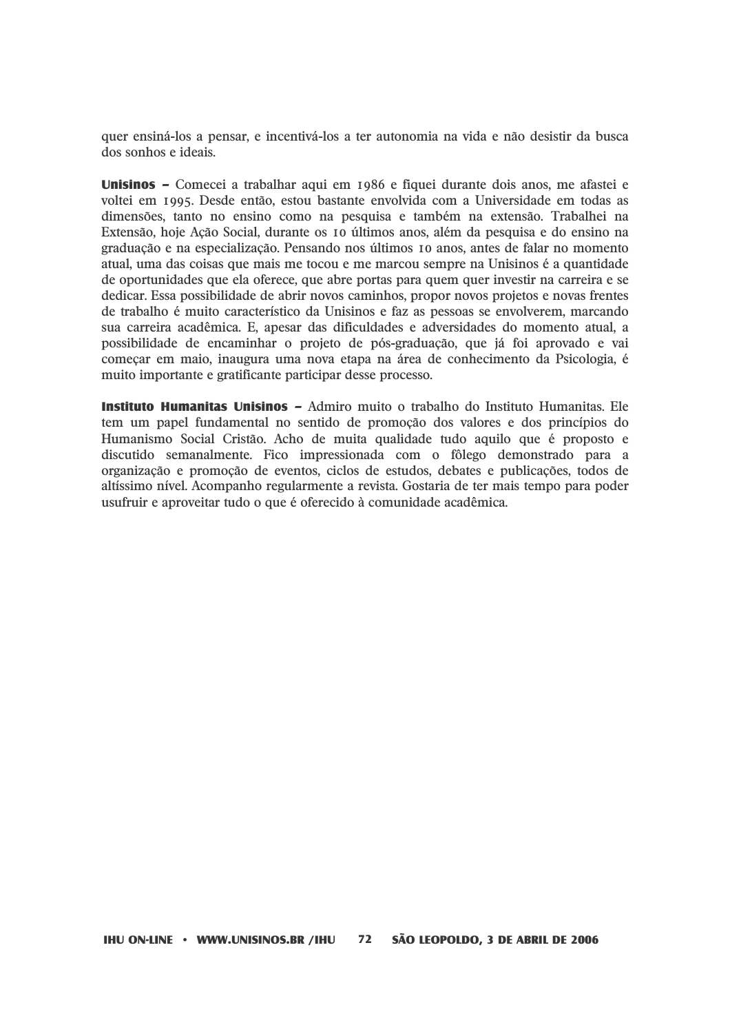quer ensiná-los a pensar, e incentivá-los a ter autonomia na vida e não desistir da busca dos sonhos e ideais.

**Unisinos –** Comecei a trabalhar aqui em 1986 e fiquei durante dois anos, me afastei e voltei em 1995. Desde então, estou bastante envolvida com a Universidade em todas as dimensões, tanto no ensino como na pesquisa e também na extensão. Trabalhei na Extensão, hoje Ação Social, durante os 10 últimos anos, além da pesquisa e do ensino na graduação e na especialização. Pensando nos últimos 10 anos, antes de falar no momento atual, uma das coisas que mais me tocou e me marcou sempre na Unisinos é a quantidade de oportunidades que ela oferece, que abre portas para quem quer investir na carreira e se dedicar. Essa possibilidade de abrir novos caminhos, propor novos projetos e novas frentes de trabalho é muito característico da Unisinos e faz as pessoas se envolverem, marcando sua carreira acadêmica. E, apesar das dificuldades e adversidades do momento atual, a possibilidade de encaminhar o projeto de pós-graduação, que já foi aprovado e vai começar em maio, inaugura uma nova etapa na área de conhecimento da Psicologia, é muito importante e gratificante participar desse processo.

**Instituto Humanitas Unisinos –** Admiro muito o trabalho do Instituto Humanitas. Ele tem um papel fundamental no sentido de promoção dos valores e dos princípios do Humanismo Social Cristão. Acho de muita qualidade tudo aquilo que é proposto e discutido semanalmente. Fico impressionada com o fôlego demonstrado para a organização e promoção de eventos, ciclos de estudos, debates e publicações, todos de altíssimo nível. Acompanho regularmente a revista. Gostaria de ter mais tempo para poder usufruir e aproveitar tudo o que é oferecido à comunidade acadêmica.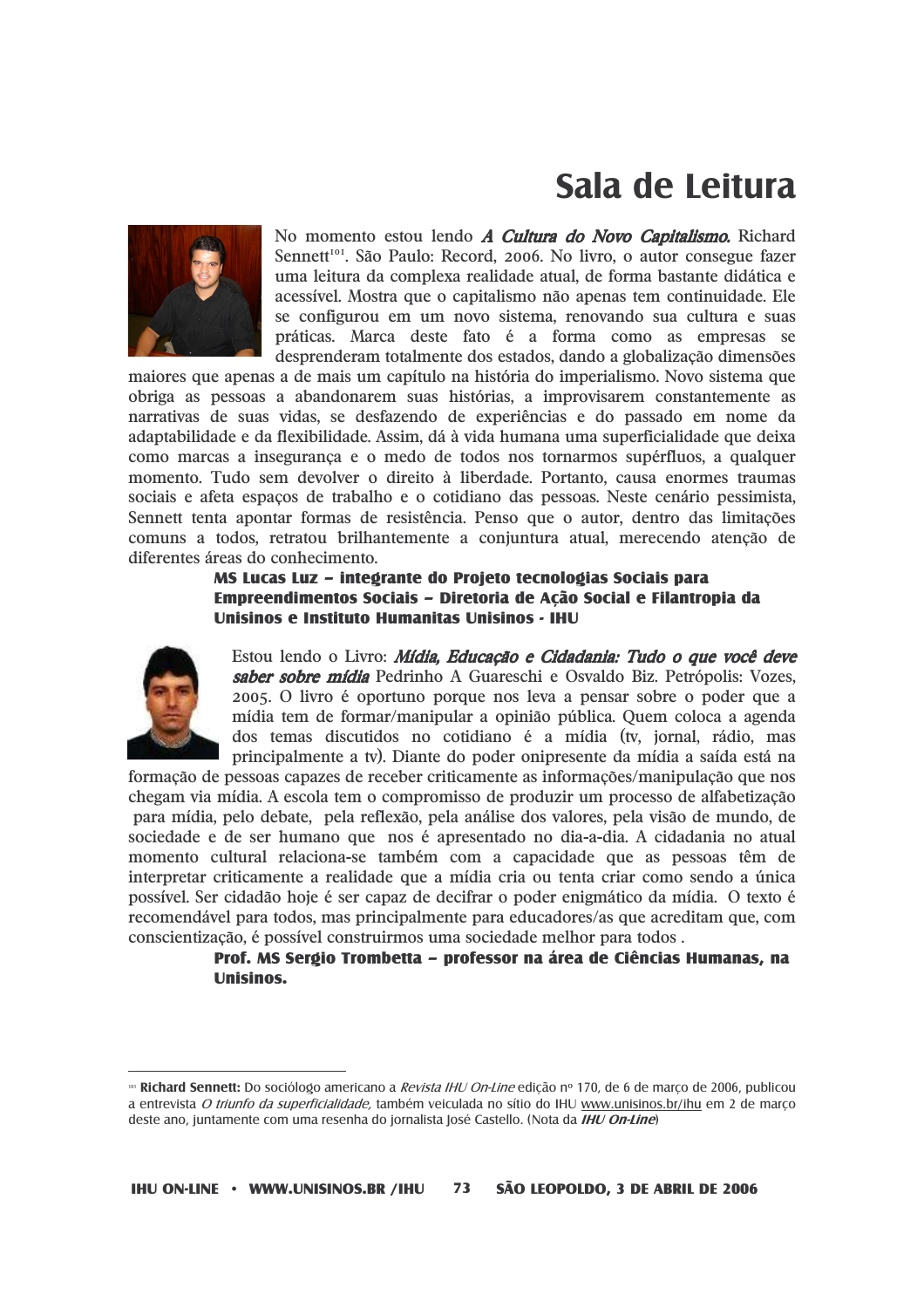# Sala de Leitura

No momento estou lendo ***A Cultura do Novo Capitalismo.*** Richard Sennett[101]. São Paulo: Record, 2006. No livro, o autor consegue fazer uma leitura da complexa realidade atual, de forma bastante didática e acessível. Mostra que o capitalismo não apenas tem continuidade. Ele se configurou em um novo sistema, renovando sua cultura e suas práticas. Marca deste fato é a forma como as empresas se desprenderam totalmente dos estados, dando a globalização dimensões maiores que apenas a de mais um capítulo na história do imperialismo. Novo sistema que obriga as pessoas a abandonarem suas histórias, a improvisarem constantemente as narrativas de suas vidas, se desfazendo de experiências e do passado em nome da adaptabilidade e da flexibilidade. Assim, dá à vida humana uma superficialidade que deixa como marcas a insegurança e o medo de todos nos tornarmos supérfluos, a qualquer momento. Tudo sem devolver o direito à liberdade. Portanto, causa enormes traumas sociais e afeta espaços de trabalho e o cotidiano das pessoas. Neste cenário pessimista, Sennett tenta apontar formas de resistência. Penso que o autor, dentro das limitações comuns a todos, retratou brilhantemente a conjuntura atual, merecendo atenção de diferentes áreas do conhecimento.

**MS Lucas Luz – integrante do Projeto tecnologias Sociais para Empreendimentos Sociais – Diretoria de Ação Social e Filantropia da Unisinos e Instituto Humanitas Unisinos - IHU**

Estou lendo o Livro: ***Mídia, Educação e Cidadania: Tudo o que você deve saber sobre mídia*** Pedrinho A Guareschi e Osvaldo Biz. Petrópolis: Vozes, 2005. O livro é oportuno porque nos leva a pensar sobre o poder que a mídia tem de formar/manipular a opinião pública. Quem coloca a agenda dos temas discutidos no cotidiano é a mídia (tv, jornal, rádio, mas principalmente a tv). Diante do poder onipresente da mídia a saída está na formação de pessoas capazes de receber criticamente as informações/manipulação que nos chegam via mídia. A escola tem o compromisso de produzir um processo de alfabetização para mídia, pelo debate, pela reflexão, pela análise dos valores, pela visão de mundo, de sociedade e de ser humano que nos é apresentado no dia-a-dia. A cidadania no atual momento cultural relaciona-se também com a capacidade que as pessoas têm de interpretar criticamente a realidade que a mídia cria ou tenta criar como sendo a única possível. Ser cidadão hoje é ser capaz de decifrar o poder enigmático da mídia. O texto é recomendável para todos, mas principalmente para educadores/as que acreditam que, com conscientização, é possível construirmos uma sociedade melhor para todos .

**Prof. MS Sergio Trombetta – professor na área de Ciências Humanas, na Unisinos.**

---

[101] **Richard Sennett:** Do sociólogo americano a *Revista IHU On-Line* edição nº 170, de 6 de março de 2006, publicou a entrevista *O triunfo da superficialidade,* também veiculada no sítio do IHU www.unisinos.br/ihu em 2 de março deste ano, juntamente com uma resenha do jornalista José Castello. (Nota da ***IHU On-Line***)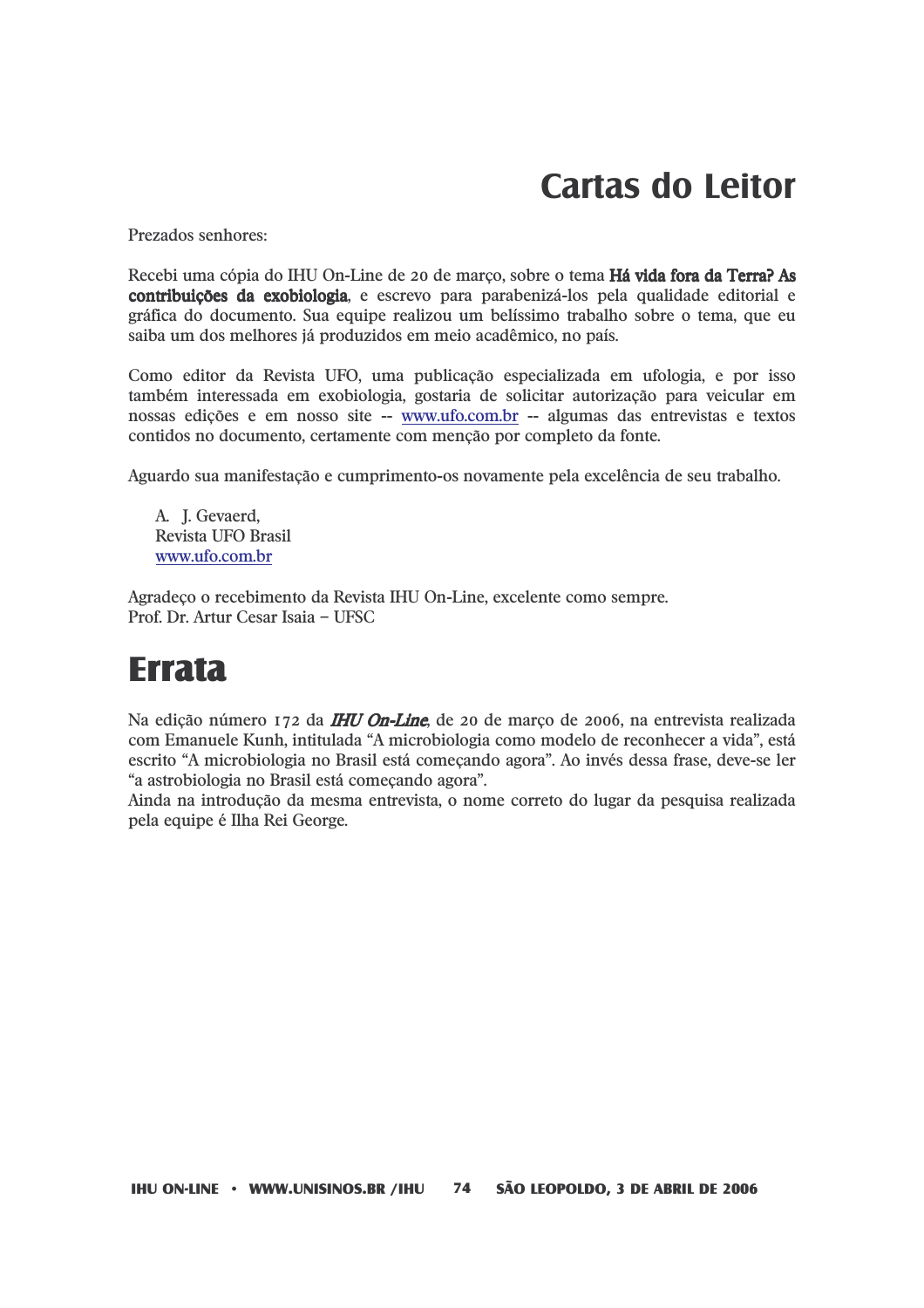# Cartas do Leitor

Prezados senhores:

Recebi uma cópia do IHU On-Line de 20 de março, sobre o tema **Há vida fora da Terra? As contribuições da exobiologia**, e escrevo para parabenizá-los pela qualidade editorial e gráfica do documento. Sua equipe realizou um belíssimo trabalho sobre o tema, que eu saiba um dos melhores já produzidos em meio acadêmico, no país.

Como editor da Revista UFO, uma publicação especializada em ufologia, e por isso também interessada em exobiologia, gostaria de solicitar autorização para veicular em nossas edições e em nosso site -- www.ufo.com.br -- algumas das entrevistas e textos contidos no documento, certamente com menção por completo da fonte.

Aguardo sua manifestação e cumprimento-os novamente pela excelência de seu trabalho.

A. J. Gevaerd,
Revista UFO Brasil
www.ufo.com.br

Agradeço o recebimento da Revista IHU On-Line, excelente como sempre.
Prof. Dr. Artur Cesar Isaia – UFSC

# Errata

Na edição número 172 da ***IHU On-Line***, de 20 de março de 2006, na entrevista realizada com Emanuele Kunh, intitulada "A microbiologia como modelo de reconhecer a vida", está escrito "A microbiologia no Brasil está começando agora". Ao invés dessa frase, deve-se ler "a astrobiologia no Brasil está começando agora".
Ainda na introdução da mesma entrevista, o nome correto do lugar da pesquisa realizada pela equipe é Ilha Rei George.